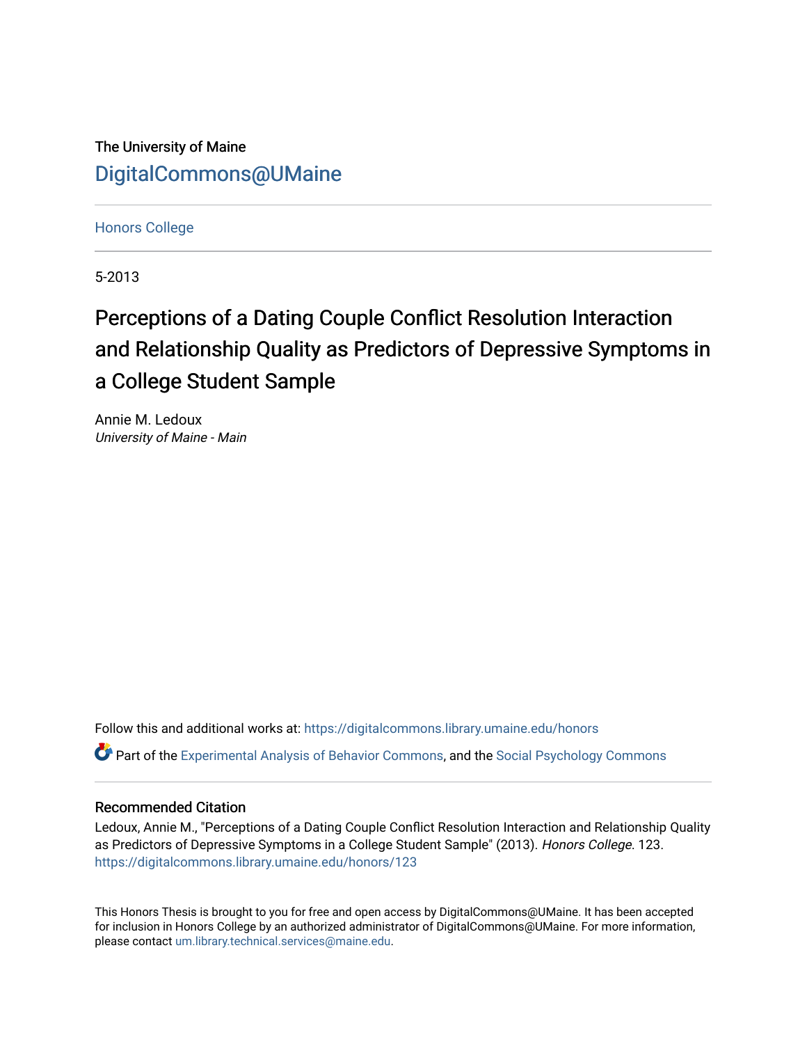The University of Maine

DigitalCommons@UMaine

Honors College

5-2013

# Perceptions of a Dating Couple Conflict Resolution Interaction and Relationship Quality as Predictors of Depressive Symptoms in a College Student Sample

Annie M. Ledoux

*University of Maine - Main*

Follow this and additional works at: https://digitalcommons.library.umaine.edu/honors

Part of the Experimental Analysis of Behavior Commons, and the Social Psychology Commons

## Recommended Citation

Ledoux, Annie M., "Perceptions of a Dating Couple Conflict Resolution Interaction and Relationship Quality as Predictors of Depressive Symptoms in a College Student Sample" (2013). *Honors College*. 123.
https://digitalcommons.library.umaine.edu/honors/123

This Honors Thesis is brought to you for free and open access by DigitalCommons@UMaine. It has been accepted for inclusion in Honors College by an authorized administrator of DigitalCommons@UMaine. For more information, please contact um.library.technical.services@maine.edu.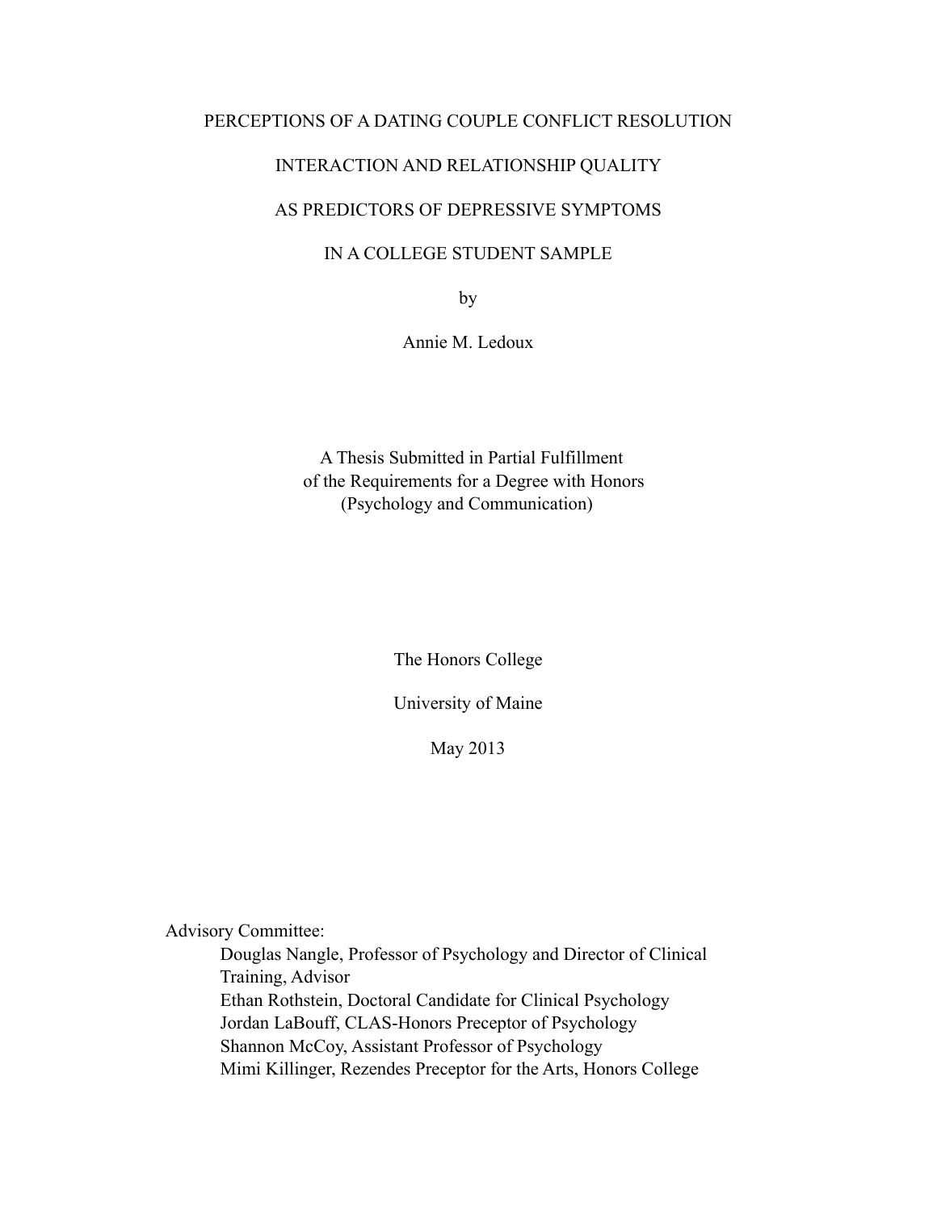# PERCEPTIONS OF A DATING COUPLE CONFLICT RESOLUTION INTERACTION AND RELATIONSHIP QUALITY AS PREDICTORS OF DEPRESSIVE SYMPTOMS IN A COLLEGE STUDENT SAMPLE

by

Annie M. Ledoux

A Thesis Submitted in Partial Fulfillment
of the Requirements for a Degree with Honors
(Psychology and Communication)

The Honors College

University of Maine

May 2013

Advisory Committee:

Douglas Nangle, Professor of Psychology and Director of Clinical Training, Advisor
Ethan Rothstein, Doctoral Candidate for Clinical Psychology
Jordan LaBouff, CLAS-Honors Preceptor of Psychology
Shannon McCoy, Assistant Professor of Psychology
Mimi Killinger, Rezendes Preceptor for the Arts, Honors College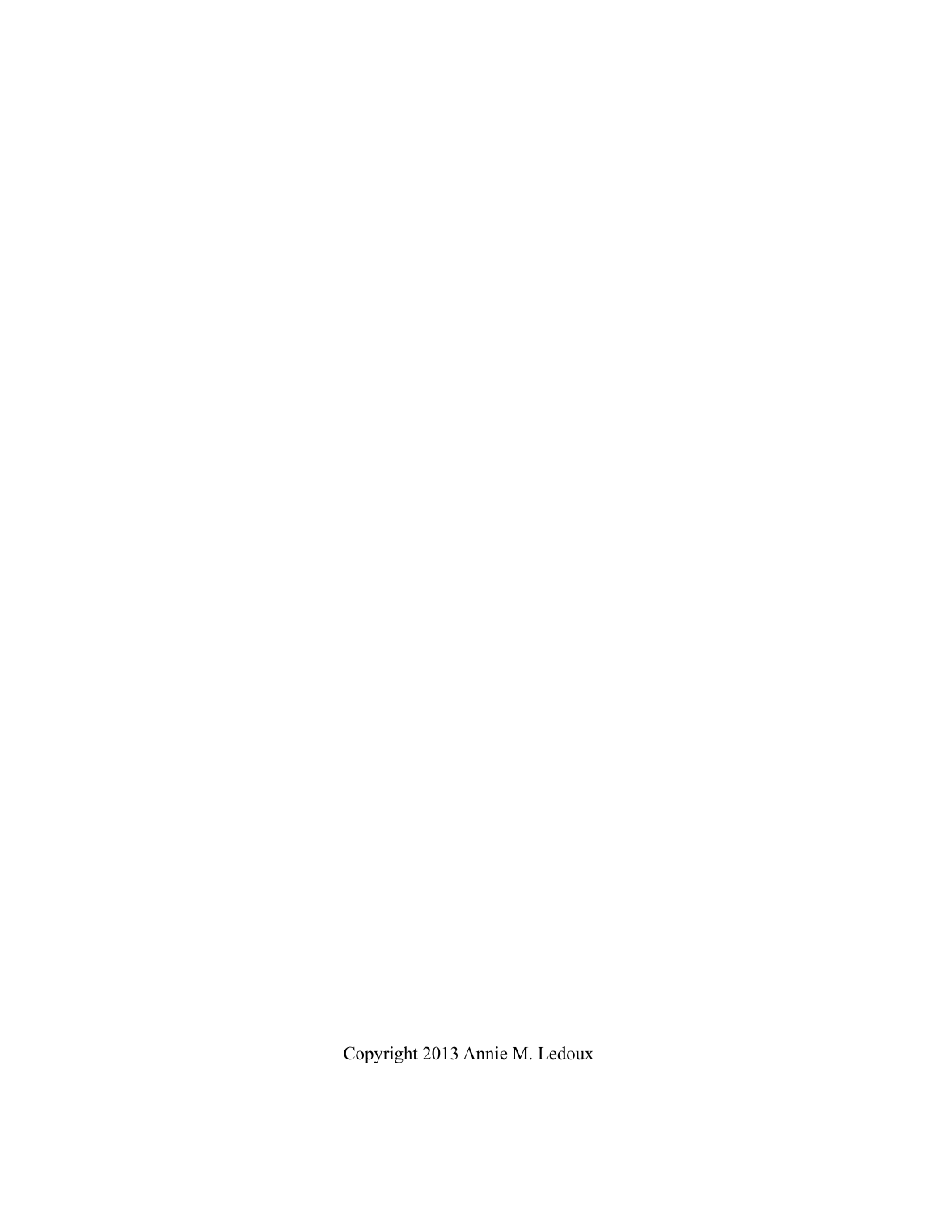Copyright 2013 Annie M. Ledoux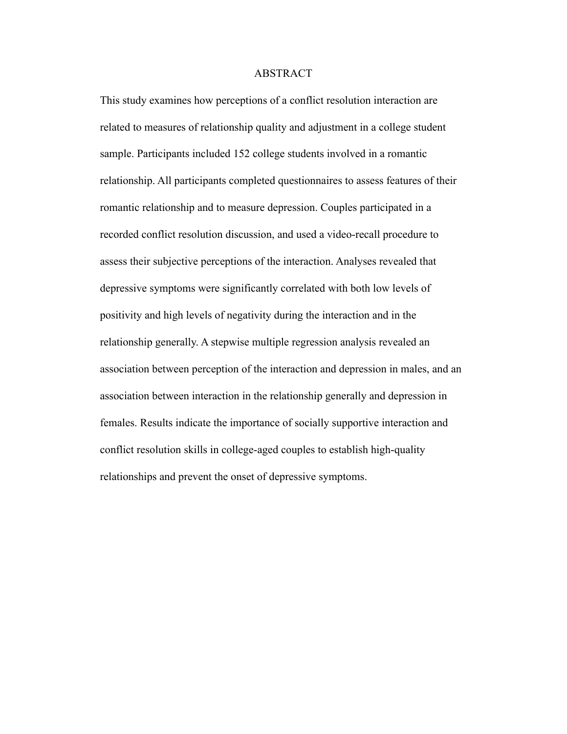# ABSTRACT

This study examines how perceptions of a conflict resolution interaction are related to measures of relationship quality and adjustment in a college student sample. Participants included 152 college students involved in a romantic relationship. All participants completed questionnaires to assess features of their romantic relationship and to measure depression. Couples participated in a recorded conflict resolution discussion, and used a video-recall procedure to assess their subjective perceptions of the interaction. Analyses revealed that depressive symptoms were significantly correlated with both low levels of positivity and high levels of negativity during the interaction and in the relationship generally. A stepwise multiple regression analysis revealed an association between perception of the interaction and depression in males, and an association between interaction in the relationship generally and depression in females. Results indicate the importance of socially supportive interaction and conflict resolution skills in college-aged couples to establish high-quality relationships and prevent the onset of depressive symptoms.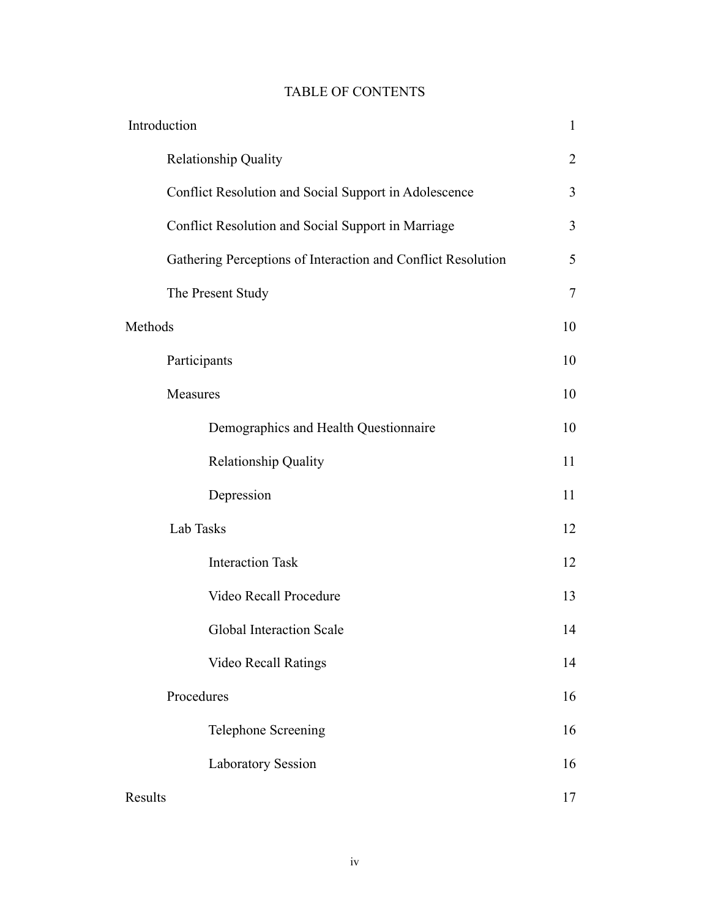# TABLE OF CONTENTS

Introduction 1

- Relationship Quality 2
- Conflict Resolution and Social Support in Adolescence 3
- Conflict Resolution and Social Support in Marriage 3
- Gathering Perceptions of Interaction and Conflict Resolution 5
- The Present Study 7

Methods 10

- Participants 10
- Measures 10
  - Demographics and Health Questionnaire 10
  - Relationship Quality 11
  - Depression 11
- Lab Tasks 12
  - Interaction Task 12
  - Video Recall Procedure 13
  - Global Interaction Scale 14
  - Video Recall Ratings 14
- Procedures 16
  - Telephone Screening 16
  - Laboratory Session 16

Results 17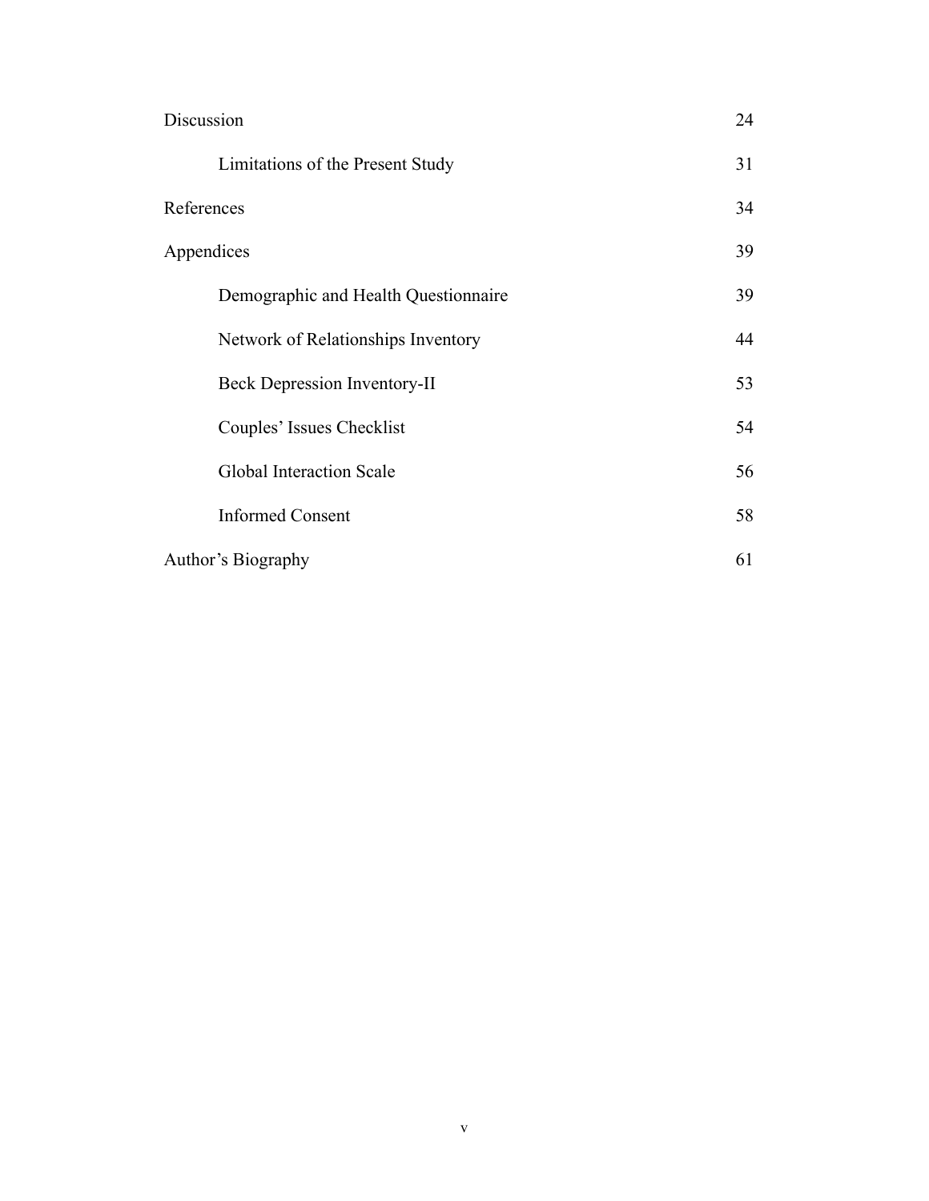| | |
|---|---|
| Discussion | 24 |
| Limitations of the Present Study | 31 |
| References | 34 |
| Appendices | 39 |
| Demographic and Health Questionnaire | 39 |
| Network of Relationships Inventory | 44 |
| Beck Depression Inventory-II | 53 |
| Couples' Issues Checklist | 54 |
| Global Interaction Scale | 56 |
| Informed Consent | 58 |
| Author's Biography | 61 |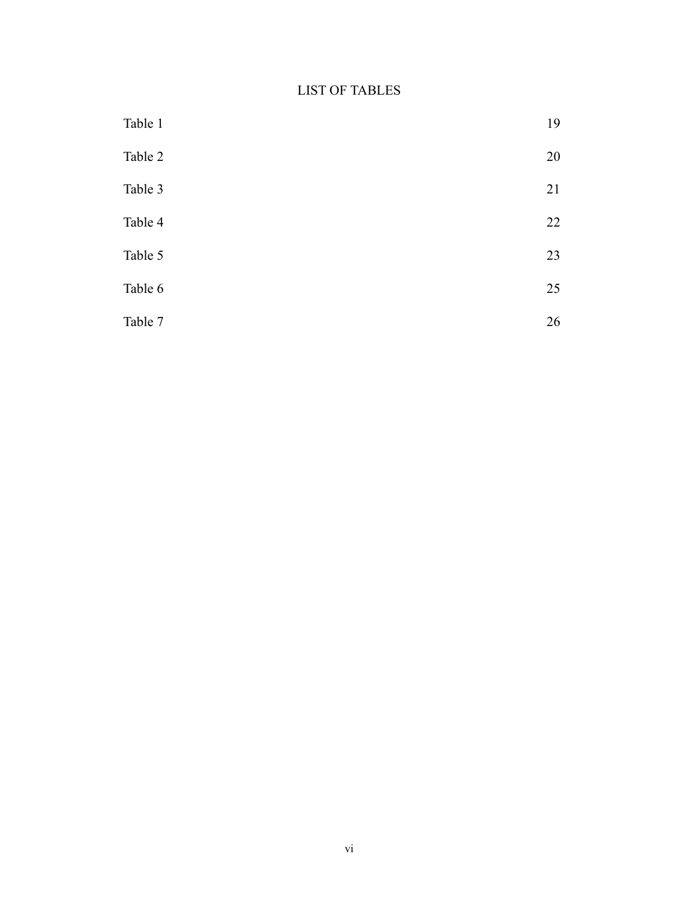# LIST OF TABLES

| | |
|---|---|
| Table 1 | 19 |
| Table 2 | 20 |
| Table 3 | 21 |
| Table 4 | 22 |
| Table 5 | 23 |
| Table 6 | 25 |
| Table 7 | 26 |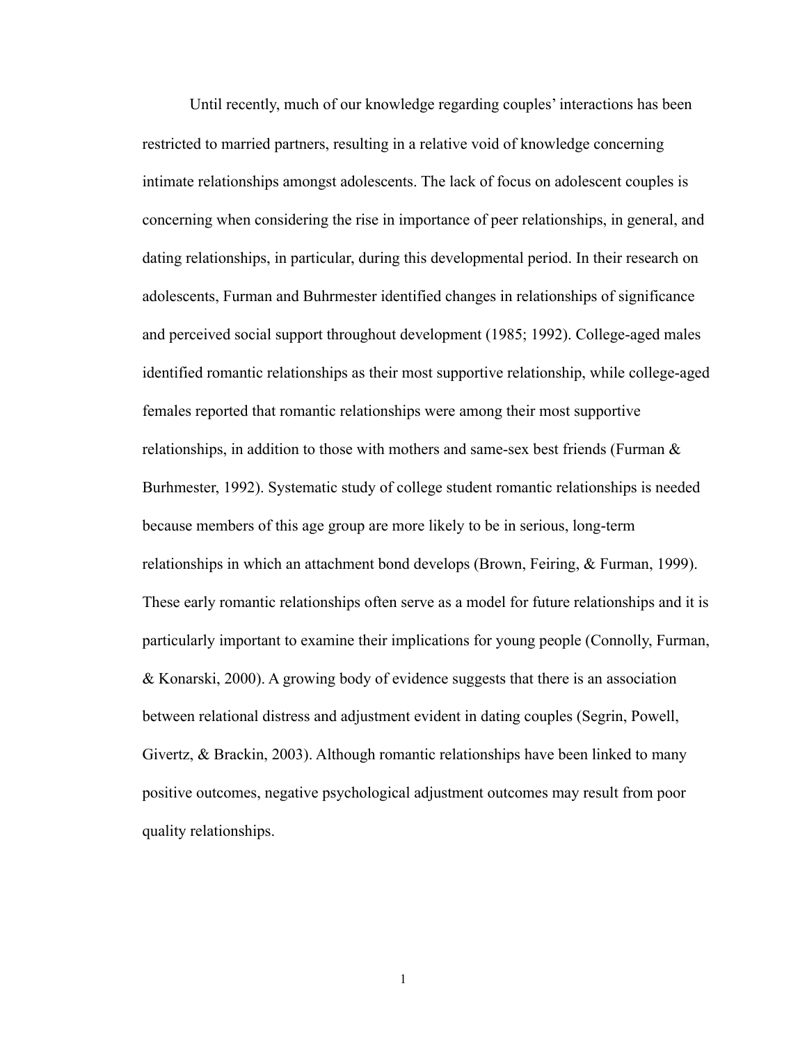Until recently, much of our knowledge regarding couples' interactions has been restricted to married partners, resulting in a relative void of knowledge concerning intimate relationships amongst adolescents. The lack of focus on adolescent couples is concerning when considering the rise in importance of peer relationships, in general, and dating relationships, in particular, during this developmental period. In their research on adolescents, Furman and Buhrmester identified changes in relationships of significance and perceived social support throughout development (1985; 1992). College-aged males identified romantic relationships as their most supportive relationship, while college-aged females reported that romantic relationships were among their most supportive relationships, in addition to those with mothers and same-sex best friends (Furman & Burhmester, 1992). Systematic study of college student romantic relationships is needed because members of this age group are more likely to be in serious, long-term relationships in which an attachment bond develops (Brown, Feiring, & Furman, 1999). These early romantic relationships often serve as a model for future relationships and it is particularly important to examine their implications for young people (Connolly, Furman, & Konarski, 2000). A growing body of evidence suggests that there is an association between relational distress and adjustment evident in dating couples (Segrin, Powell, Givertz, & Brackin, 2003). Although romantic relationships have been linked to many positive outcomes, negative psychological adjustment outcomes may result from poor quality relationships.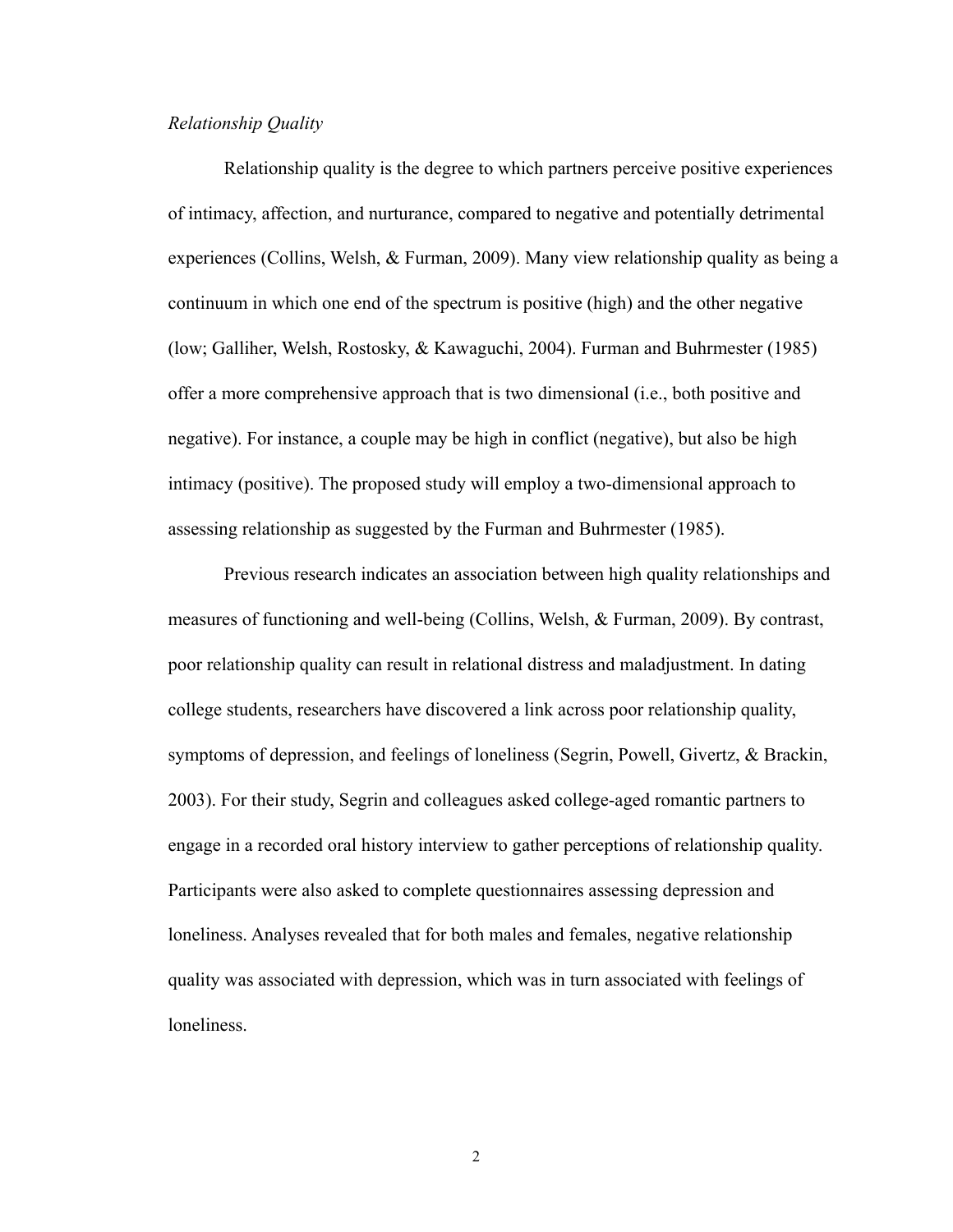*Relationship Quality*

Relationship quality is the degree to which partners perceive positive experiences of intimacy, affection, and nurturance, compared to negative and potentially detrimental experiences (Collins, Welsh, & Furman, 2009). Many view relationship quality as being a continuum in which one end of the spectrum is positive (high) and the other negative (low; Galliher, Welsh, Rostosky, & Kawaguchi, 2004). Furman and Buhrmester (1985) offer a more comprehensive approach that is two dimensional (i.e., both positive and negative). For instance, a couple may be high in conflict (negative), but also be high intimacy (positive). The proposed study will employ a two-dimensional approach to assessing relationship as suggested by the Furman and Buhrmester (1985).

Previous research indicates an association between high quality relationships and measures of functioning and well-being (Collins, Welsh, & Furman, 2009). By contrast, poor relationship quality can result in relational distress and maladjustment. In dating college students, researchers have discovered a link across poor relationship quality, symptoms of depression, and feelings of loneliness (Segrin, Powell, Givertz, & Brackin, 2003). For their study, Segrin and colleagues asked college-aged romantic partners to engage in a recorded oral history interview to gather perceptions of relationship quality. Participants were also asked to complete questionnaires assessing depression and loneliness. Analyses revealed that for both males and females, negative relationship quality was associated with depression, which was in turn associated with feelings of loneliness.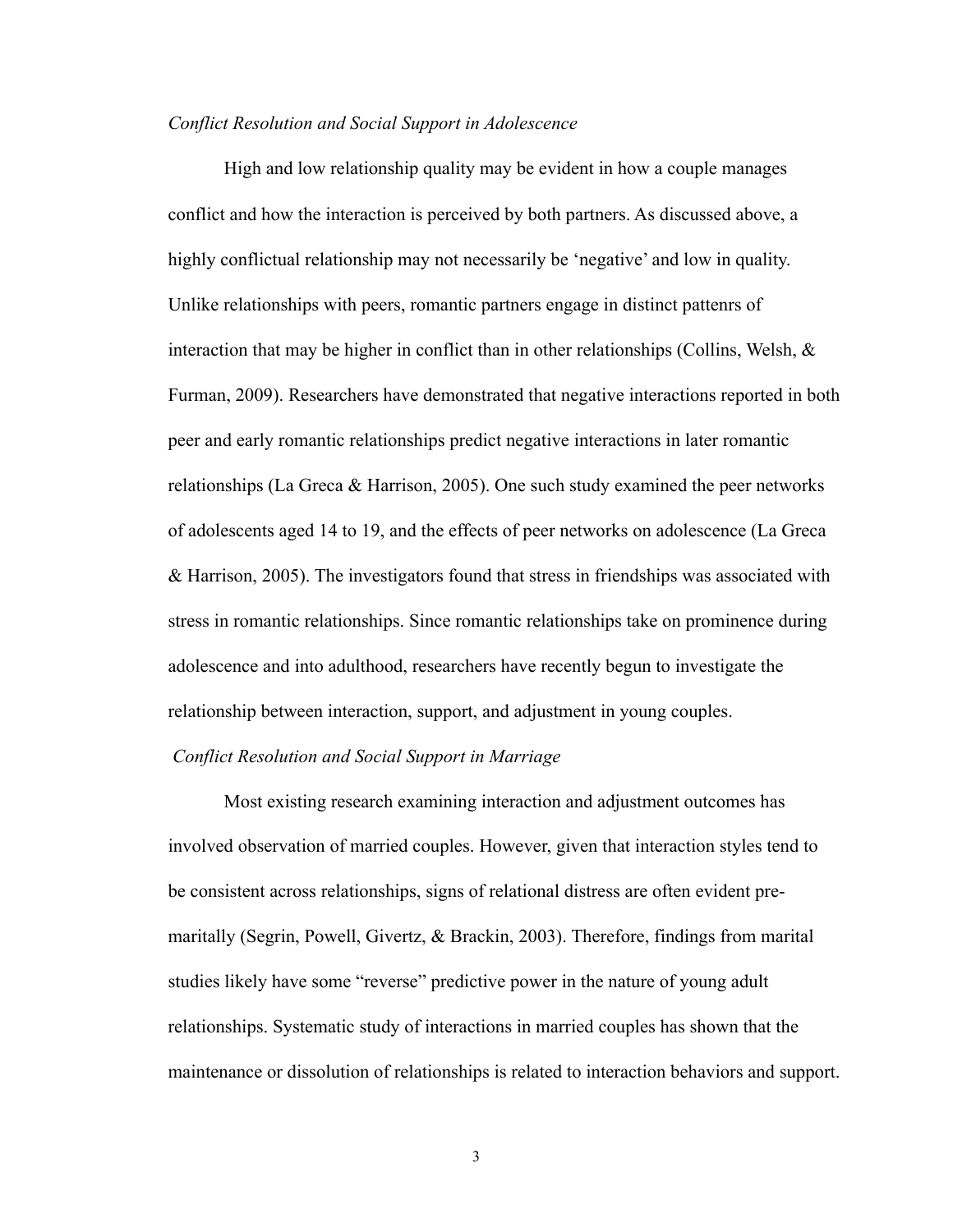*Conflict Resolution and Social Support in Adolescence*

High and low relationship quality may be evident in how a couple manages conflict and how the interaction is perceived by both partners. As discussed above, a highly conflictual relationship may not necessarily be 'negative' and low in quality. Unlike relationships with peers, romantic partners engage in distinct pattenrs of interaction that may be higher in conflict than in other relationships (Collins, Welsh, & Furman, 2009). Researchers have demonstrated that negative interactions reported in both peer and early romantic relationships predict negative interactions in later romantic relationships (La Greca & Harrison, 2005). One such study examined the peer networks of adolescents aged 14 to 19, and the effects of peer networks on adolescence (La Greca & Harrison, 2005). The investigators found that stress in friendships was associated with stress in romantic relationships. Since romantic relationships take on prominence during adolescence and into adulthood, researchers have recently begun to investigate the relationship between interaction, support, and adjustment in young couples.

*Conflict Resolution and Social Support in Marriage*

Most existing research examining interaction and adjustment outcomes has involved observation of married couples. However, given that interaction styles tend to be consistent across relationships, signs of relational distress are often evident pre-maritally (Segrin, Powell, Givertz, & Brackin, 2003). Therefore, findings from marital studies likely have some "reverse" predictive power in the nature of young adult relationships. Systematic study of interactions in married couples has shown that the maintenance or dissolution of relationships is related to interaction behaviors and support.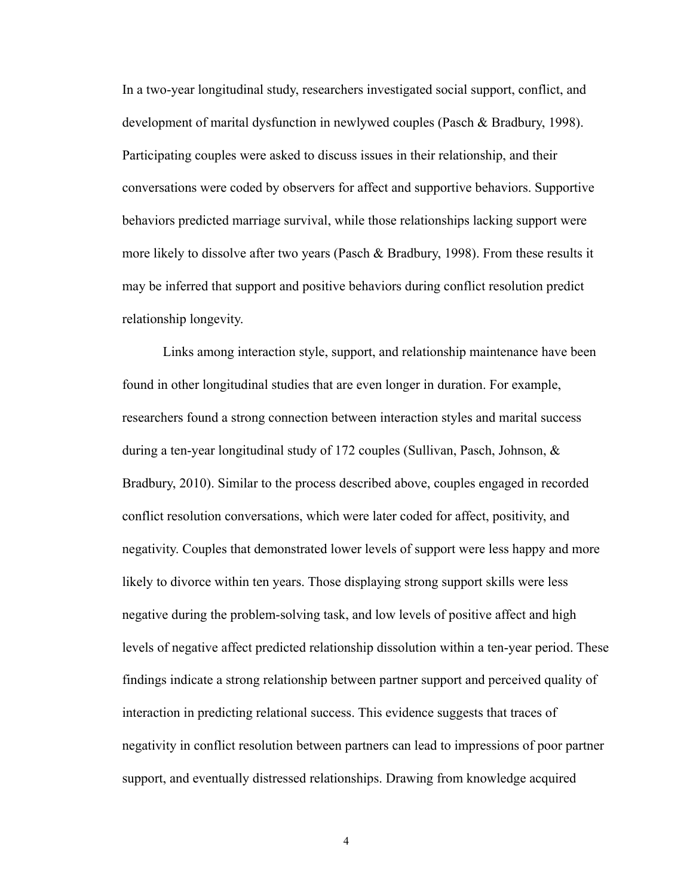In a two-year longitudinal study, researchers investigated social support, conflict, and development of marital dysfunction in newlywed couples (Pasch & Bradbury, 1998). Participating couples were asked to discuss issues in their relationship, and their conversations were coded by observers for affect and supportive behaviors. Supportive behaviors predicted marriage survival, while those relationships lacking support were more likely to dissolve after two years (Pasch & Bradbury, 1998). From these results it may be inferred that support and positive behaviors during conflict resolution predict relationship longevity.

Links among interaction style, support, and relationship maintenance have been found in other longitudinal studies that are even longer in duration. For example, researchers found a strong connection between interaction styles and marital success during a ten-year longitudinal study of 172 couples (Sullivan, Pasch, Johnson, & Bradbury, 2010). Similar to the process described above, couples engaged in recorded conflict resolution conversations, which were later coded for affect, positivity, and negativity. Couples that demonstrated lower levels of support were less happy and more likely to divorce within ten years. Those displaying strong support skills were less negative during the problem-solving task, and low levels of positive affect and high levels of negative affect predicted relationship dissolution within a ten-year period. These findings indicate a strong relationship between partner support and perceived quality of interaction in predicting relational success. This evidence suggests that traces of negativity in conflict resolution between partners can lead to impressions of poor partner support, and eventually distressed relationships. Drawing from knowledge acquired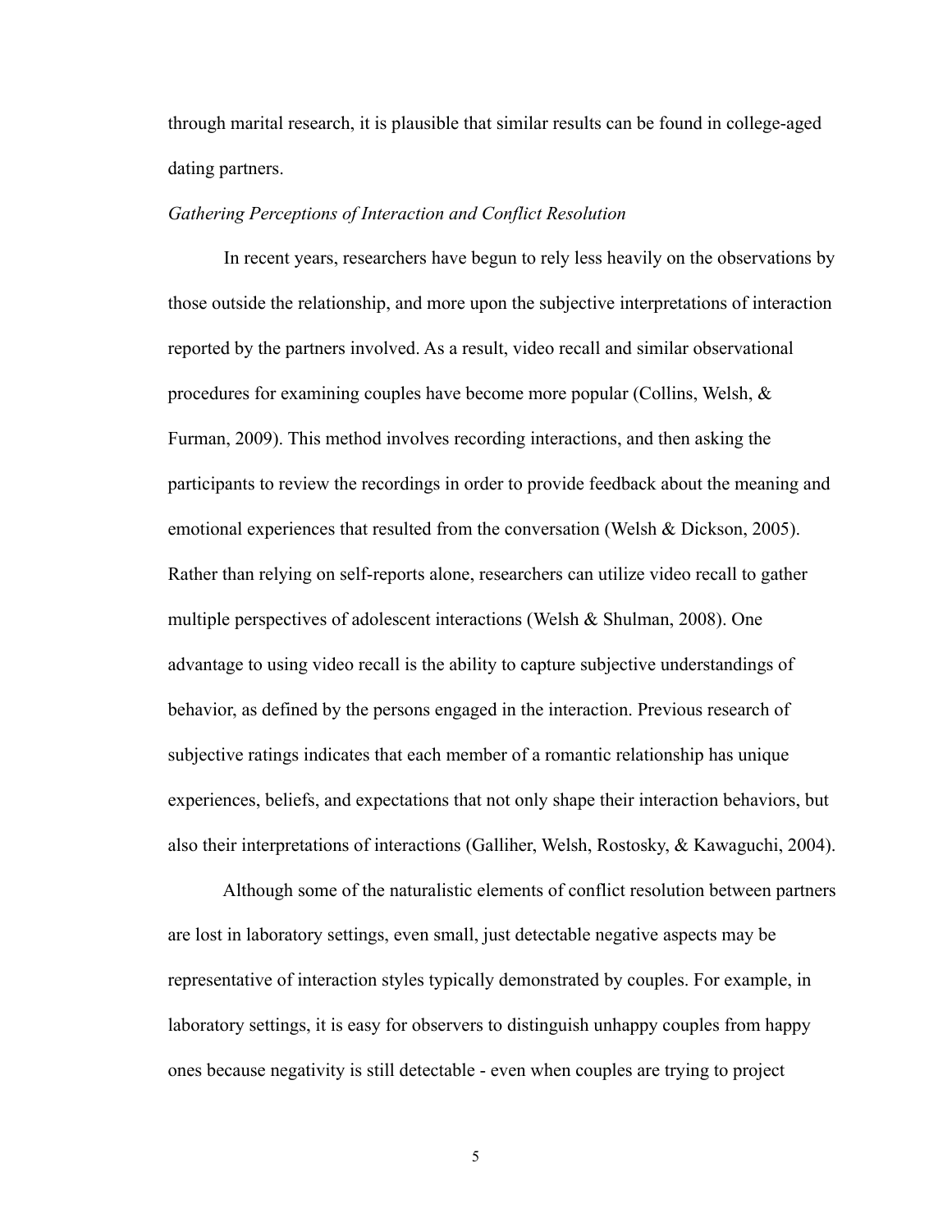through marital research, it is plausible that similar results can be found in college-aged dating partners.

*Gathering Perceptions of Interaction and Conflict Resolution*

In recent years, researchers have begun to rely less heavily on the observations by those outside the relationship, and more upon the subjective interpretations of interaction reported by the partners involved. As a result, video recall and similar observational procedures for examining couples have become more popular (Collins, Welsh, & Furman, 2009). This method involves recording interactions, and then asking the participants to review the recordings in order to provide feedback about the meaning and emotional experiences that resulted from the conversation (Welsh & Dickson, 2005). Rather than relying on self-reports alone, researchers can utilize video recall to gather multiple perspectives of adolescent interactions (Welsh & Shulman, 2008). One advantage to using video recall is the ability to capture subjective understandings of behavior, as defined by the persons engaged in the interaction. Previous research of subjective ratings indicates that each member of a romantic relationship has unique experiences, beliefs, and expectations that not only shape their interaction behaviors, but also their interpretations of interactions (Galliher, Welsh, Rostosky, & Kawaguchi, 2004).

Although some of the naturalistic elements of conflict resolution between partners are lost in laboratory settings, even small, just detectable negative aspects may be representative of interaction styles typically demonstrated by couples. For example, in laboratory settings, it is easy for observers to distinguish unhappy couples from happy ones because negativity is still detectable - even when couples are trying to project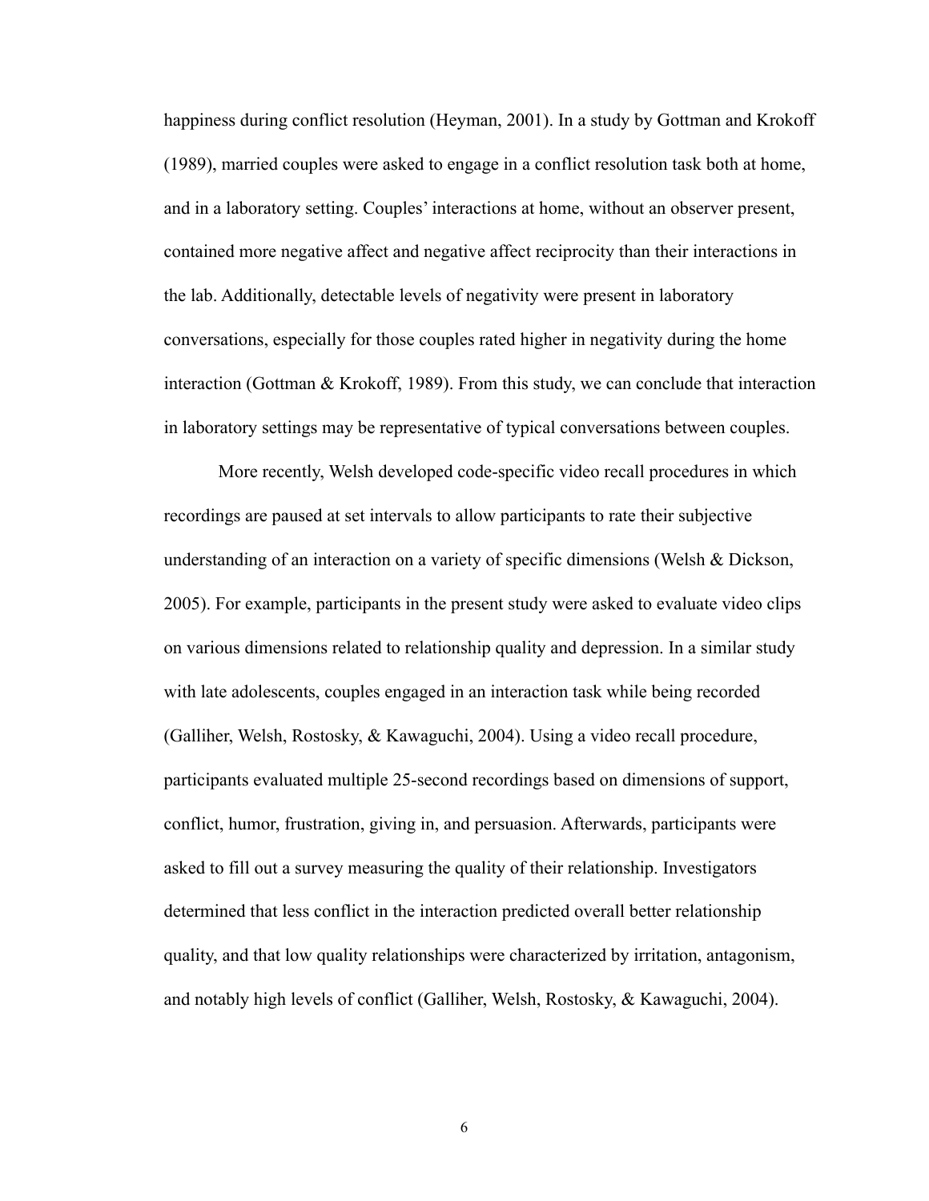happiness during conflict resolution (Heyman, 2001). In a study by Gottman and Krokoff (1989), married couples were asked to engage in a conflict resolution task both at home, and in a laboratory setting. Couples' interactions at home, without an observer present, contained more negative affect and negative affect reciprocity than their interactions in the lab. Additionally, detectable levels of negativity were present in laboratory conversations, especially for those couples rated higher in negativity during the home interaction (Gottman & Krokoff, 1989). From this study, we can conclude that interaction in laboratory settings may be representative of typical conversations between couples.

More recently, Welsh developed code-specific video recall procedures in which recordings are paused at set intervals to allow participants to rate their subjective understanding of an interaction on a variety of specific dimensions (Welsh & Dickson, 2005). For example, participants in the present study were asked to evaluate video clips on various dimensions related to relationship quality and depression. In a similar study with late adolescents, couples engaged in an interaction task while being recorded (Galliher, Welsh, Rostosky, & Kawaguchi, 2004). Using a video recall procedure, participants evaluated multiple 25-second recordings based on dimensions of support, conflict, humor, frustration, giving in, and persuasion. Afterwards, participants were asked to fill out a survey measuring the quality of their relationship. Investigators determined that less conflict in the interaction predicted overall better relationship quality, and that low quality relationships were characterized by irritation, antagonism, and notably high levels of conflict (Galliher, Welsh, Rostosky, & Kawaguchi, 2004).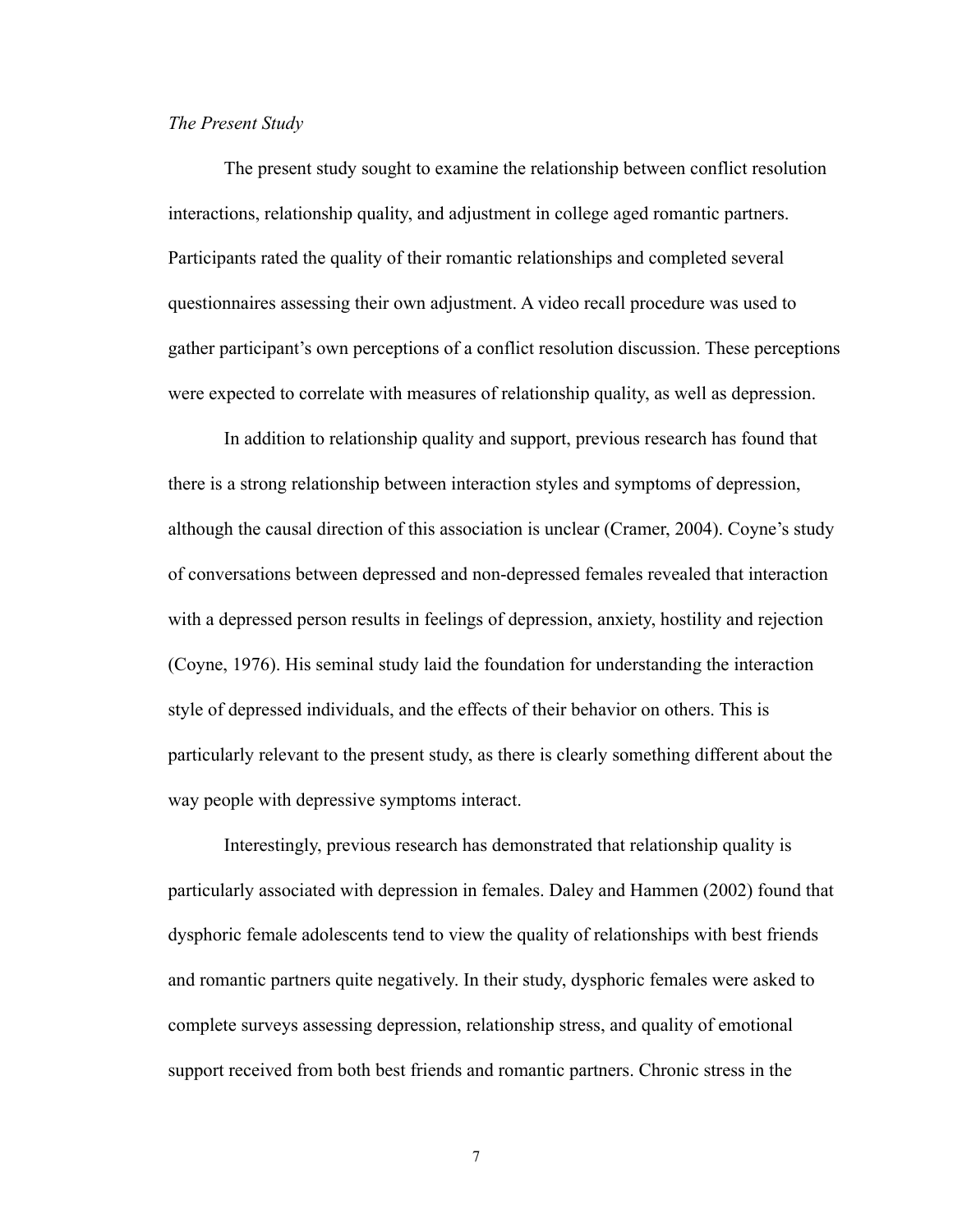*The Present Study*

The present study sought to examine the relationship between conflict resolution interactions, relationship quality, and adjustment in college aged romantic partners. Participants rated the quality of their romantic relationships and completed several questionnaires assessing their own adjustment. A video recall procedure was used to gather participant's own perceptions of a conflict resolution discussion. These perceptions were expected to correlate with measures of relationship quality, as well as depression.

In addition to relationship quality and support, previous research has found that there is a strong relationship between interaction styles and symptoms of depression, although the causal direction of this association is unclear (Cramer, 2004). Coyne's study of conversations between depressed and non-depressed females revealed that interaction with a depressed person results in feelings of depression, anxiety, hostility and rejection (Coyne, 1976). His seminal study laid the foundation for understanding the interaction style of depressed individuals, and the effects of their behavior on others. This is particularly relevant to the present study, as there is clearly something different about the way people with depressive symptoms interact.

Interestingly, previous research has demonstrated that relationship quality is particularly associated with depression in females. Daley and Hammen (2002) found that dysphoric female adolescents tend to view the quality of relationships with best friends and romantic partners quite negatively. In their study, dysphoric females were asked to complete surveys assessing depression, relationship stress, and quality of emotional support received from both best friends and romantic partners. Chronic stress in the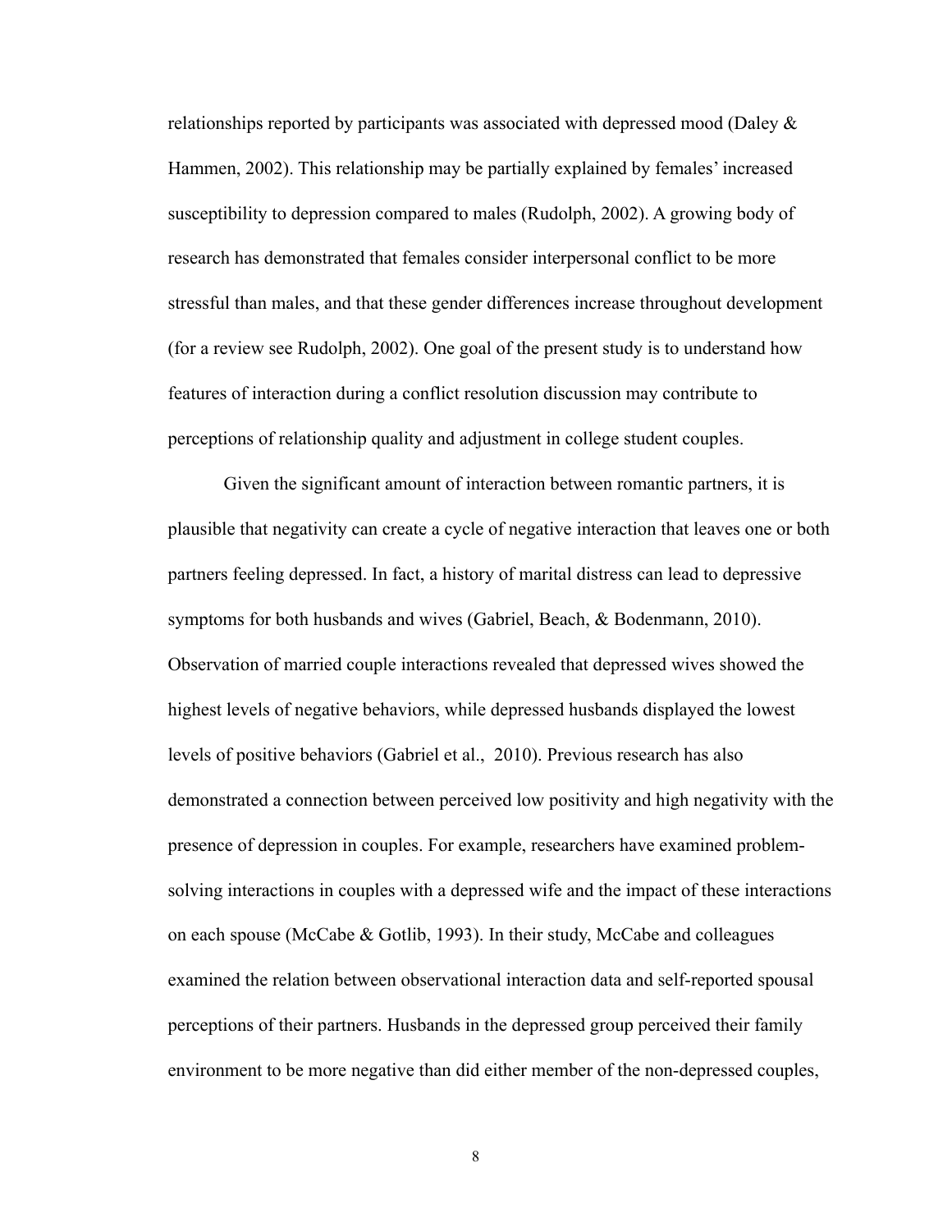relationships reported by participants was associated with depressed mood (Daley & Hammen, 2002). This relationship may be partially explained by females' increased susceptibility to depression compared to males (Rudolph, 2002). A growing body of research has demonstrated that females consider interpersonal conflict to be more stressful than males, and that these gender differences increase throughout development (for a review see Rudolph, 2002). One goal of the present study is to understand how features of interaction during a conflict resolution discussion may contribute to perceptions of relationship quality and adjustment in college student couples.

Given the significant amount of interaction between romantic partners, it is plausible that negativity can create a cycle of negative interaction that leaves one or both partners feeling depressed. In fact, a history of marital distress can lead to depressive symptoms for both husbands and wives (Gabriel, Beach, & Bodenmann, 2010). Observation of married couple interactions revealed that depressed wives showed the highest levels of negative behaviors, while depressed husbands displayed the lowest levels of positive behaviors (Gabriel et al., 2010). Previous research has also demonstrated a connection between perceived low positivity and high negativity with the presence of depression in couples. For example, researchers have examined problem-solving interactions in couples with a depressed wife and the impact of these interactions on each spouse (McCabe & Gotlib, 1993). In their study, McCabe and colleagues examined the relation between observational interaction data and self-reported spousal perceptions of their partners. Husbands in the depressed group perceived their family environment to be more negative than did either member of the non-depressed couples,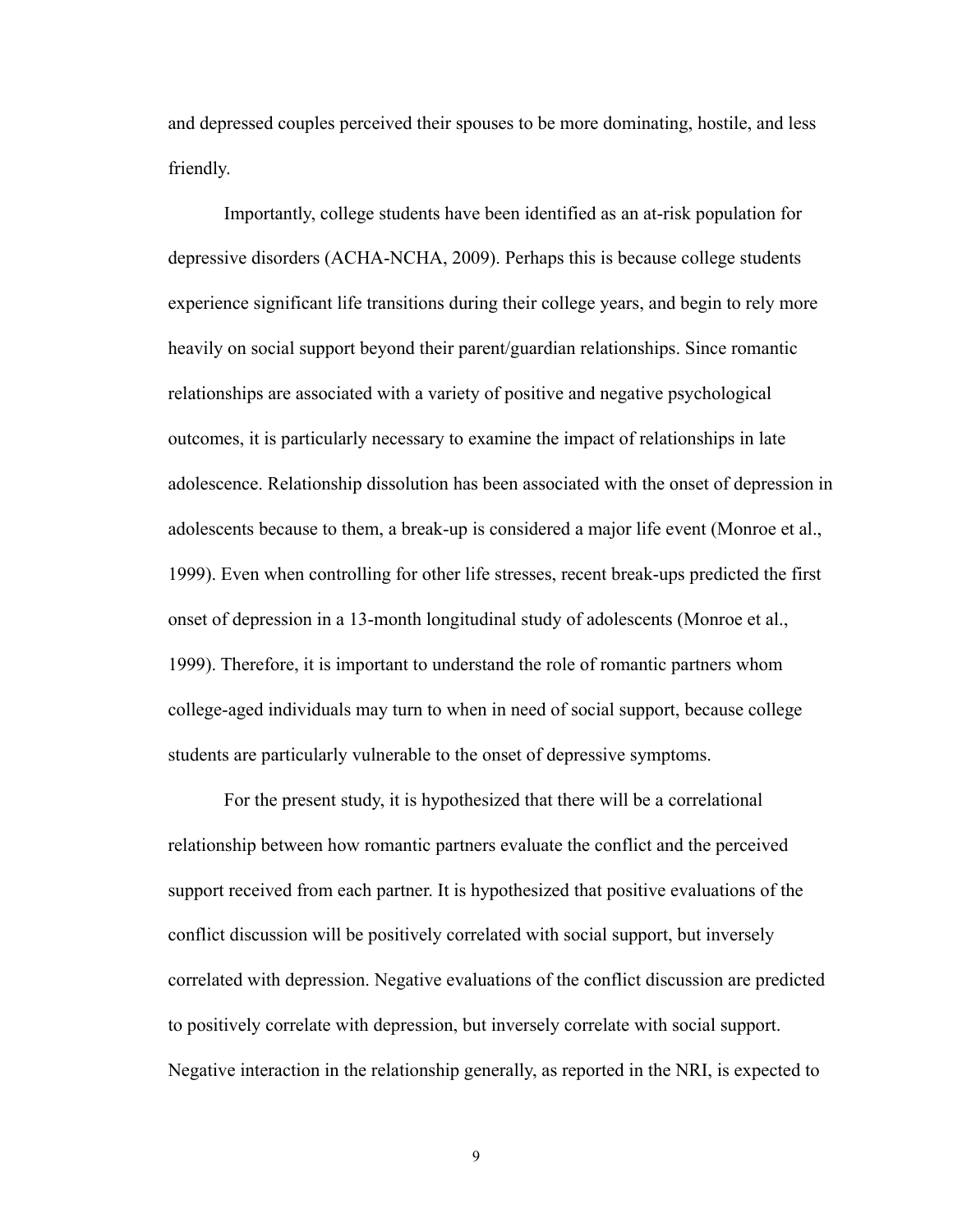and depressed couples perceived their spouses to be more dominating, hostile, and less friendly.

Importantly, college students have been identified as an at-risk population for depressive disorders (ACHA-NCHA, 2009). Perhaps this is because college students experience significant life transitions during their college years, and begin to rely more heavily on social support beyond their parent/guardian relationships. Since romantic relationships are associated with a variety of positive and negative psychological outcomes, it is particularly necessary to examine the impact of relationships in late adolescence. Relationship dissolution has been associated with the onset of depression in adolescents because to them, a break-up is considered a major life event (Monroe et al., 1999). Even when controlling for other life stresses, recent break-ups predicted the first onset of depression in a 13-month longitudinal study of adolescents (Monroe et al., 1999). Therefore, it is important to understand the role of romantic partners whom college-aged individuals may turn to when in need of social support, because college students are particularly vulnerable to the onset of depressive symptoms.

For the present study, it is hypothesized that there will be a correlational relationship between how romantic partners evaluate the conflict and the perceived support received from each partner. It is hypothesized that positive evaluations of the conflict discussion will be positively correlated with social support, but inversely correlated with depression. Negative evaluations of the conflict discussion are predicted to positively correlate with depression, but inversely correlate with social support. Negative interaction in the relationship generally, as reported in the NRI, is expected to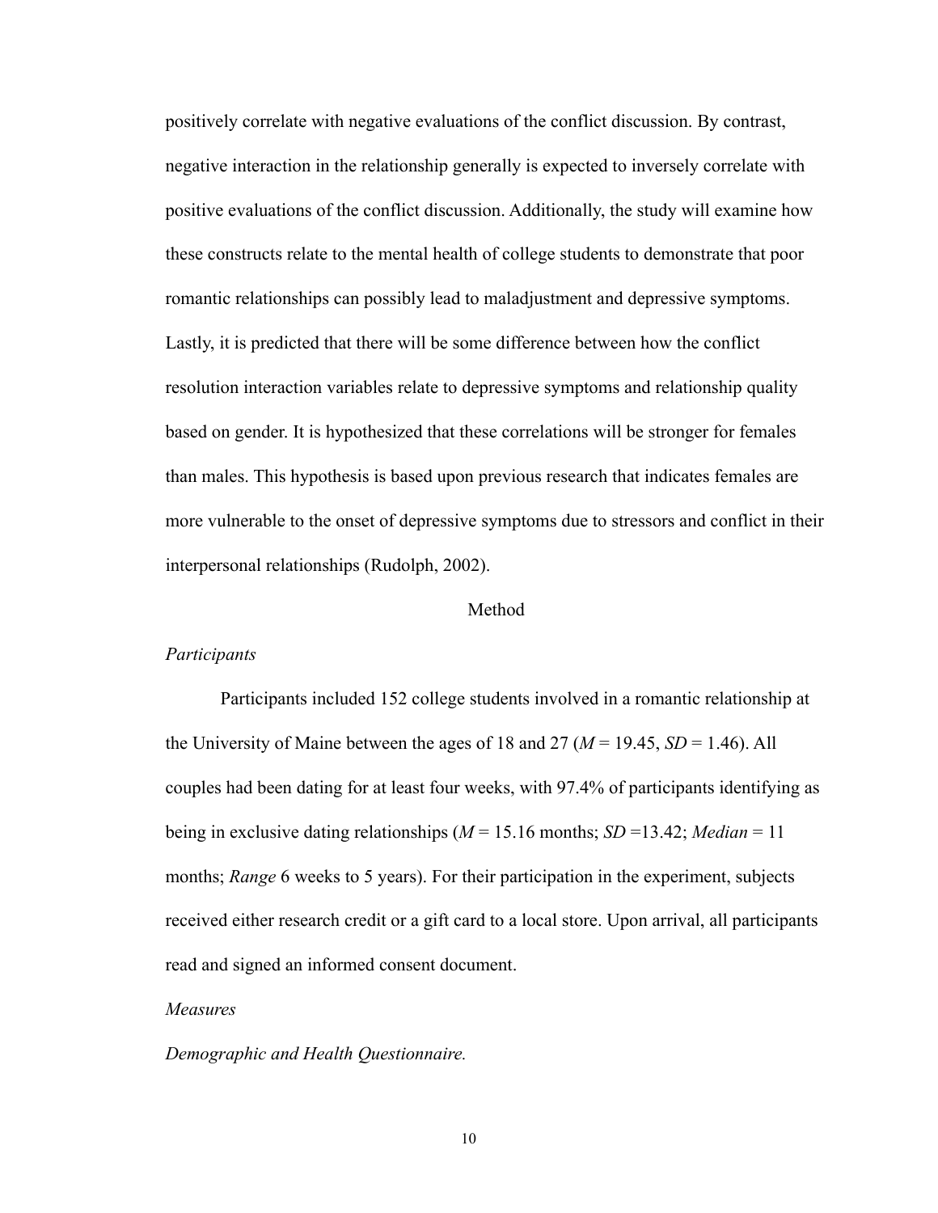positively correlate with negative evaluations of the conflict discussion. By contrast, negative interaction in the relationship generally is expected to inversely correlate with positive evaluations of the conflict discussion. Additionally, the study will examine how these constructs relate to the mental health of college students to demonstrate that poor romantic relationships can possibly lead to maladjustment and depressive symptoms. Lastly, it is predicted that there will be some difference between how the conflict resolution interaction variables relate to depressive symptoms and relationship quality based on gender. It is hypothesized that these correlations will be stronger for females than males. This hypothesis is based upon previous research that indicates females are more vulnerable to the onset of depressive symptoms due to stressors and conflict in their interpersonal relationships (Rudolph, 2002).

## Method

### *Participants*

Participants included 152 college students involved in a romantic relationship at the University of Maine between the ages of 18 and 27 (*M* = 19.45, *SD* = 1.46). All couples had been dating for at least four weeks, with 97.4% of participants identifying as being in exclusive dating relationships (*M* = 15.16 months; *SD* =13.42; *Median* = 11 months; *Range* 6 weeks to 5 years). For their participation in the experiment, subjects received either research credit or a gift card to a local store. Upon arrival, all participants read and signed an informed consent document.

### *Measures*

#### *Demographic and Health Questionnaire.*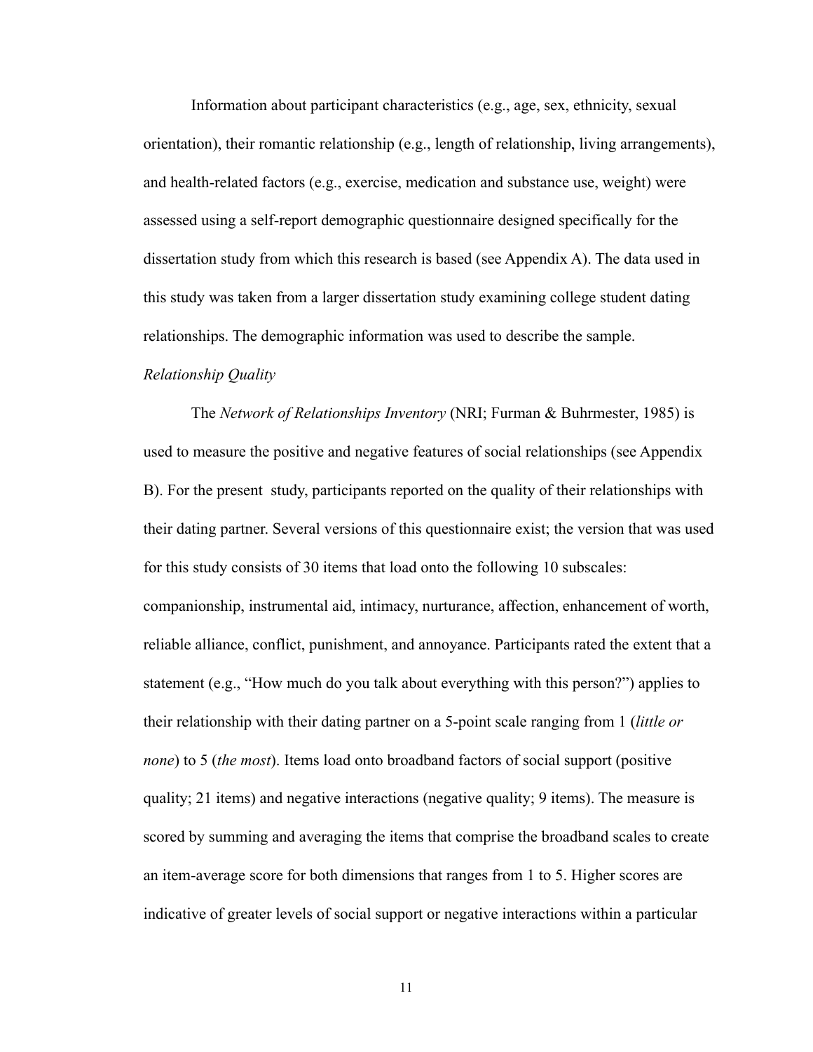Information about participant characteristics (e.g., age, sex, ethnicity, sexual orientation), their romantic relationship (e.g., length of relationship, living arrangements), and health-related factors (e.g., exercise, medication and substance use, weight) were assessed using a self-report demographic questionnaire designed specifically for the dissertation study from which this research is based (see Appendix A). The data used in this study was taken from a larger dissertation study examining college student dating relationships. The demographic information was used to describe the sample.

*Relationship Quality*

The *Network of Relationships Inventory* (NRI; Furman & Buhrmester, 1985) is used to measure the positive and negative features of social relationships (see Appendix B). For the present study, participants reported on the quality of their relationships with their dating partner. Several versions of this questionnaire exist; the version that was used for this study consists of 30 items that load onto the following 10 subscales: companionship, instrumental aid, intimacy, nurturance, affection, enhancement of worth, reliable alliance, conflict, punishment, and annoyance. Participants rated the extent that a statement (e.g., "How much do you talk about everything with this person?") applies to their relationship with their dating partner on a 5-point scale ranging from 1 (*little or none*) to 5 (*the most*). Items load onto broadband factors of social support (positive quality; 21 items) and negative interactions (negative quality; 9 items). The measure is scored by summing and averaging the items that comprise the broadband scales to create an item-average score for both dimensions that ranges from 1 to 5. Higher scores are indicative of greater levels of social support or negative interactions within a particular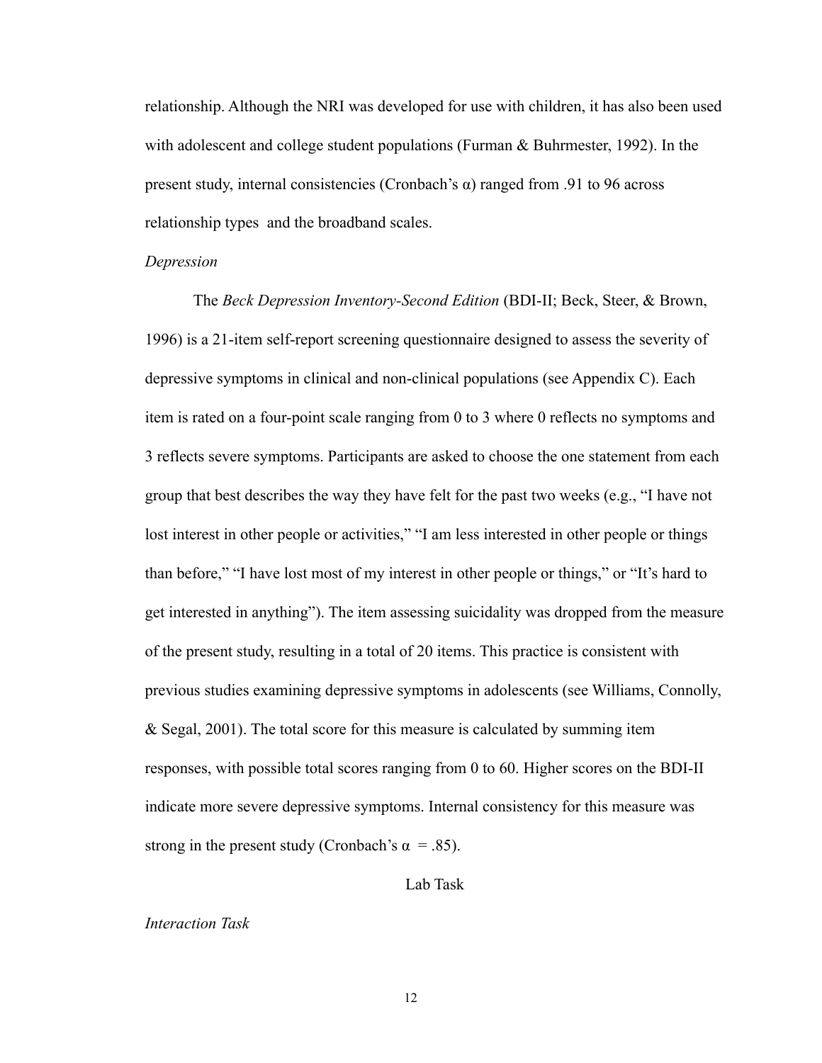relationship. Although the NRI was developed for use with children, it has also been used with adolescent and college student populations (Furman & Buhrmester, 1992). In the present study, internal consistencies (Cronbach's α) ranged from .91 to 96 across relationship types and the broadband scales.

*Depression*

The *Beck Depression Inventory-Second Edition* (BDI-II; Beck, Steer, & Brown, 1996) is a 21-item self-report screening questionnaire designed to assess the severity of depressive symptoms in clinical and non-clinical populations (see Appendix C). Each item is rated on a four-point scale ranging from 0 to 3 where 0 reflects no symptoms and 3 reflects severe symptoms. Participants are asked to choose the one statement from each group that best describes the way they have felt for the past two weeks (e.g., "I have not lost interest in other people or activities," "I am less interested in other people or things than before," "I have lost most of my interest in other people or things," or "It's hard to get interested in anything"). The item assessing suicidality was dropped from the measure of the present study, resulting in a total of 20 items. This practice is consistent with previous studies examining depressive symptoms in adolescents (see Williams, Connolly, & Segal, 2001). The total score for this measure is calculated by summing item responses, with possible total scores ranging from 0 to 60. Higher scores on the BDI-II indicate more severe depressive symptoms. Internal consistency for this measure was strong in the present study (Cronbach's α = .85).

## Lab Task

*Interaction Task*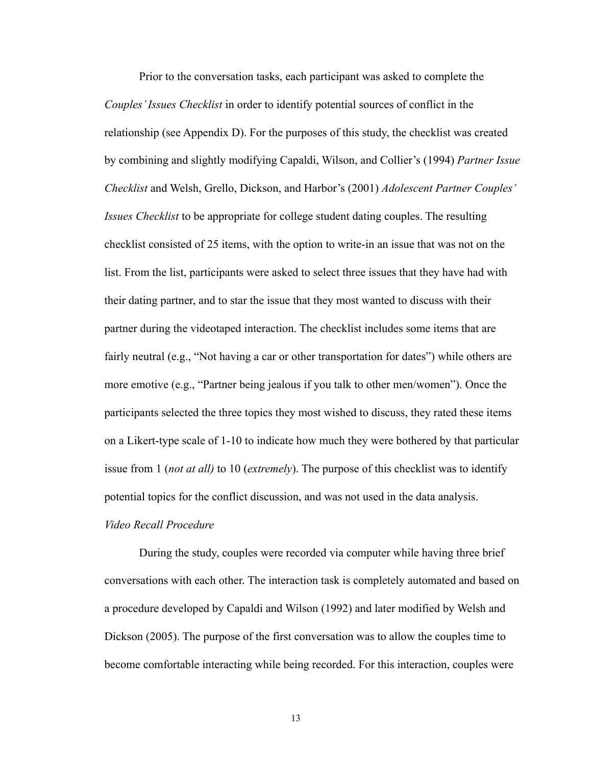Prior to the conversation tasks, each participant was asked to complete the *Couples' Issues Checklist* in order to identify potential sources of conflict in the relationship (see Appendix D). For the purposes of this study, the checklist was created by combining and slightly modifying Capaldi, Wilson, and Collier's (1994) *Partner Issue Checklist* and Welsh, Grello, Dickson, and Harbor's (2001) *Adolescent Partner Couples' Issues Checklist* to be appropriate for college student dating couples. The resulting checklist consisted of 25 items, with the option to write-in an issue that was not on the list. From the list, participants were asked to select three issues that they have had with their dating partner, and to star the issue that they most wanted to discuss with their partner during the videotaped interaction. The checklist includes some items that are fairly neutral (e.g., "Not having a car or other transportation for dates") while others are more emotive (e.g., "Partner being jealous if you talk to other men/women"). Once the participants selected the three topics they most wished to discuss, they rated these items on a Likert-type scale of 1-10 to indicate how much they were bothered by that particular issue from 1 (*not at all)* to 10 (*extremely*). The purpose of this checklist was to identify potential topics for the conflict discussion, and was not used in the data analysis.

*Video Recall Procedure*

During the study, couples were recorded via computer while having three brief conversations with each other. The interaction task is completely automated and based on a procedure developed by Capaldi and Wilson (1992) and later modified by Welsh and Dickson (2005). The purpose of the first conversation was to allow the couples time to become comfortable interacting while being recorded. For this interaction, couples were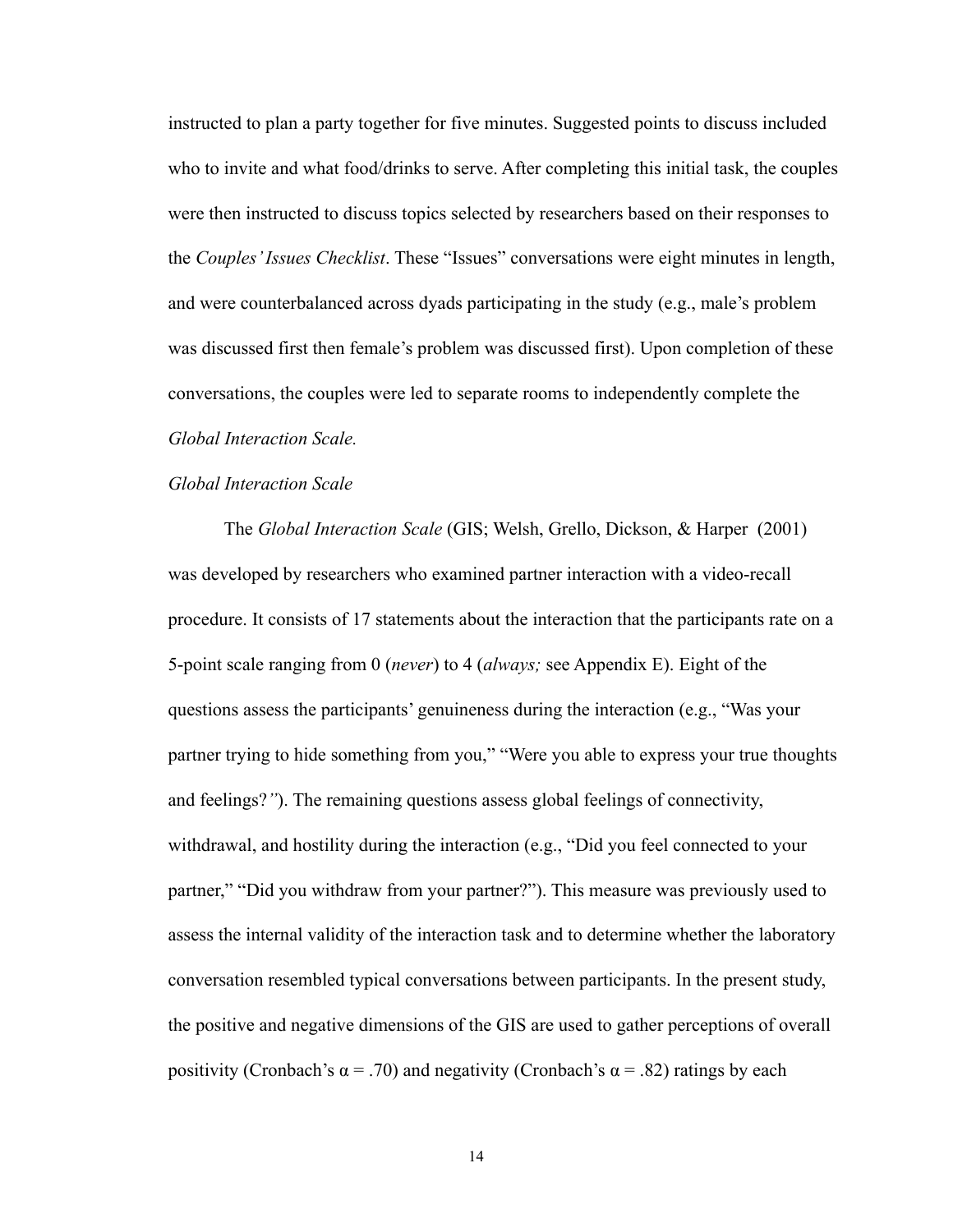instructed to plan a party together for five minutes. Suggested points to discuss included who to invite and what food/drinks to serve. After completing this initial task, the couples were then instructed to discuss topics selected by researchers based on their responses to the *Couples' Issues Checklist*. These "Issues" conversations were eight minutes in length, and were counterbalanced across dyads participating in the study (e.g., male's problem was discussed first then female's problem was discussed first). Upon completion of these conversations, the couples were led to separate rooms to independently complete the *Global Interaction Scale.*

### *Global Interaction Scale*

The *Global Interaction Scale* (GIS; Welsh, Grello, Dickson, & Harper (2001) was developed by researchers who examined partner interaction with a video-recall procedure. It consists of 17 statements about the interaction that the participants rate on a 5-point scale ranging from 0 (*never*) to 4 (*always;* see Appendix E). Eight of the questions assess the participants' genuineness during the interaction (e.g., "Was your partner trying to hide something from you," "Were you able to express your true thoughts and feelings?"). The remaining questions assess global feelings of connectivity, withdrawal, and hostility during the interaction (e.g., "Did you feel connected to your partner," "Did you withdraw from your partner?"). This measure was previously used to assess the internal validity of the interaction task and to determine whether the laboratory conversation resembled typical conversations between participants. In the present study, the positive and negative dimensions of the GIS are used to gather perceptions of overall positivity (Cronbach's $\alpha = .70$) and negativity (Cronbach's $\alpha = .82$) ratings by each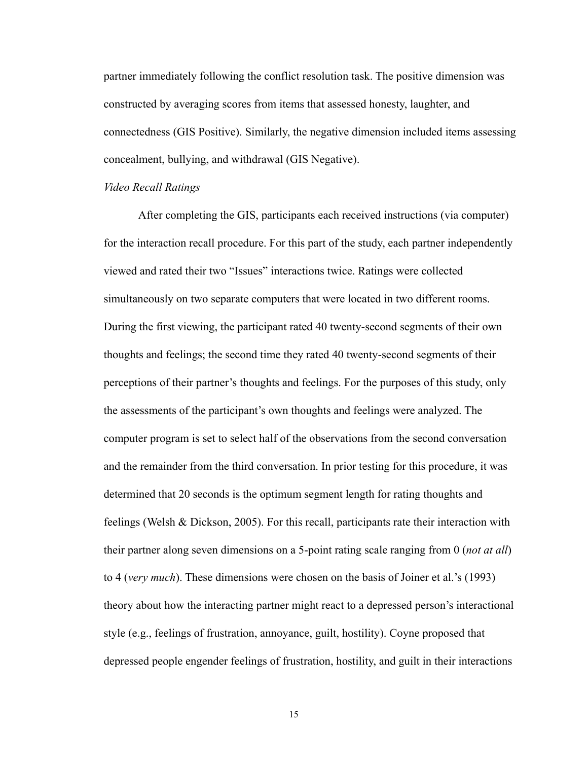partner immediately following the conflict resolution task. The positive dimension was constructed by averaging scores from items that assessed honesty, laughter, and connectedness (GIS Positive). Similarly, the negative dimension included items assessing concealment, bullying, and withdrawal (GIS Negative).

*Video Recall Ratings*

After completing the GIS, participants each received instructions (via computer) for the interaction recall procedure. For this part of the study, each partner independently viewed and rated their two "Issues" interactions twice. Ratings were collected simultaneously on two separate computers that were located in two different rooms. During the first viewing, the participant rated 40 twenty-second segments of their own thoughts and feelings; the second time they rated 40 twenty-second segments of their perceptions of their partner's thoughts and feelings. For the purposes of this study, only the assessments of the participant's own thoughts and feelings were analyzed. The computer program is set to select half of the observations from the second conversation and the remainder from the third conversation. In prior testing for this procedure, it was determined that 20 seconds is the optimum segment length for rating thoughts and feelings (Welsh & Dickson, 2005). For this recall, participants rate their interaction with their partner along seven dimensions on a 5-point rating scale ranging from 0 (*not at all*) to 4 (*very much*). These dimensions were chosen on the basis of Joiner et al.'s (1993) theory about how the interacting partner might react to a depressed person's interactional style (e.g., feelings of frustration, annoyance, guilt, hostility). Coyne proposed that depressed people engender feelings of frustration, hostility, and guilt in their interactions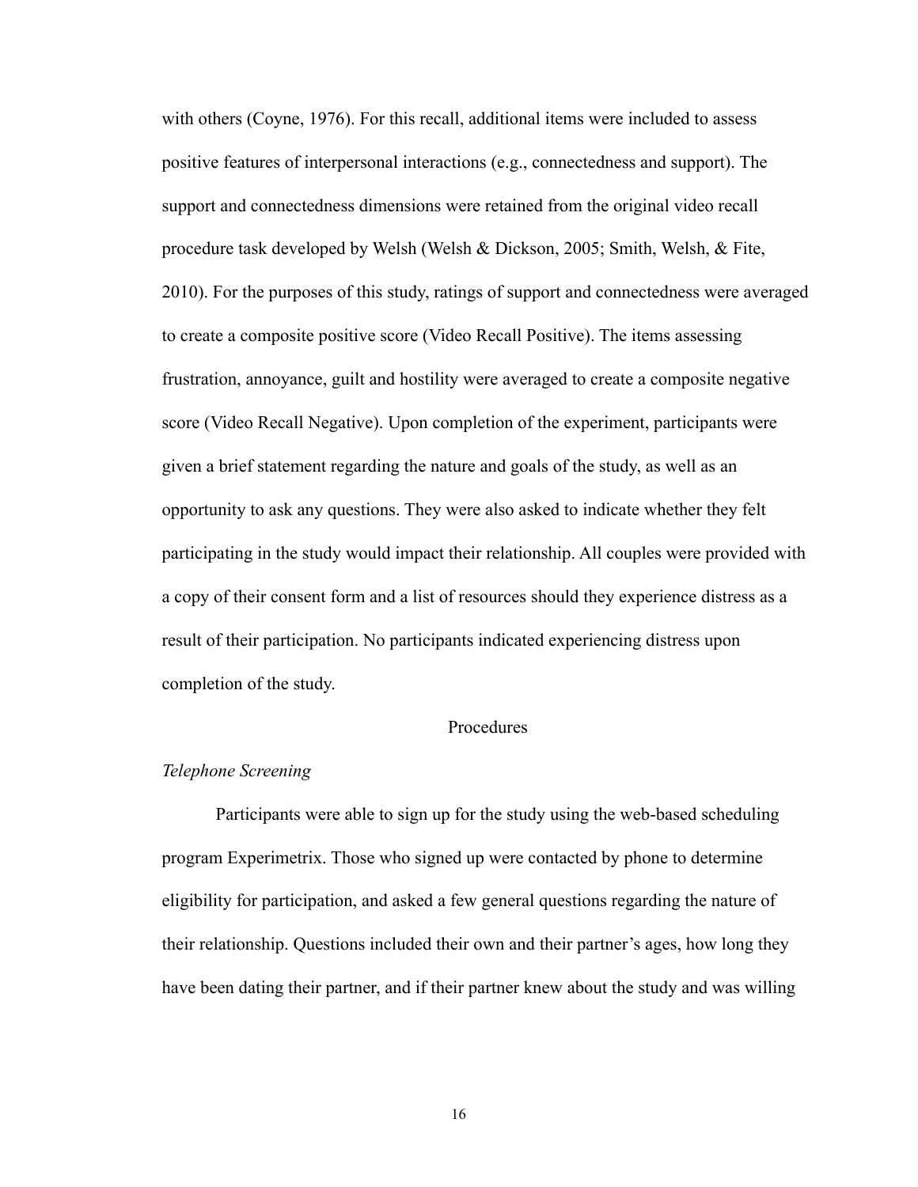with others (Coyne, 1976). For this recall, additional items were included to assess positive features of interpersonal interactions (e.g., connectedness and support). The support and connectedness dimensions were retained from the original video recall procedure task developed by Welsh (Welsh & Dickson, 2005; Smith, Welsh, & Fite, 2010). For the purposes of this study, ratings of support and connectedness were averaged to create a composite positive score (Video Recall Positive). The items assessing frustration, annoyance, guilt and hostility were averaged to create a composite negative score (Video Recall Negative). Upon completion of the experiment, participants were given a brief statement regarding the nature and goals of the study, as well as an opportunity to ask any questions. They were also asked to indicate whether they felt participating in the study would impact their relationship. All couples were provided with a copy of their consent form and a list of resources should they experience distress as a result of their participation. No participants indicated experiencing distress upon completion of the study.

## Procedures

*Telephone Screening*

Participants were able to sign up for the study using the web-based scheduling program Experimetrix. Those who signed up were contacted by phone to determine eligibility for participation, and asked a few general questions regarding the nature of their relationship. Questions included their own and their partner's ages, how long they have been dating their partner, and if their partner knew about the study and was willing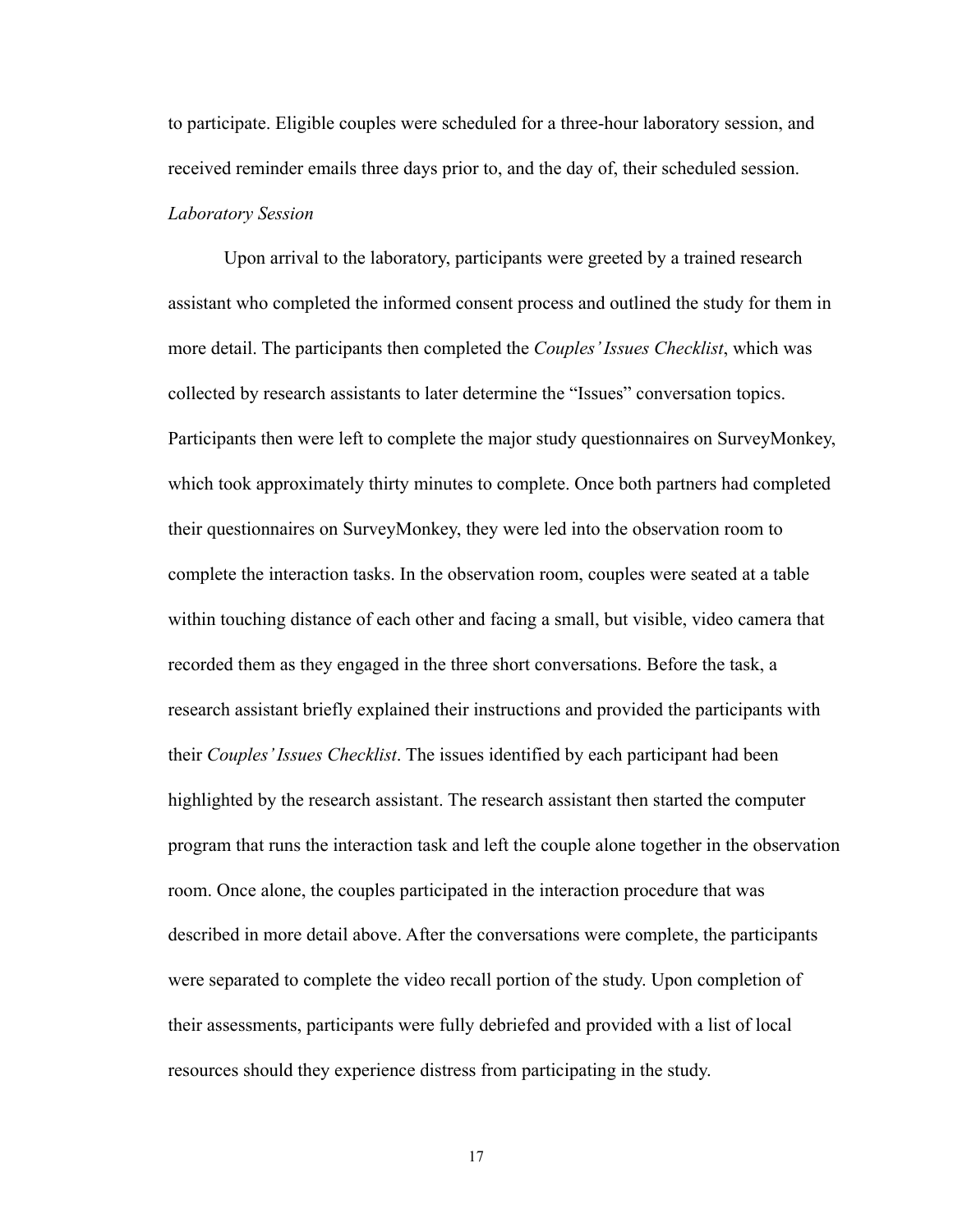to participate. Eligible couples were scheduled for a three-hour laboratory session, and received reminder emails three days prior to, and the day of, their scheduled session.

*Laboratory Session*

Upon arrival to the laboratory, participants were greeted by a trained research assistant who completed the informed consent process and outlined the study for them in more detail. The participants then completed the *Couples' Issues Checklist*, which was collected by research assistants to later determine the "Issues" conversation topics. Participants then were left to complete the major study questionnaires on SurveyMonkey, which took approximately thirty minutes to complete. Once both partners had completed their questionnaires on SurveyMonkey, they were led into the observation room to complete the interaction tasks. In the observation room, couples were seated at a table within touching distance of each other and facing a small, but visible, video camera that recorded them as they engaged in the three short conversations. Before the task, a research assistant briefly explained their instructions and provided the participants with their *Couples' Issues Checklist*. The issues identified by each participant had been highlighted by the research assistant. The research assistant then started the computer program that runs the interaction task and left the couple alone together in the observation room. Once alone, the couples participated in the interaction procedure that was described in more detail above. After the conversations were complete, the participants were separated to complete the video recall portion of the study. Upon completion of their assessments, participants were fully debriefed and provided with a list of local resources should they experience distress from participating in the study.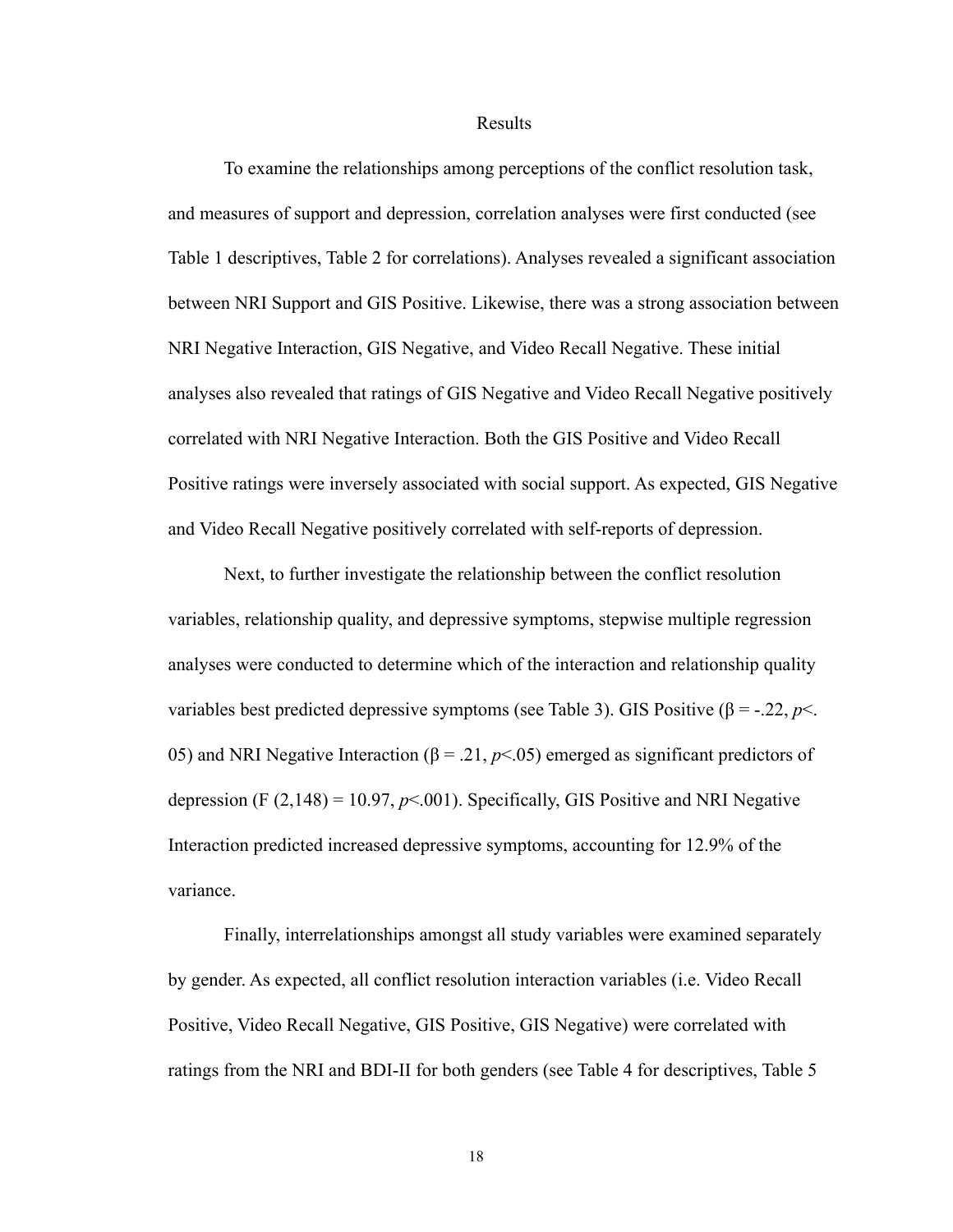# Results

To examine the relationships among perceptions of the conflict resolution task, and measures of support and depression, correlation analyses were first conducted (see Table 1 descriptives, Table 2 for correlations). Analyses revealed a significant association between NRI Support and GIS Positive. Likewise, there was a strong association between NRI Negative Interaction, GIS Negative, and Video Recall Negative. These initial analyses also revealed that ratings of GIS Negative and Video Recall Negative positively correlated with NRI Negative Interaction. Both the GIS Positive and Video Recall Positive ratings were inversely associated with social support. As expected, GIS Negative and Video Recall Negative positively correlated with self-reports of depression.

Next, to further investigate the relationship between the conflict resolution variables, relationship quality, and depressive symptoms, stepwise multiple regression analyses were conducted to determine which of the interaction and relationship quality variables best predicted depressive symptoms (see Table 3). GIS Positive ($\beta = -.22$, $p < .05$) and NRI Negative Interaction ($\beta = .21$, $p < .05$) emerged as significant predictors of depression ($F(2,148) = 10.97$, $p < .001$). Specifically, GIS Positive and NRI Negative Interaction predicted increased depressive symptoms, accounting for 12.9% of the variance.

Finally, interrelationships amongst all study variables were examined separately by gender. As expected, all conflict resolution interaction variables (i.e. Video Recall Positive, Video Recall Negative, GIS Positive, GIS Negative) were correlated with ratings from the NRI and BDI-II for both genders (see Table 4 for descriptives, Table 5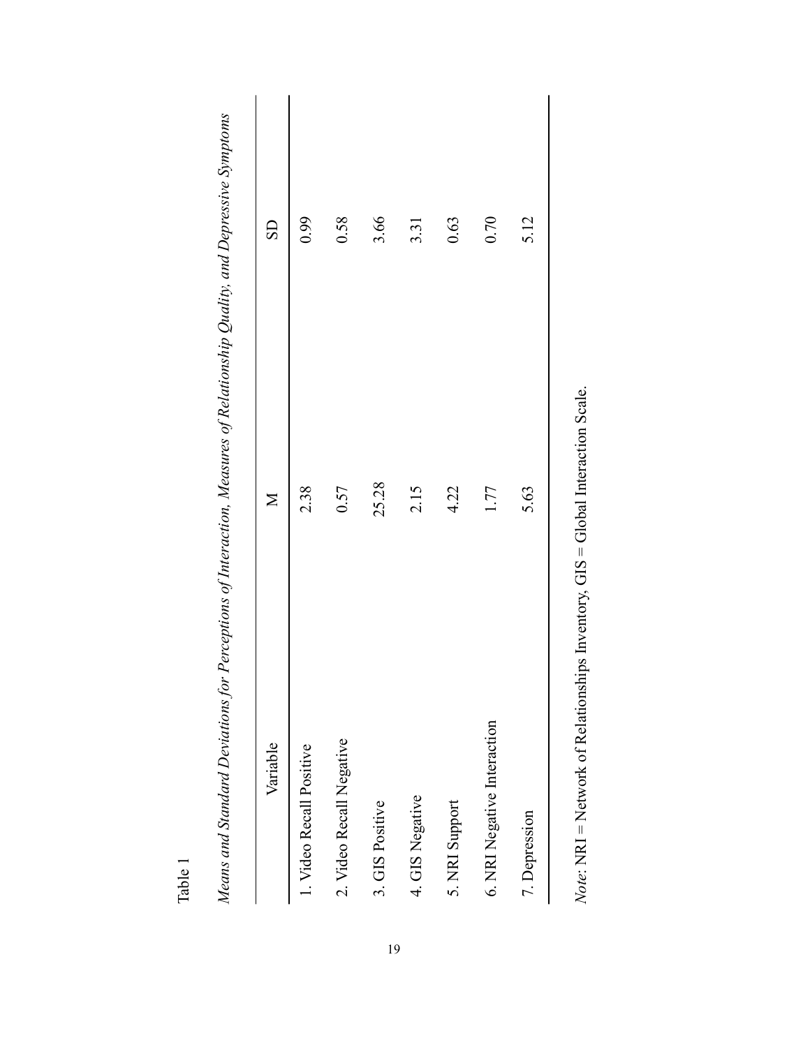Table 1

*Means and Standard Deviations for Perceptions of Interaction, Measures of Relationship Quality, and Depressive Symptoms*

| Variable | M | SD |
|---|---|---|
| 1. Video Recall Positive | 2.38 | 0.99 |
| 2. Video Recall Negative | 0.57 | 0.58 |
| 3. GIS Positive | 25.28 | 3.66 |
| 4. GIS Negative | 2.15 | 3.31 |
| 5. NRI Support | 4.22 | 0.63 |
| 6. NRI Negative Interaction | 1.77 | 0.70 |
| 7. Depression | 5.63 | 5.12 |

*Note*: NRI = Network of Relationships Inventory, GIS = Global Interaction Scale.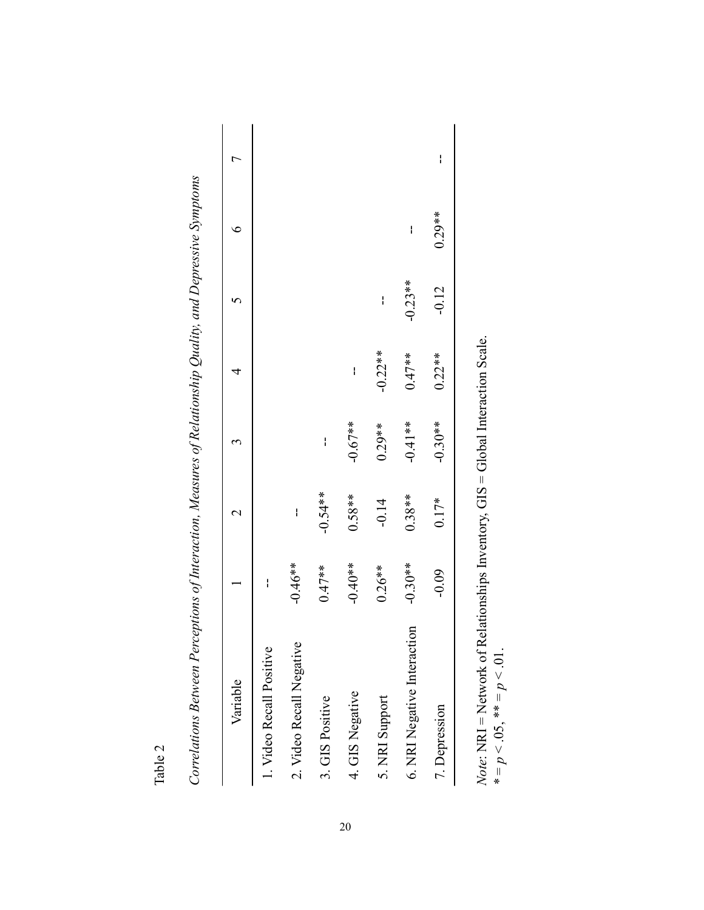Table 2

*Correlations Between Perceptions of Interaction, Measures of Relationship Quality, and Depressive Symptoms*

| Variable | 1 | 2 | 3 | 4 | 5 | 6 | 7 |
|---|---|---|---|---|---|---|---|
| 1. Video Recall Positive | -- | | | | | | |
| 2. Video Recall Negative | -0.46** | -- | | | | | |
| 3. GIS Positive | 0.47** | -0.54** | -- | | | | |
| 4. GIS Negative | -0.40** | 0.58** | -0.67** | -- | | | |
| 5. NRI Support | 0.26** | -0.14 | 0.29** | -0.22** | -- | | |
| 6. NRI Negative Interaction | -0.30** | 0.38** | -0.41** | 0.47** | -0.23** | -- | |
| 7. Depression | -0.09 | 0.17* | -0.30** | 0.22** | -0.12 | 0.29** | -- |

*Note*: NRI = Network of Relationships Inventory, GIS = Global Interaction Scale.
* = $p < .05$, ** = $p < .01$.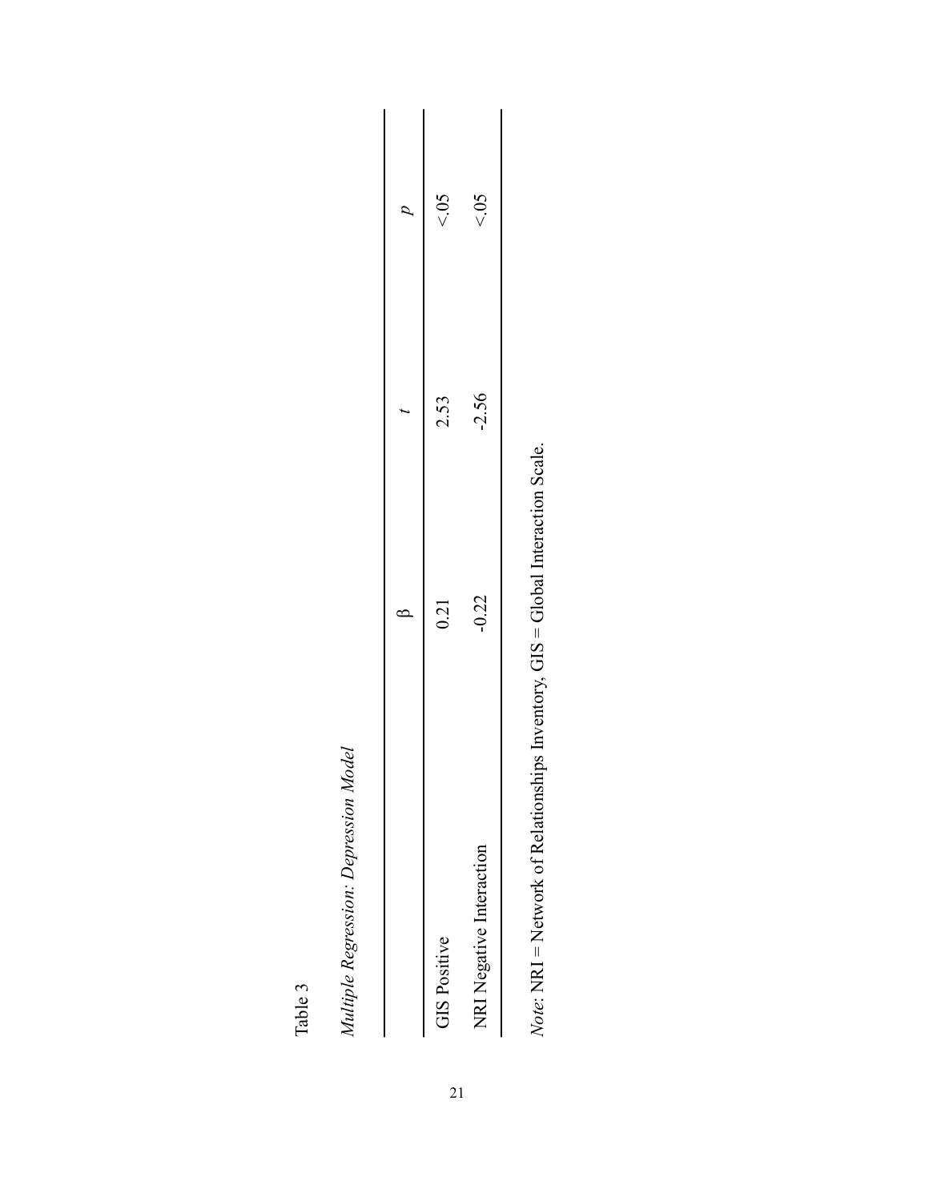Table 3

*Multiple Regression: Depression Model*

| | β | *t* | *p* |
|---|---|---|---|
| GIS Positive | 0.21 | 2.53 | <.05 |
| NRI Negative Interaction | -0.22 | -2.56 | <.05 |

*Note*: NRI = Network of Relationships Inventory, GIS = Global Interaction Scale.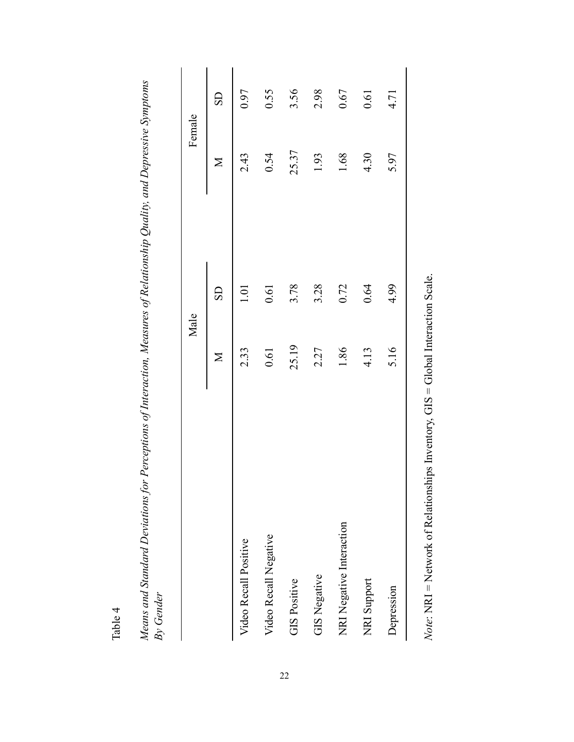Table 4

*Means and Standard Deviations for Perceptions of Interaction, Measures of Relationship Quality, and Depressive Symptoms By Gender*

| | Male | | Female | |
|---|---|---|---|---|
| | M | SD | M | SD |
| Video Recall Positive | 2.33 | 1.01 | 2.43 | 0.97 |
| Video Recall Negative | 0.61 | 0.61 | 0.54 | 0.55 |
| GIS Positive | 25.19 | 3.78 | 25.37 | 3.56 |
| GIS Negative | 2.27 | 3.28 | 1.93 | 2.98 |
| NRI Negative Interaction | 1.86 | 0.72 | 1.68 | 0.67 |
| NRI Support | 4.13 | 0.64 | 4.30 | 0.61 |
| Depression | 5.16 | 4.99 | 5.97 | 4.71 |

*Note*: NRI = Network of Relationships Inventory, GIS = Global Interaction Scale.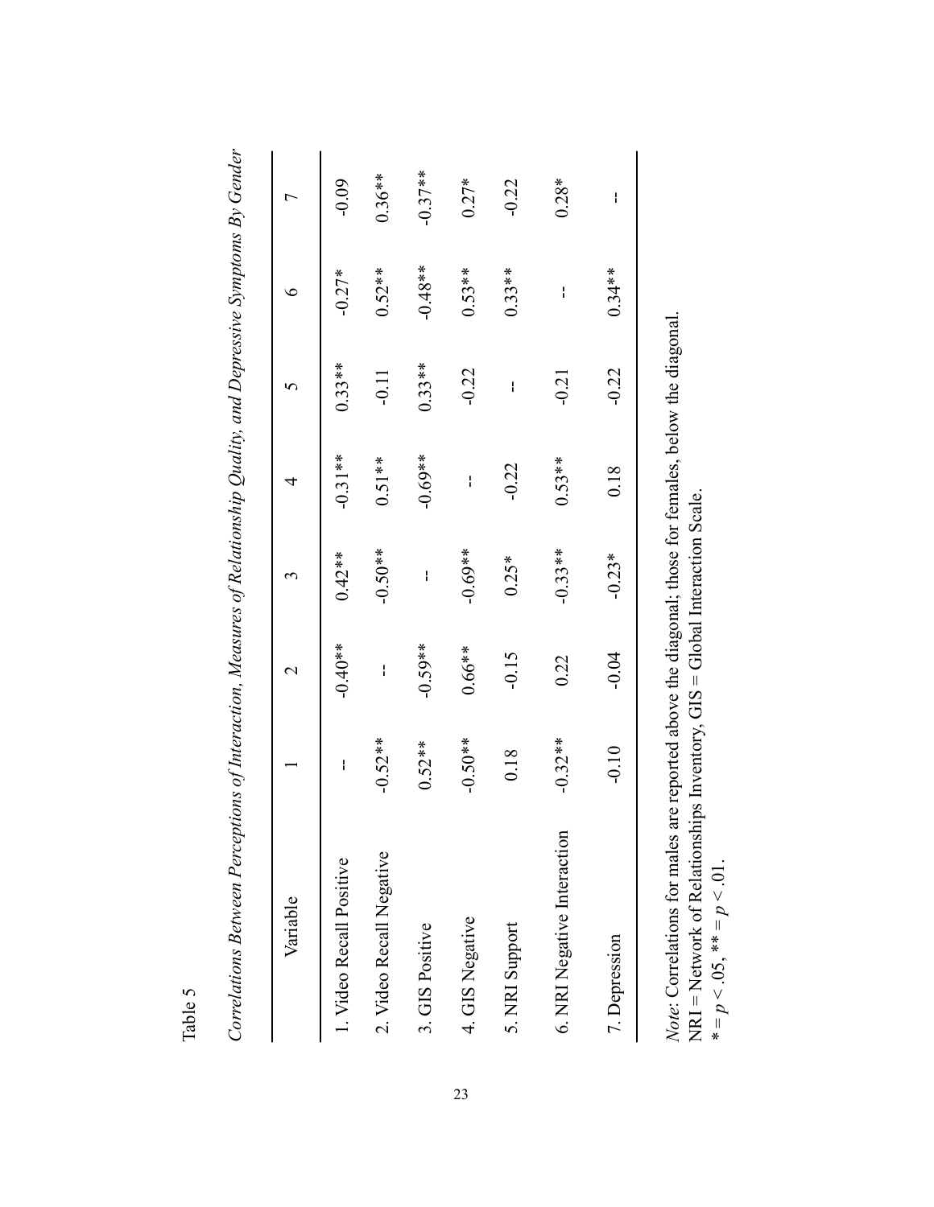Table 5

*Correlations Between Perceptions of Interaction, Measures of Relationship Quality, and Depressive Symptoms By Gender*

| Variable | 1 | 2 | 3 | 4 | 5 | 6 | 7 |
|---|---|---|---|---|---|---|---|
| 1. Video Recall Positive | -- | -0.40** | 0.42** | -0.31** | 0.33** | -0.27* | -0.09 |
| 2. Video Recall Negative | -0.52** | -- | -0.50** | 0.51** | -0.11 | 0.52** | 0.36** |
| 3. GIS Positive | 0.52** | -0.59** | -- | -0.69** | 0.33** | -0.48** | -0.37** |
| 4. GIS Negative | -0.50** | 0.66** | -0.69** | -- | -0.22 | 0.53** | 0.27* |
| 5. NRI Support | 0.18 | -0.15 | 0.25* | -0.22 | -- | 0.33** | -0.22 |
| 6. NRI Negative Interaction | -0.32** | 0.22 | -0.33** | 0.53** | -0.21 | -- | 0.28* |
| 7. Depression | -0.10 | -0.04 | -0.23* | 0.18 | -0.22 | 0.34** | -- |

*Note:* Correlations for males are reported above the diagonal; those for females, below the diagonal.
NRI = Network of Relationships Inventory, GIS = Global Interaction Scale.
\* = $p < .05$, \*\* = $p < .01$.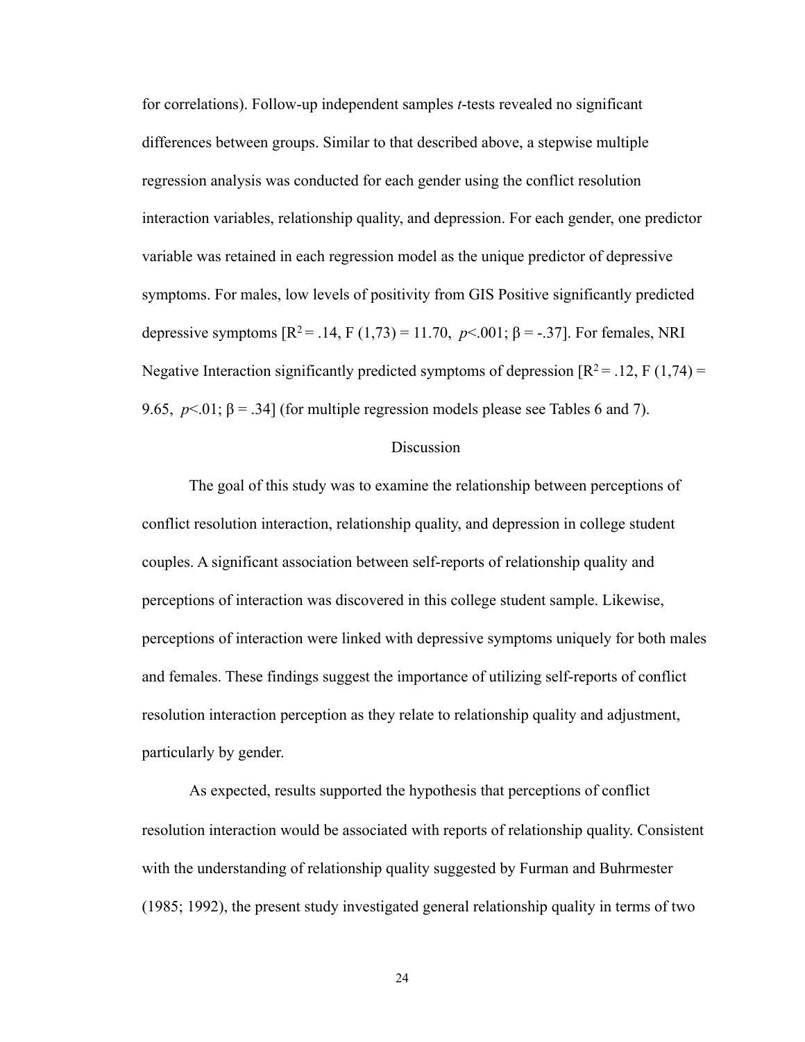for correlations). Follow-up independent samples *t*-tests revealed no significant differences between groups. Similar to that described above, a stepwise multiple regression analysis was conducted for each gender using the conflict resolution interaction variables, relationship quality, and depression. For each gender, one predictor variable was retained in each regression model as the unique predictor of depressive symptoms. For males, low levels of positivity from GIS Positive significantly predicted depressive symptoms [$R^2 = .14$, $F(1,73) = 11.70$, $p < .001$; $\beta = -.37$]. For females, NRI Negative Interaction significantly predicted symptoms of depression [$R^2 = .12$, $F(1,74) = 9.65$, $p < .01$; $\beta = .34$] (for multiple regression models please see Tables 6 and 7).

## Discussion

The goal of this study was to examine the relationship between perceptions of conflict resolution interaction, relationship quality, and depression in college student couples. A significant association between self-reports of relationship quality and perceptions of interaction was discovered in this college student sample. Likewise, perceptions of interaction were linked with depressive symptoms uniquely for both males and females. These findings suggest the importance of utilizing self-reports of conflict resolution interaction perception as they relate to relationship quality and adjustment, particularly by gender.

As expected, results supported the hypothesis that perceptions of conflict resolution interaction would be associated with reports of relationship quality. Consistent with the understanding of relationship quality suggested by Furman and Buhrmester (1985; 1992), the present study investigated general relationship quality in terms of two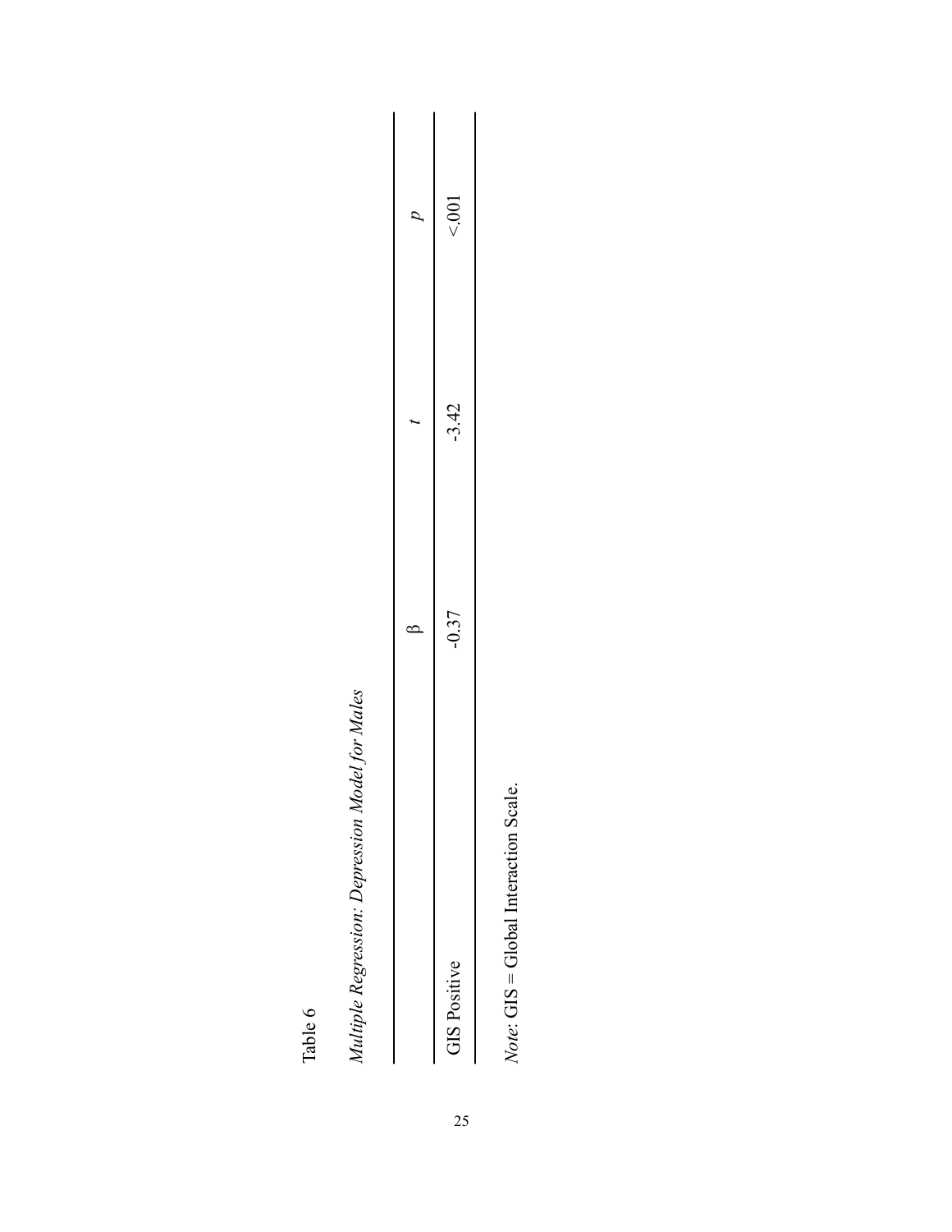Table 6

*Multiple Regression: Depression Model for Males*

| | β | *t* | *p* |
|---|---|---|---|
| GIS Positive | -0.37 | -3.42 | <.001 |

*Note:* GIS = Global Interaction Scale.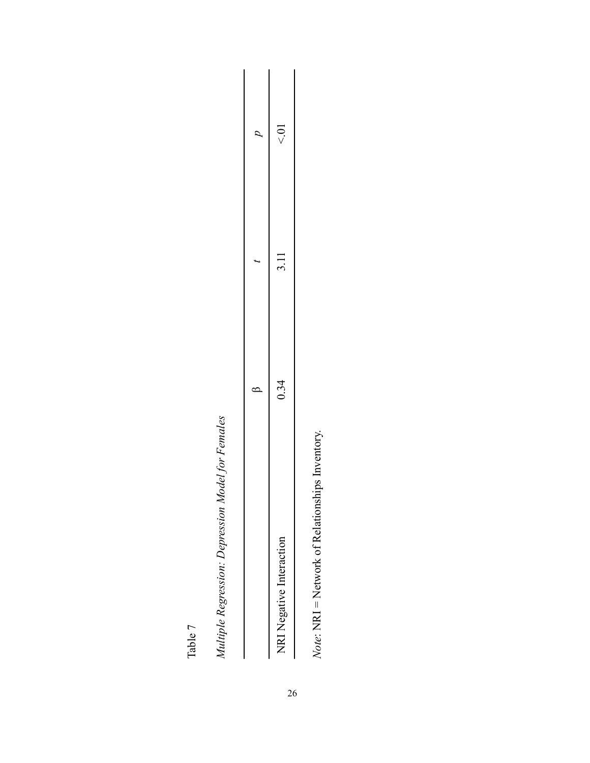Table 7

*Multiple Regression: Depression Model for Females*

| | β | *t* | *p* |
|---|---|---|---|
| NRI Negative Interaction | 0.34 | 3.11 | <.01 |

*Note*: NRI = Network of Relationships Inventory.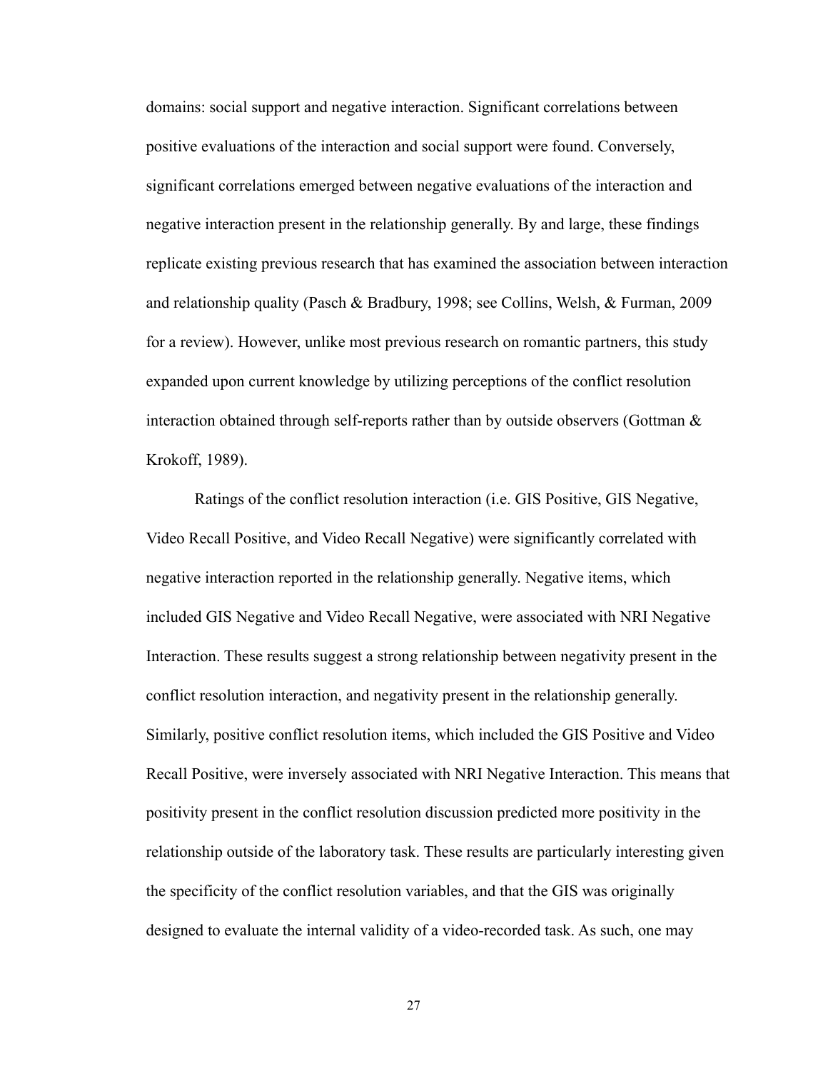domains: social support and negative interaction. Significant correlations between positive evaluations of the interaction and social support were found. Conversely, significant correlations emerged between negative evaluations of the interaction and negative interaction present in the relationship generally. By and large, these findings replicate existing previous research that has examined the association between interaction and relationship quality (Pasch & Bradbury, 1998; see Collins, Welsh, & Furman, 2009 for a review). However, unlike most previous research on romantic partners, this study expanded upon current knowledge by utilizing perceptions of the conflict resolution interaction obtained through self-reports rather than by outside observers (Gottman & Krokoff, 1989).

Ratings of the conflict resolution interaction (i.e. GIS Positive, GIS Negative, Video Recall Positive, and Video Recall Negative) were significantly correlated with negative interaction reported in the relationship generally. Negative items, which included GIS Negative and Video Recall Negative, were associated with NRI Negative Interaction. These results suggest a strong relationship between negativity present in the conflict resolution interaction, and negativity present in the relationship generally. Similarly, positive conflict resolution items, which included the GIS Positive and Video Recall Positive, were inversely associated with NRI Negative Interaction. This means that positivity present in the conflict resolution discussion predicted more positivity in the relationship outside of the laboratory task. These results are particularly interesting given the specificity of the conflict resolution variables, and that the GIS was originally designed to evaluate the internal validity of a video-recorded task. As such, one may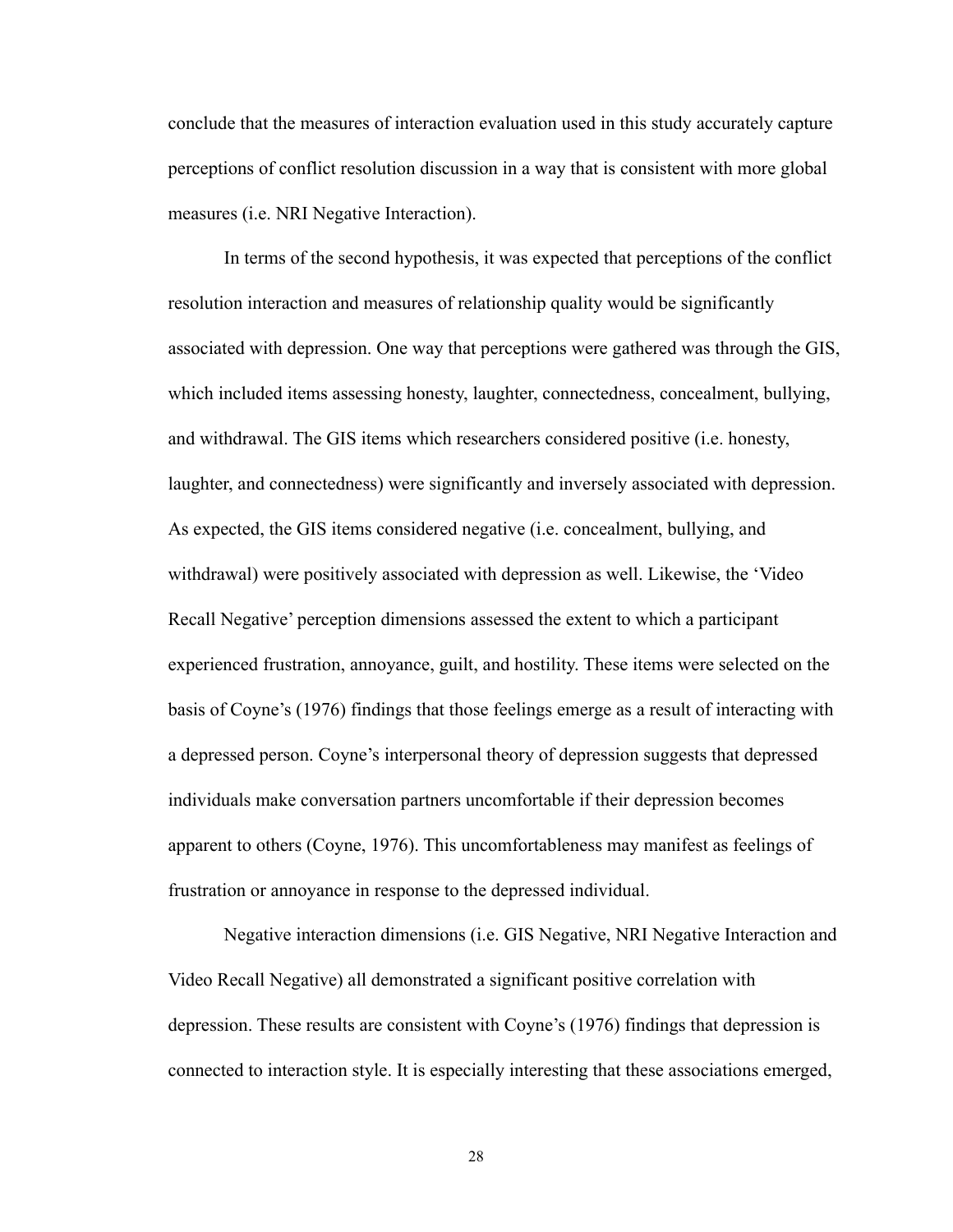conclude that the measures of interaction evaluation used in this study accurately capture perceptions of conflict resolution discussion in a way that is consistent with more global measures (i.e. NRI Negative Interaction).

In terms of the second hypothesis, it was expected that perceptions of the conflict resolution interaction and measures of relationship quality would be significantly associated with depression. One way that perceptions were gathered was through the GIS, which included items assessing honesty, laughter, connectedness, concealment, bullying, and withdrawal. The GIS items which researchers considered positive (i.e. honesty, laughter, and connectedness) were significantly and inversely associated with depression. As expected, the GIS items considered negative (i.e. concealment, bullying, and withdrawal) were positively associated with depression as well. Likewise, the 'Video Recall Negative' perception dimensions assessed the extent to which a participant experienced frustration, annoyance, guilt, and hostility. These items were selected on the basis of Coyne's (1976) findings that those feelings emerge as a result of interacting with a depressed person. Coyne's interpersonal theory of depression suggests that depressed individuals make conversation partners uncomfortable if their depression becomes apparent to others (Coyne, 1976). This uncomfortableness may manifest as feelings of frustration or annoyance in response to the depressed individual.

Negative interaction dimensions (i.e. GIS Negative, NRI Negative Interaction and Video Recall Negative) all demonstrated a significant positive correlation with depression. These results are consistent with Coyne's (1976) findings that depression is connected to interaction style. It is especially interesting that these associations emerged,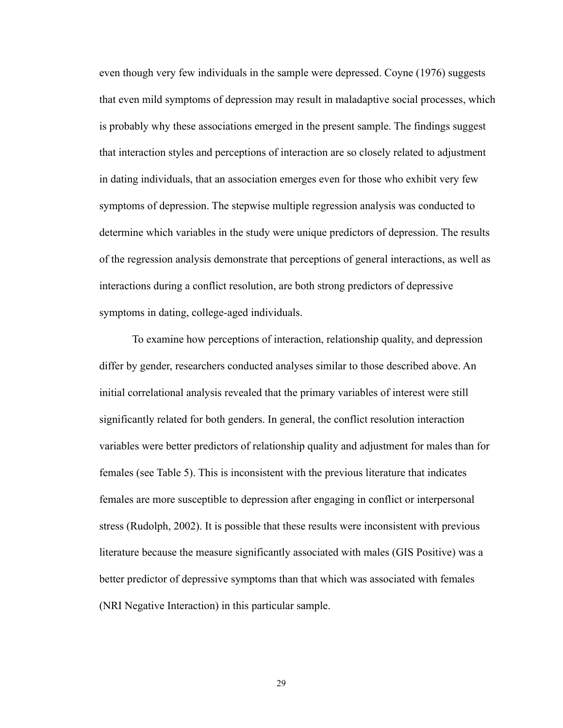even though very few individuals in the sample were depressed. Coyne (1976) suggests that even mild symptoms of depression may result in maladaptive social processes, which is probably why these associations emerged in the present sample. The findings suggest that interaction styles and perceptions of interaction are so closely related to adjustment in dating individuals, that an association emerges even for those who exhibit very few symptoms of depression. The stepwise multiple regression analysis was conducted to determine which variables in the study were unique predictors of depression. The results of the regression analysis demonstrate that perceptions of general interactions, as well as interactions during a conflict resolution, are both strong predictors of depressive symptoms in dating, college-aged individuals.

To examine how perceptions of interaction, relationship quality, and depression differ by gender, researchers conducted analyses similar to those described above. An initial correlational analysis revealed that the primary variables of interest were still significantly related for both genders. In general, the conflict resolution interaction variables were better predictors of relationship quality and adjustment for males than for females (see Table 5). This is inconsistent with the previous literature that indicates females are more susceptible to depression after engaging in conflict or interpersonal stress (Rudolph, 2002). It is possible that these results were inconsistent with previous literature because the measure significantly associated with males (GIS Positive) was a better predictor of depressive symptoms than that which was associated with females (NRI Negative Interaction) in this particular sample.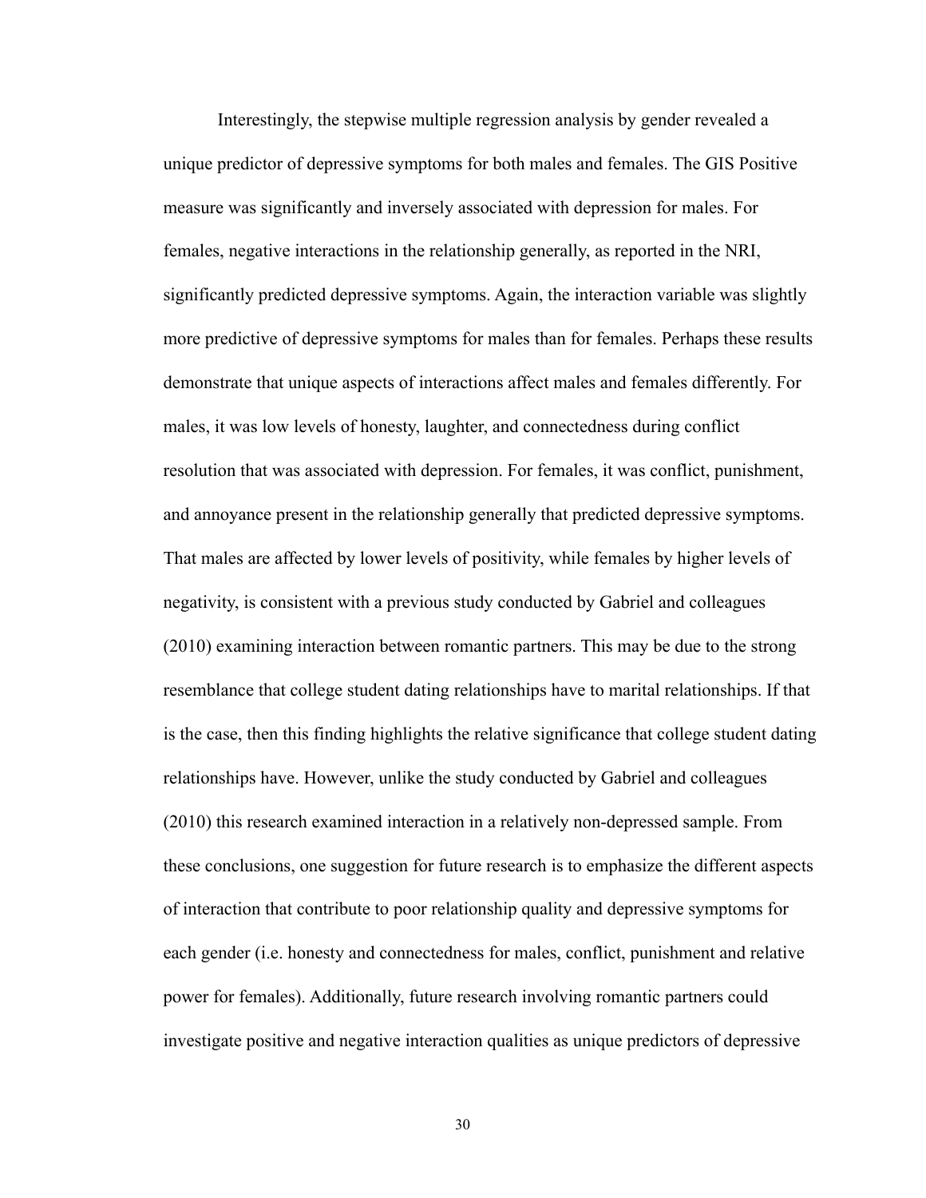Interestingly, the stepwise multiple regression analysis by gender revealed a unique predictor of depressive symptoms for both males and females. The GIS Positive measure was significantly and inversely associated with depression for males. For females, negative interactions in the relationship generally, as reported in the NRI, significantly predicted depressive symptoms. Again, the interaction variable was slightly more predictive of depressive symptoms for males than for females. Perhaps these results demonstrate that unique aspects of interactions affect males and females differently. For males, it was low levels of honesty, laughter, and connectedness during conflict resolution that was associated with depression. For females, it was conflict, punishment, and annoyance present in the relationship generally that predicted depressive symptoms. That males are affected by lower levels of positivity, while females by higher levels of negativity, is consistent with a previous study conducted by Gabriel and colleagues (2010) examining interaction between romantic partners. This may be due to the strong resemblance that college student dating relationships have to marital relationships. If that is the case, then this finding highlights the relative significance that college student dating relationships have. However, unlike the study conducted by Gabriel and colleagues (2010) this research examined interaction in a relatively non-depressed sample. From these conclusions, one suggestion for future research is to emphasize the different aspects of interaction that contribute to poor relationship quality and depressive symptoms for each gender (i.e. honesty and connectedness for males, conflict, punishment and relative power for females). Additionally, future research involving romantic partners could investigate positive and negative interaction qualities as unique predictors of depressive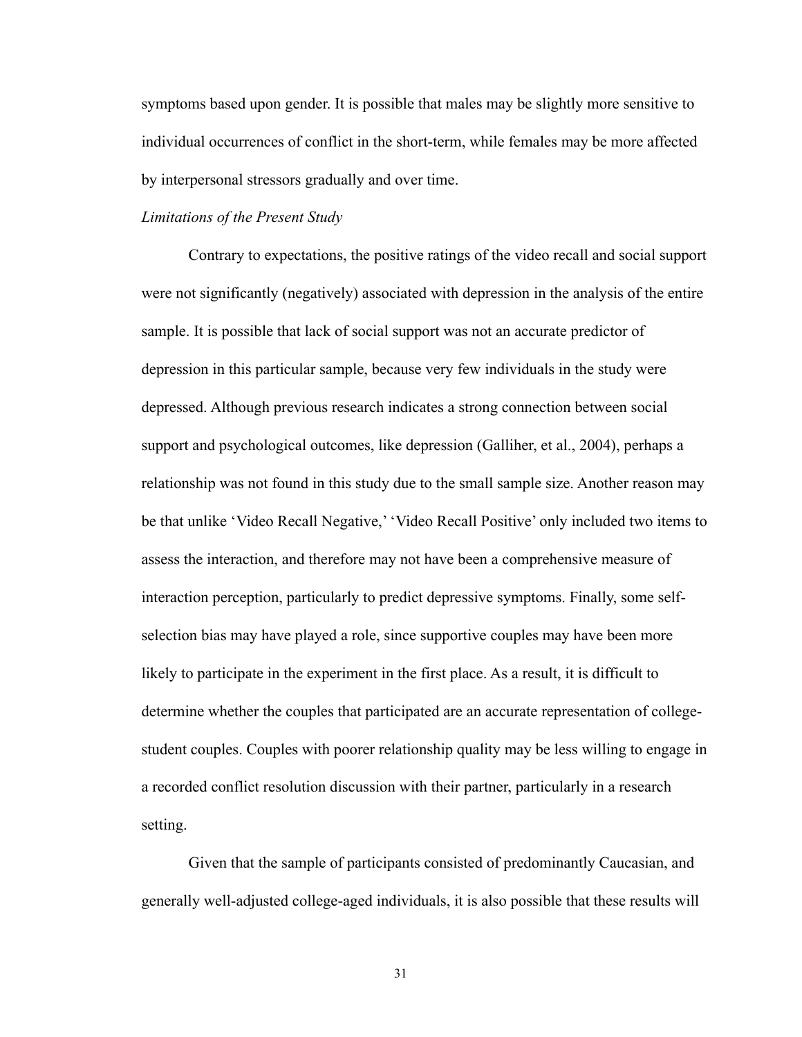symptoms based upon gender. It is possible that males may be slightly more sensitive to individual occurrences of conflict in the short-term, while females may be more affected by interpersonal stressors gradually and over time.

*Limitations of the Present Study*

Contrary to expectations, the positive ratings of the video recall and social support were not significantly (negatively) associated with depression in the analysis of the entire sample. It is possible that lack of social support was not an accurate predictor of depression in this particular sample, because very few individuals in the study were depressed. Although previous research indicates a strong connection between social support and psychological outcomes, like depression (Galliher, et al., 2004), perhaps a relationship was not found in this study due to the small sample size. Another reason may be that unlike 'Video Recall Negative,' 'Video Recall Positive' only included two items to assess the interaction, and therefore may not have been a comprehensive measure of interaction perception, particularly to predict depressive symptoms. Finally, some self-selection bias may have played a role, since supportive couples may have been more likely to participate in the experiment in the first place. As a result, it is difficult to determine whether the couples that participated are an accurate representation of college-student couples. Couples with poorer relationship quality may be less willing to engage in a recorded conflict resolution discussion with their partner, particularly in a research setting.

Given that the sample of participants consisted of predominantly Caucasian, and generally well-adjusted college-aged individuals, it is also possible that these results will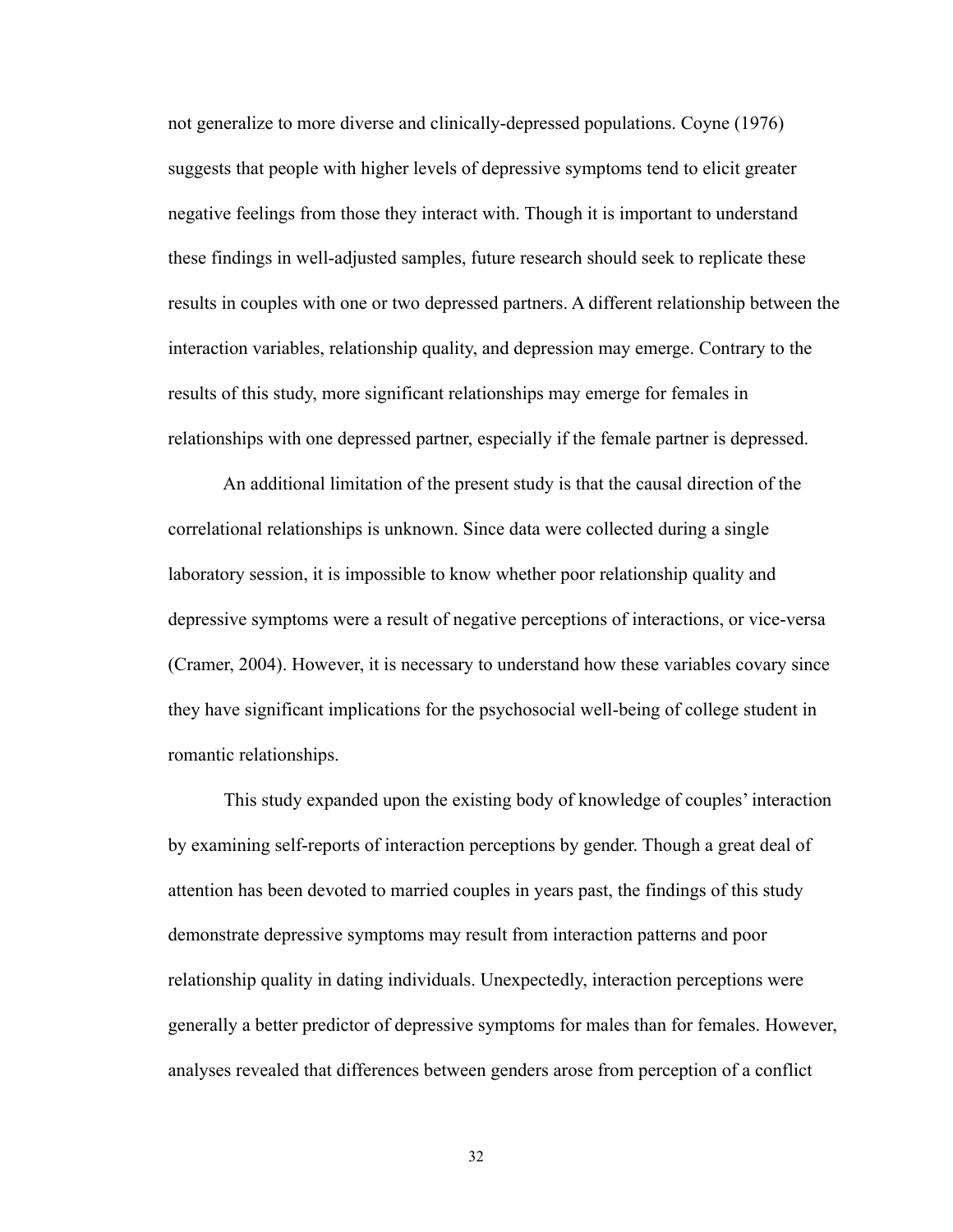not generalize to more diverse and clinically-depressed populations. Coyne (1976) suggests that people with higher levels of depressive symptoms tend to elicit greater negative feelings from those they interact with. Though it is important to understand these findings in well-adjusted samples, future research should seek to replicate these results in couples with one or two depressed partners. A different relationship between the interaction variables, relationship quality, and depression may emerge. Contrary to the results of this study, more significant relationships may emerge for females in relationships with one depressed partner, especially if the female partner is depressed.

An additional limitation of the present study is that the causal direction of the correlational relationships is unknown. Since data were collected during a single laboratory session, it is impossible to know whether poor relationship quality and depressive symptoms were a result of negative perceptions of interactions, or vice-versa (Cramer, 2004). However, it is necessary to understand how these variables covary since they have significant implications for the psychosocial well-being of college student in romantic relationships.

This study expanded upon the existing body of knowledge of couples' interaction by examining self-reports of interaction perceptions by gender. Though a great deal of attention has been devoted to married couples in years past, the findings of this study demonstrate depressive symptoms may result from interaction patterns and poor relationship quality in dating individuals. Unexpectedly, interaction perceptions were generally a better predictor of depressive symptoms for males than for females. However, analyses revealed that differences between genders arose from perception of a conflict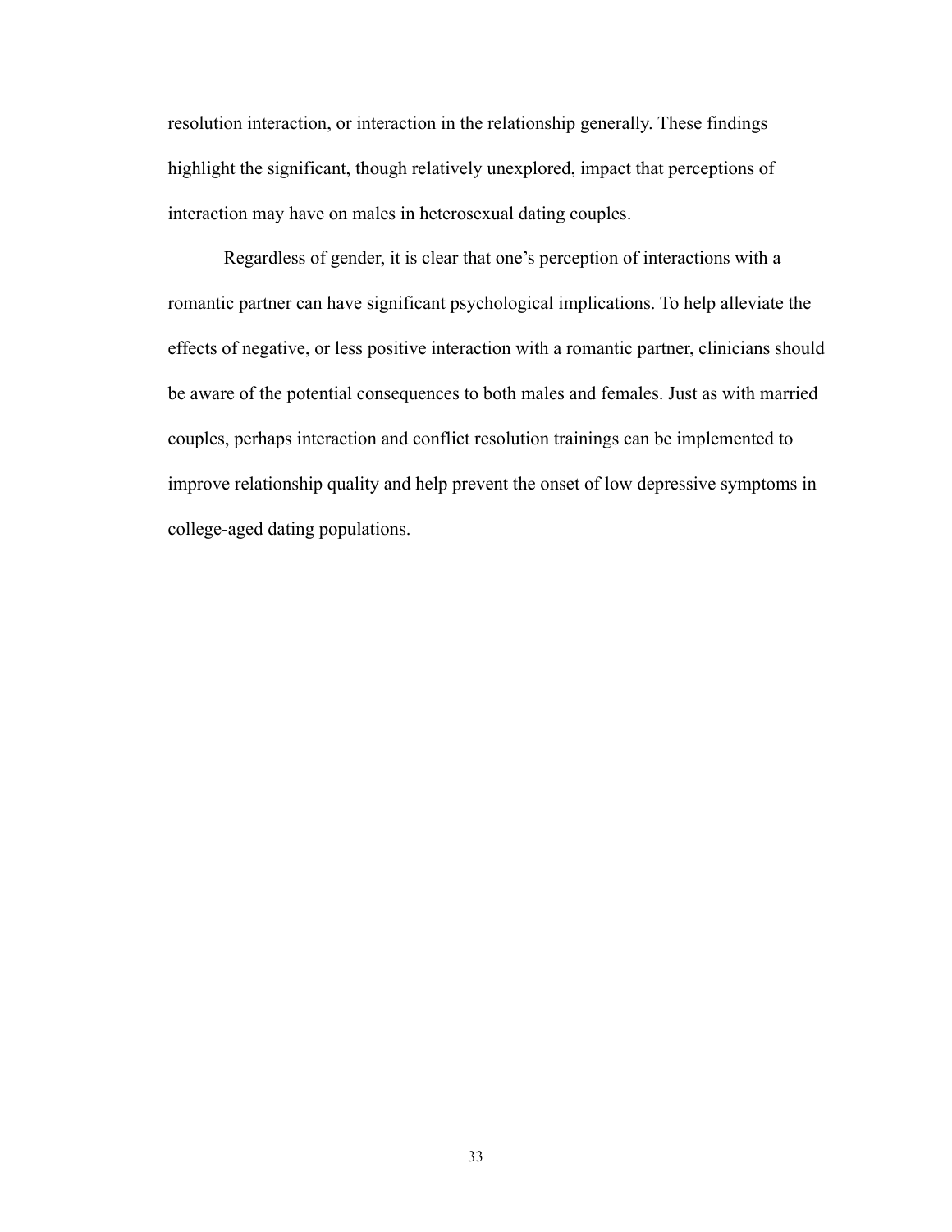resolution interaction, or interaction in the relationship generally. These findings highlight the significant, though relatively unexplored, impact that perceptions of interaction may have on males in heterosexual dating couples.

Regardless of gender, it is clear that one's perception of interactions with a romantic partner can have significant psychological implications. To help alleviate the effects of negative, or less positive interaction with a romantic partner, clinicians should be aware of the potential consequences to both males and females. Just as with married couples, perhaps interaction and conflict resolution trainings can be implemented to improve relationship quality and help prevent the onset of low depressive symptoms in college-aged dating populations.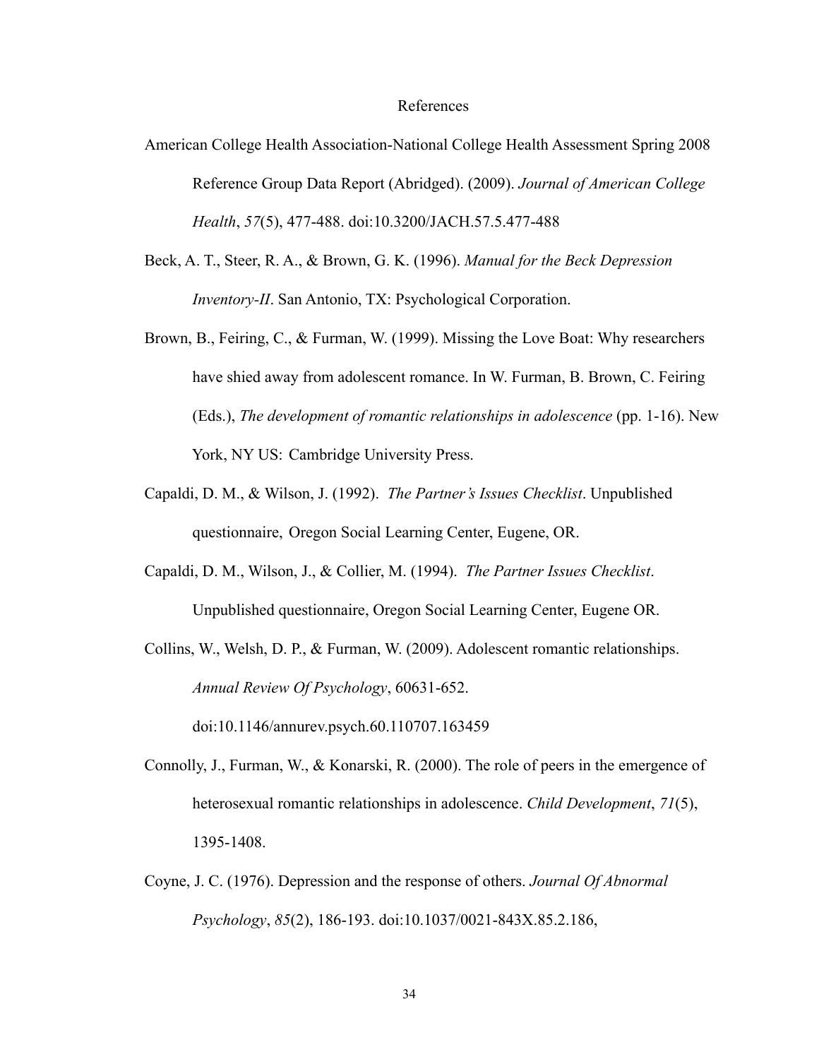# References

American College Health Association-National College Health Assessment Spring 2008 Reference Group Data Report (Abridged). (2009). *Journal of American College Health*, *57*(5), 477-488. doi:10.3200/JACH.57.5.477-488

Beck, A. T., Steer, R. A., & Brown, G. K. (1996). *Manual for the Beck Depression Inventory-II*. San Antonio, TX: Psychological Corporation.

Brown, B., Feiring, C., & Furman, W. (1999). Missing the Love Boat: Why researchers have shied away from adolescent romance. In W. Furman, B. Brown, C. Feiring (Eds.), *The development of romantic relationships in adolescence* (pp. 1-16). New York, NY US: Cambridge University Press.

Capaldi, D. M., & Wilson, J. (1992). *The Partner's Issues Checklist*. Unpublished questionnaire, Oregon Social Learning Center, Eugene, OR.

Capaldi, D. M., Wilson, J., & Collier, M. (1994). *The Partner Issues Checklist*. Unpublished questionnaire, Oregon Social Learning Center, Eugene OR.

Collins, W., Welsh, D. P., & Furman, W. (2009). Adolescent romantic relationships. *Annual Review Of Psychology*, 60631-652. doi:10.1146/annurev.psych.60.110707.163459

Connolly, J., Furman, W., & Konarski, R. (2000). The role of peers in the emergence of heterosexual romantic relationships in adolescence. *Child Development*, *71*(5), 1395-1408.

Coyne, J. C. (1976). Depression and the response of others. *Journal Of Abnormal Psychology*, *85*(2), 186-193. doi:10.1037/0021-843X.85.2.186,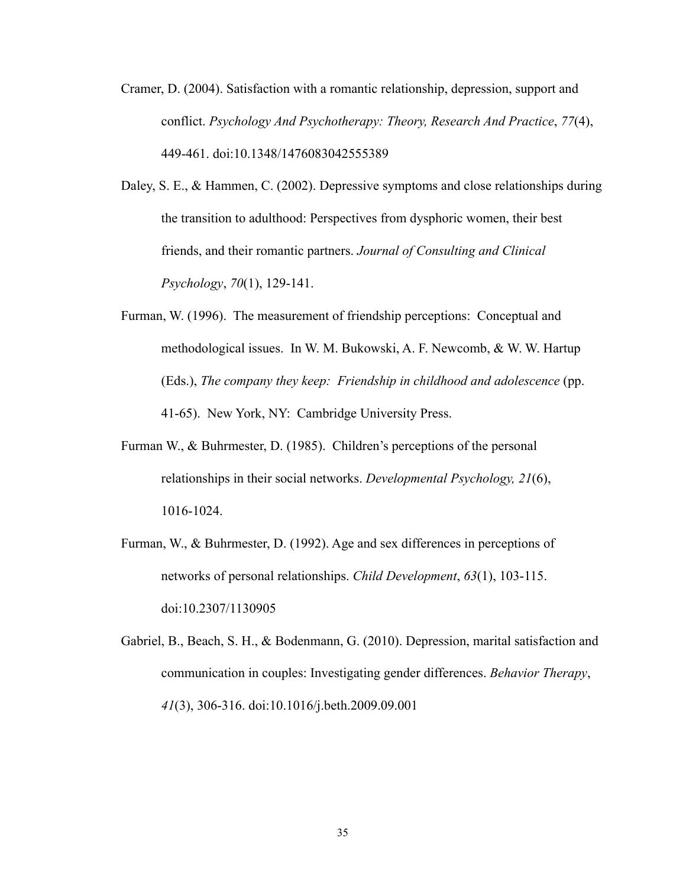Cramer, D. (2004). Satisfaction with a romantic relationship, depression, support and conflict. *Psychology And Psychotherapy: Theory, Research And Practice*, *77*(4), 449-461. doi:10.1348/1476083042555389

Daley, S. E., & Hammen, C. (2002). Depressive symptoms and close relationships during the transition to adulthood: Perspectives from dysphoric women, their best friends, and their romantic partners. *Journal of Consulting and Clinical Psychology*, *70*(1), 129-141.

Furman, W. (1996). The measurement of friendship perceptions: Conceptual and methodological issues. In W. M. Bukowski, A. F. Newcomb, & W. W. Hartup (Eds.), *The company they keep: Friendship in childhood and adolescence* (pp. 41-65). New York, NY: Cambridge University Press.

Furman W., & Buhrmester, D. (1985). Children's perceptions of the personal relationships in their social networks. *Developmental Psychology, 21*(6), 1016-1024.

Furman, W., & Buhrmester, D. (1992). Age and sex differences in perceptions of networks of personal relationships. *Child Development*, *63*(1), 103-115. doi:10.2307/1130905

Gabriel, B., Beach, S. H., & Bodenmann, G. (2010). Depression, marital satisfaction and communication in couples: Investigating gender differences. *Behavior Therapy*, *41*(3), 306-316. doi:10.1016/j.beth.2009.09.001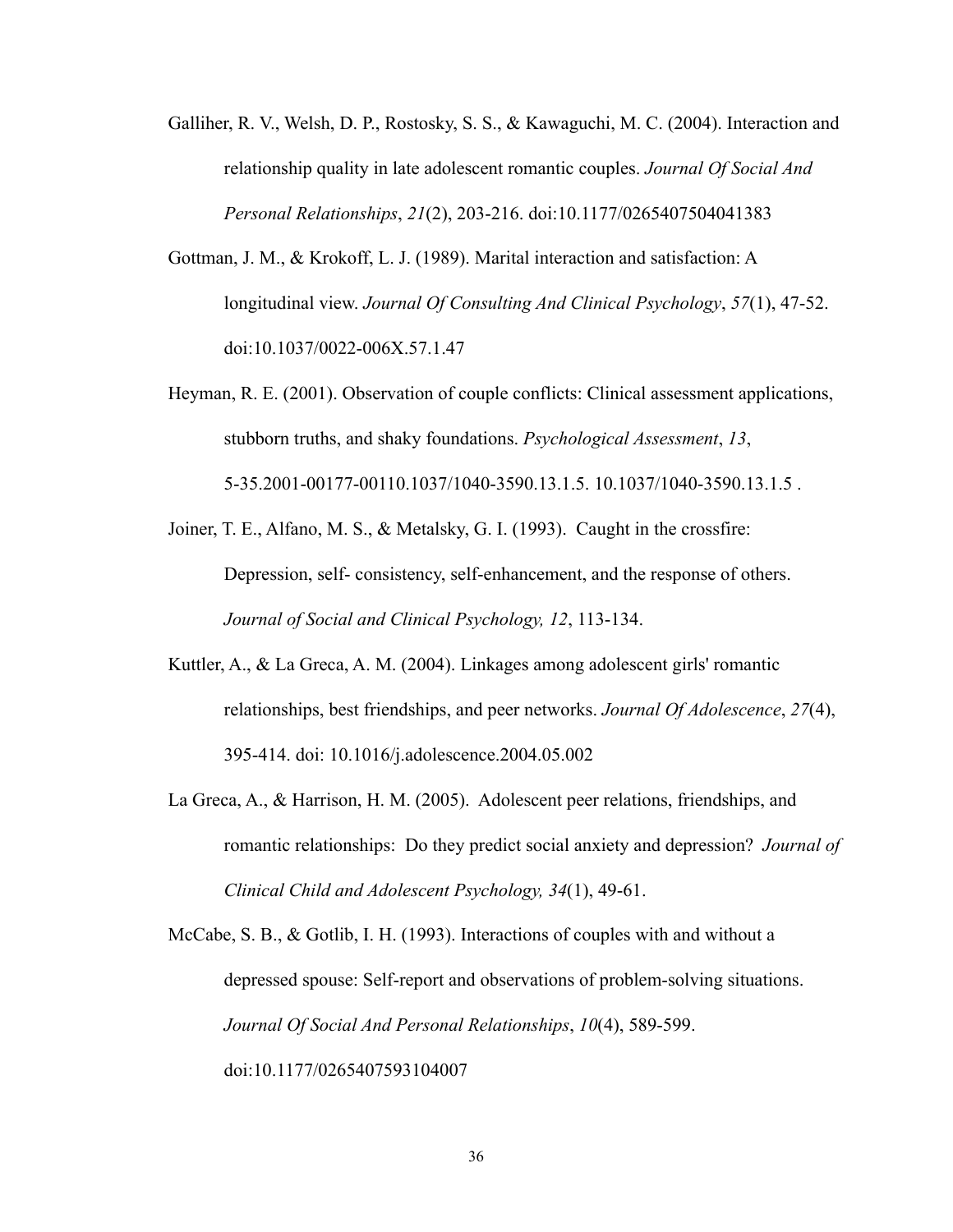Galliher, R. V., Welsh, D. P., Rostosky, S. S., & Kawaguchi, M. C. (2004). Interaction and relationship quality in late adolescent romantic couples. *Journal Of Social And Personal Relationships*, *21*(2), 203-216. doi:10.1177/0265407504041383

Gottman, J. M., & Krokoff, L. J. (1989). Marital interaction and satisfaction: A longitudinal view. *Journal Of Consulting And Clinical Psychology*, *57*(1), 47-52. doi:10.1037/0022-006X.57.1.47

Heyman, R. E. (2001). Observation of couple conflicts: Clinical assessment applications, stubborn truths, and shaky foundations. *Psychological Assessment*, *13*, 5-35.2001-00177-00110.1037/1040-3590.13.1.5. 10.1037/1040-3590.13.1.5 .

Joiner, T. E., Alfano, M. S., & Metalsky, G. I. (1993). Caught in the crossfire: Depression, self- consistency, self-enhancement, and the response of others. *Journal of Social and Clinical Psychology, 12*, 113-134.

Kuttler, A., & La Greca, A. M. (2004). Linkages among adolescent girls' romantic relationships, best friendships, and peer networks. *Journal Of Adolescence*, *27*(4), 395-414. doi: 10.1016/j.adolescence.2004.05.002

La Greca, A., & Harrison, H. M. (2005). Adolescent peer relations, friendships, and romantic relationships: Do they predict social anxiety and depression? *Journal of Clinical Child and Adolescent Psychology, 34*(1), 49-61.

McCabe, S. B., & Gotlib, I. H. (1993). Interactions of couples with and without a depressed spouse: Self-report and observations of problem-solving situations. *Journal Of Social And Personal Relationships*, *10*(4), 589-599. doi:10.1177/0265407593104007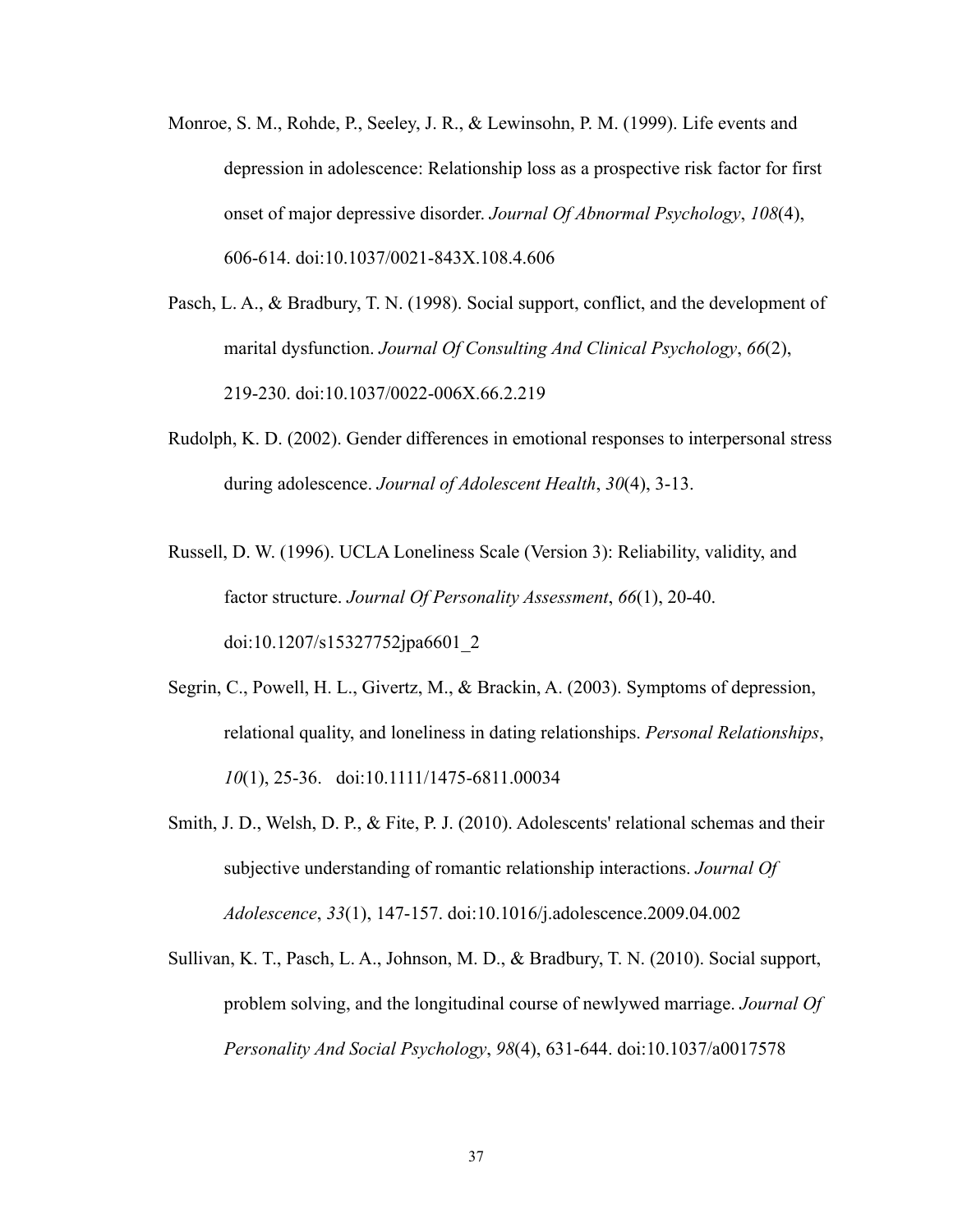Monroe, S. M., Rohde, P., Seeley, J. R., & Lewinsohn, P. M. (1999). Life events and depression in adolescence: Relationship loss as a prospective risk factor for first onset of major depressive disorder. *Journal Of Abnormal Psychology*, *108*(4), 606-614. doi:10.1037/0021-843X.108.4.606

Pasch, L. A., & Bradbury, T. N. (1998). Social support, conflict, and the development of marital dysfunction. *Journal Of Consulting And Clinical Psychology*, *66*(2), 219-230. doi:10.1037/0022-006X.66.2.219

Rudolph, K. D. (2002). Gender differences in emotional responses to interpersonal stress during adolescence. *Journal of Adolescent Health*, *30*(4), 3-13.

Russell, D. W. (1996). UCLA Loneliness Scale (Version 3): Reliability, validity, and factor structure. *Journal Of Personality Assessment*, *66*(1), 20-40. doi:10.1207/s15327752jpa6601_2

Segrin, C., Powell, H. L., Givertz, M., & Brackin, A. (2003). Symptoms of depression, relational quality, and loneliness in dating relationships. *Personal Relationships*, *10*(1), 25-36. doi:10.1111/1475-6811.00034

Smith, J. D., Welsh, D. P., & Fite, P. J. (2010). Adolescents' relational schemas and their subjective understanding of romantic relationship interactions. *Journal Of Adolescence*, *33*(1), 147-157. doi:10.1016/j.adolescence.2009.04.002

Sullivan, K. T., Pasch, L. A., Johnson, M. D., & Bradbury, T. N. (2010). Social support, problem solving, and the longitudinal course of newlywed marriage. *Journal Of Personality And Social Psychology*, *98*(4), 631-644. doi:10.1037/a0017578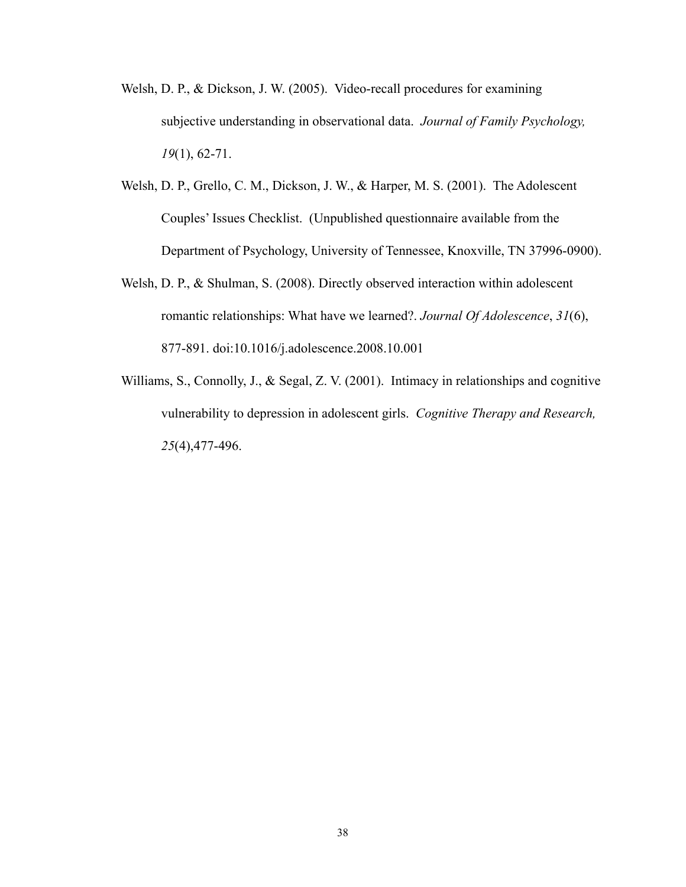Welsh, D. P., & Dickson, J. W. (2005). Video-recall procedures for examining subjective understanding in observational data. *Journal of Family Psychology, 19*(1), 62-71.

Welsh, D. P., Grello, C. M., Dickson, J. W., & Harper, M. S. (2001). The Adolescent Couples' Issues Checklist. (Unpublished questionnaire available from the Department of Psychology, University of Tennessee, Knoxville, TN 37996-0900).

Welsh, D. P., & Shulman, S. (2008). Directly observed interaction within adolescent romantic relationships: What have we learned?. *Journal Of Adolescence*, *31*(6), 877-891. doi:10.1016/j.adolescence.2008.10.001

Williams, S., Connolly, J., & Segal, Z. V. (2001). Intimacy in relationships and cognitive vulnerability to depression in adolescent girls. *Cognitive Therapy and Research, 25*(4),477-496.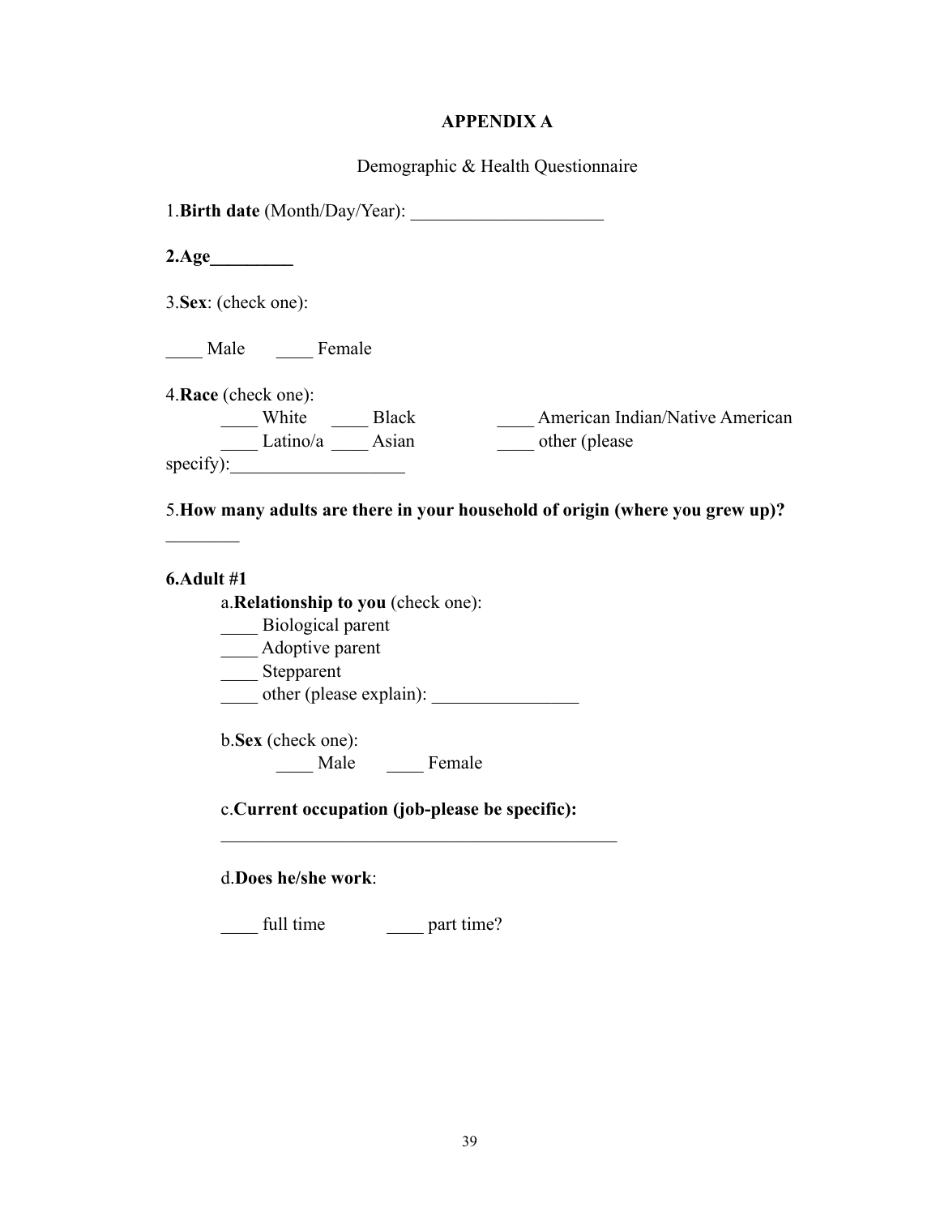**APPENDIX A**

Demographic & Health Questionnaire

1.**Birth date** (Month/Day/Year): _____________________

**2.Age_________**

3.**Sex**: (check one):

____ Male ____ Female

4.**Race** (check one):

____ White ____ Black ____ American Indian/Native American

____ Latino/a ____ Asian ____ other (please specify):___________________

5.**How many adults are there in your household of origin (where you grew up)?** ________

**6.Adult #1**

a.**Relationship to you** (check one):

____ Biological parent

____ Adoptive parent

____ Stepparent

____ other (please explain): ________________

b.**Sex** (check one):

____ Male ____ Female

c.**Current occupation (job-please be specific):**

____________________________________________

d.**Does he/she work**:

____ full time ____ part time?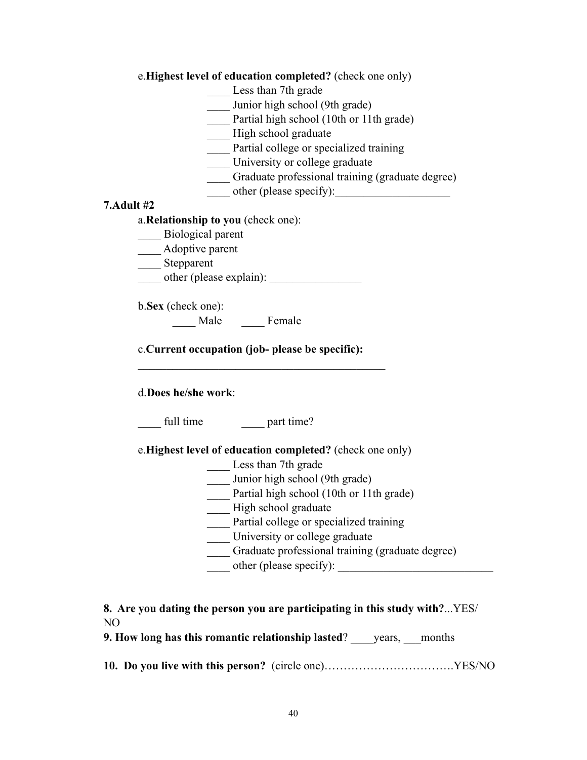e.**Highest level of education completed?** (check one only)

____ Less than 7th grade
____ Junior high school (9th grade)
____ Partial high school (10th or 11th grade)
____ High school graduate
____ Partial college or specialized training
____ University or college graduate
____ Graduate professional training (graduate degree)
____ other (please specify):____________________

**7.Adult #2**

a.**Relationship to you** (check one):

____ Biological parent
____ Adoptive parent
____ Stepparent
____ other (please explain): ________________

b.**Sex** (check one):

____ Male ____ Female

c.**Current occupation (job- please be specific):**

____________________________________________

d.**Does he/she work**:

____ full time ____ part time?

e.**Highest level of education completed?** (check one only)

____ Less than 7th grade
____ Junior high school (9th grade)
____ Partial high school (10th or 11th grade)
____ High school graduate
____ Partial college or specialized training
____ University or college graduate
____ Graduate professional training (graduate degree)
____ other (please specify): ___________________________

**8. Are you dating the person you are participating in this study with?**...YES/NO

**9. How long has this romantic relationship lasted**? ____years, ___months

**10. Do you live with this person?** (circle one)…………………………….YES/NO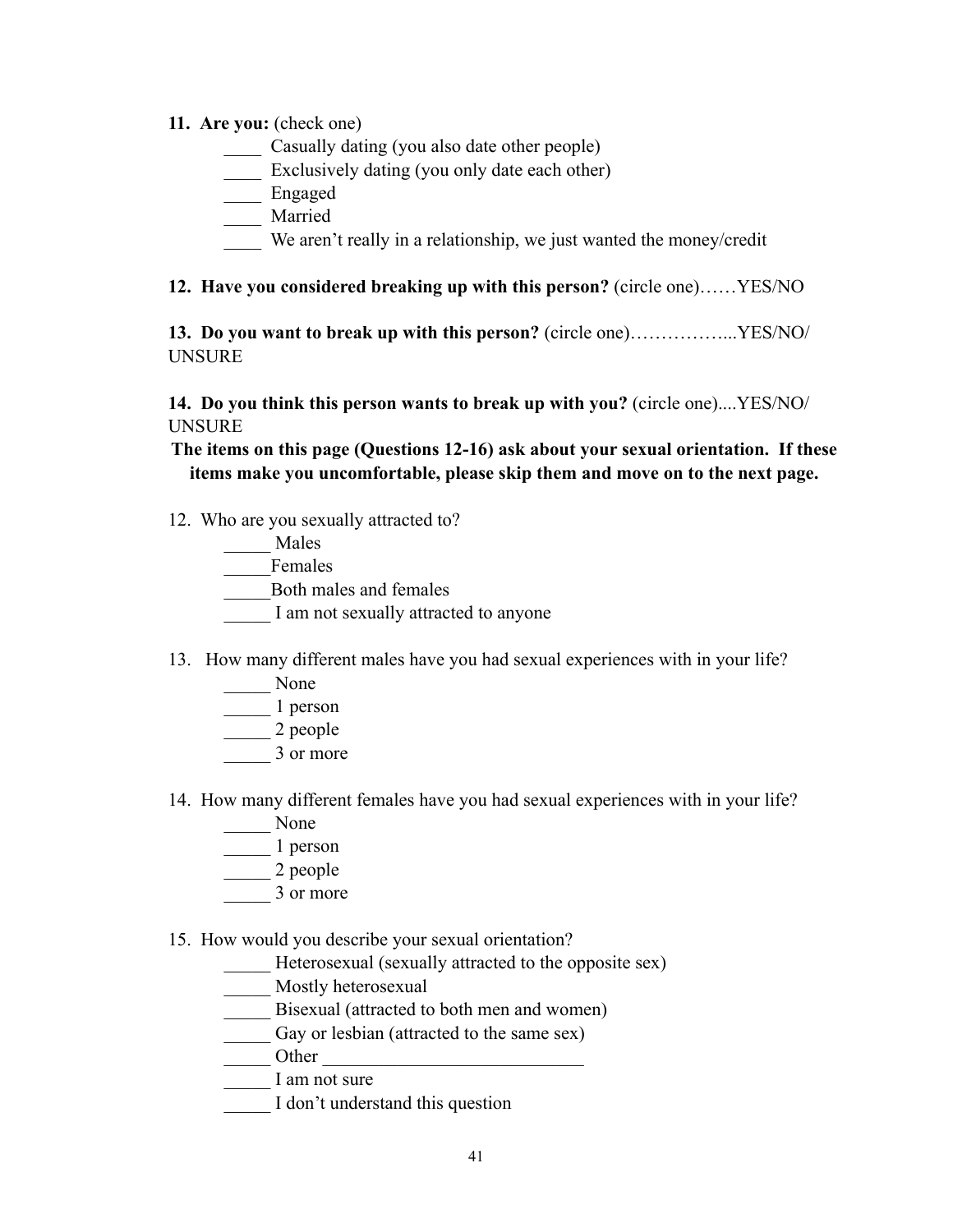**11. Are you:** (check one)

____ Casually dating (you also date other people)
____ Exclusively dating (you only date each other)
____ Engaged
____ Married
____ We aren't really in a relationship, we just wanted the money/credit

**12. Have you considered breaking up with this person?** (circle one)……YES/NO

**13. Do you want to break up with this person?** (circle one)……………...YES/NO/UNSURE

**14. Do you think this person wants to break up with you?** (circle one)....YES/NO/UNSURE

**The items on this page (Questions 12-16) ask about your sexual orientation. If these items make you uncomfortable, please skip them and move on to the next page.**

12. Who are you sexually attracted to?

_____ Males
_____Females
_____Both males and females
_____ I am not sexually attracted to anyone

13. How many different males have you had sexual experiences with in your life?

_____ None
_____ 1 person
_____ 2 people
_____ 3 or more

14. How many different females have you had sexual experiences with in your life?

_____ None
_____ 1 person
_____ 2 people
_____ 3 or more

15. How would you describe your sexual orientation?

_____ Heterosexual (sexually attracted to the opposite sex)
_____ Mostly heterosexual
_____ Bisexual (attracted to both men and women)
_____ Gay or lesbian (attracted to the same sex)
_____ Other ____________________________
_____ I am not sure
_____ I don't understand this question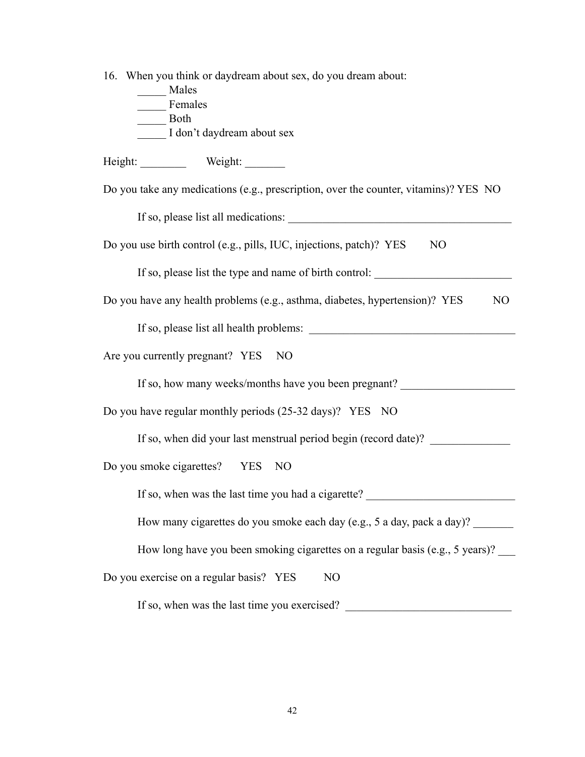16. When you think or daydream about sex, do you dream about:

    _____ Males

    _____ Females

    _____ Both

    _____ I don't daydream about sex

Height: ________ Weight: _______

Do you take any medications (e.g., prescription, over the counter, vitamins)? YES NO

    If so, please list all medications: ________________________________________

Do you use birth control (e.g., pills, IUC, injections, patch)? YES NO

    If so, please list the type and name of birth control: ________________________

Do you have any health problems (e.g., asthma, diabetes, hypertension)? YES NO

    If so, please list all health problems: ____________________________________

Are you currently pregnant? YES NO

    If so, how many weeks/months have you been pregnant? ___________________

Do you have regular monthly periods (25-32 days)? YES NO

    If so, when did your last menstrual period begin (record date)? ______________

Do you smoke cigarettes? YES NO

    If so, when was the last time you had a cigarette? __________________________

    How many cigarettes do you smoke each day (e.g., 5 a day, pack a day)? _______

    How long have you been smoking cigarettes on a regular basis (e.g., 5 years)? ___

Do you exercise on a regular basis? YES NO

    If so, when was the last time you exercised? _____________________________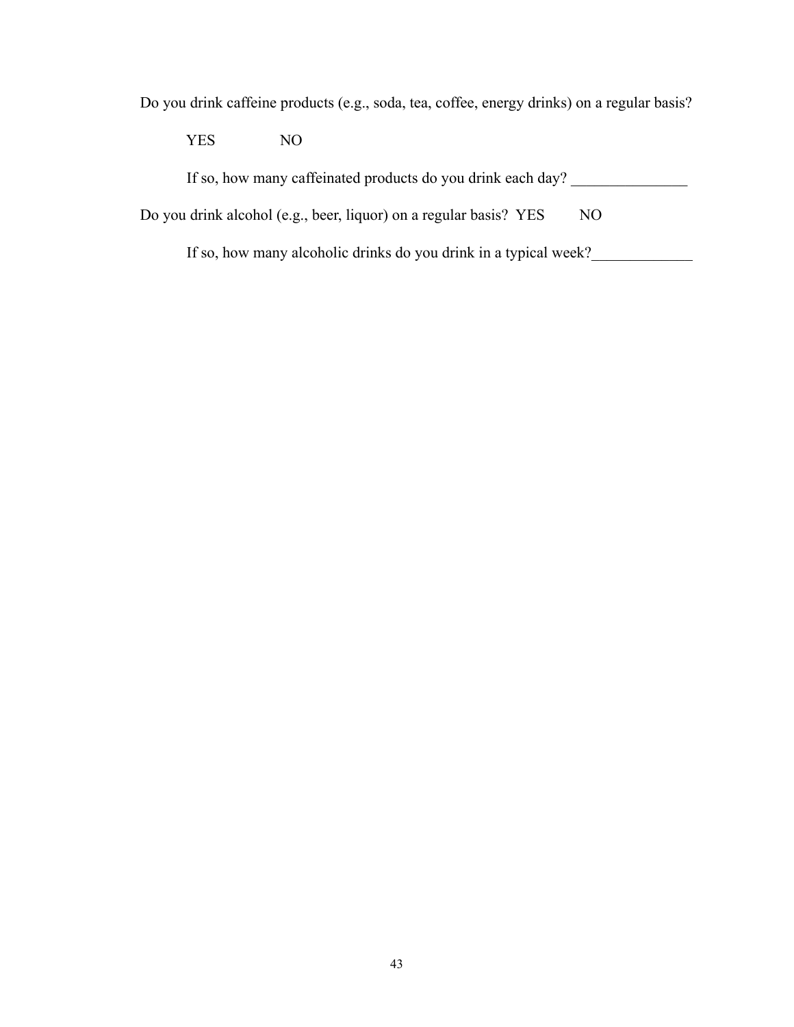Do you drink caffeine products (e.g., soda, tea, coffee, energy drinks) on a regular basis?

YES NO

If so, how many caffeinated products do you drink each day? _______________

Do you drink alcohol (e.g., beer, liquor) on a regular basis? YES NO

If so, how many alcoholic drinks do you drink in a typical week?_____________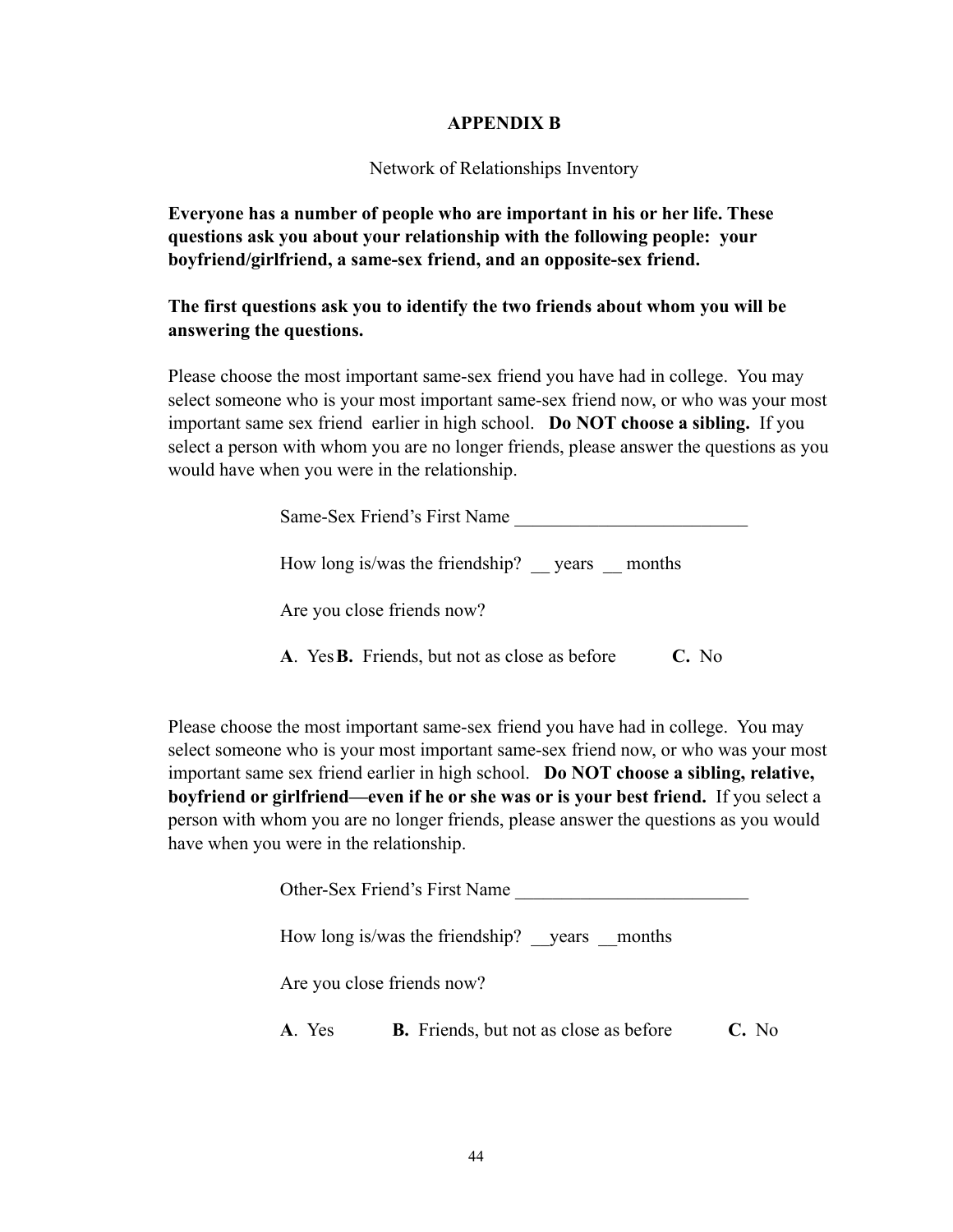# APPENDIX B

Network of Relationships Inventory

**Everyone has a number of people who are important in his or her life. These questions ask you about your relationship with the following people: your boyfriend/girlfriend, a same-sex friend, and an opposite-sex friend.**

**The first questions ask you to identify the two friends about whom you will be answering the questions.**

Please choose the most important same-sex friend you have had in college. You may select someone who is your most important same-sex friend now, or who was your most important same sex friend earlier in high school. **Do NOT choose a sibling.** If you select a person with whom you are no longer friends, please answer the questions as you would have when you were in the relationship.

Same-Sex Friend's First Name _________________________

How long is/was the friendship? __ years __ months

Are you close friends now?

**A**. Yes **B.** Friends, but not as close as before **C.** No

Please choose the most important same-sex friend you have had in college. You may select someone who is your most important same-sex friend now, or who was your most important same sex friend earlier in high school. **Do NOT choose a sibling, relative, boyfriend or girlfriend—even if he or she was or is your best friend.** If you select a person with whom you are no longer friends, please answer the questions as you would have when you were in the relationship.

Other-Sex Friend's First Name _________________________

How long is/was the friendship? __years __months

Are you close friends now?

**A**. Yes **B.** Friends, but not as close as before **C.** No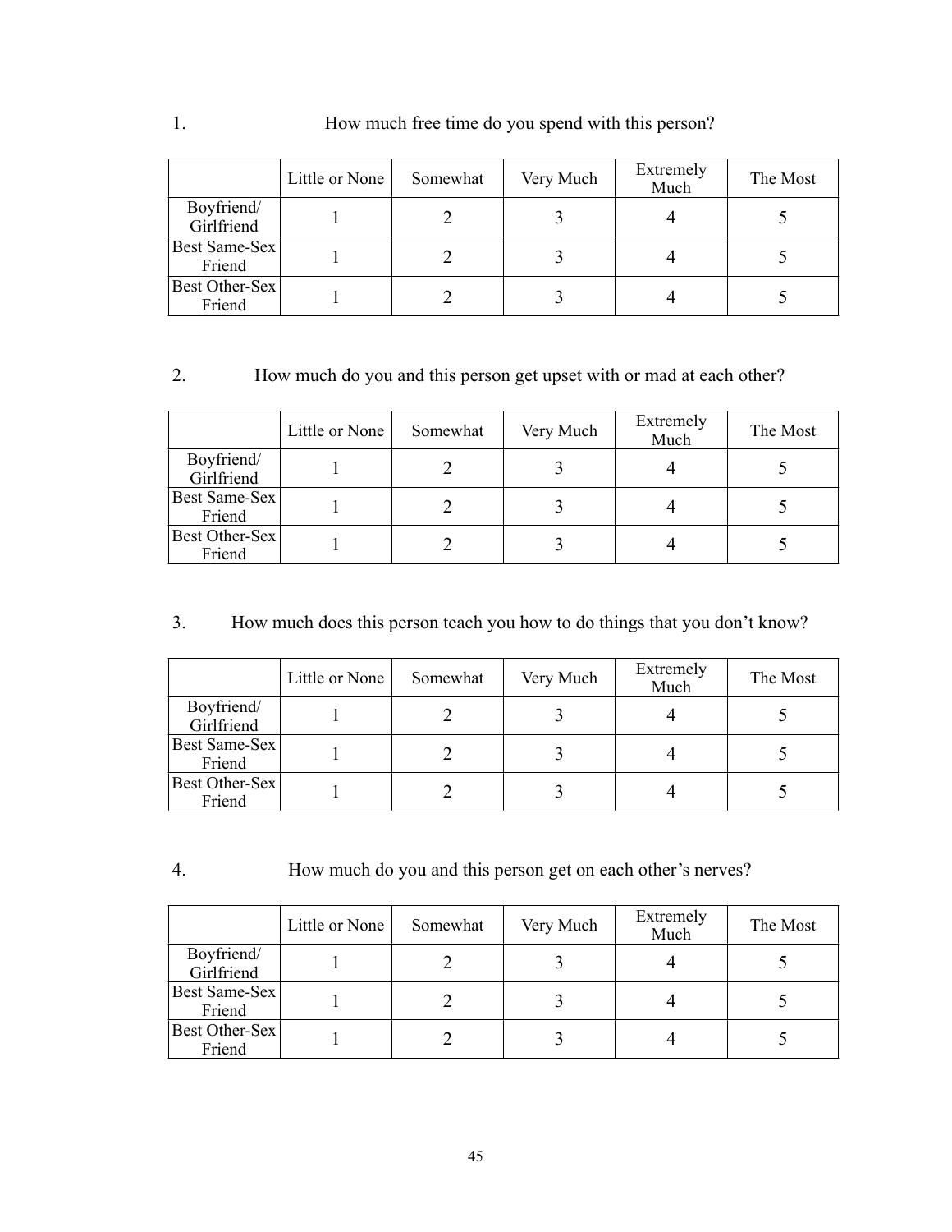1. How much free time do you spend with this person?

| | Little or None | Somewhat | Very Much | Extremely Much | The Most |
|---|---|---|---|---|---|
| Boyfriend/ Girlfriend | 1 | 2 | 3 | 4 | 5 |
| Best Same-Sex Friend | 1 | 2 | 3 | 4 | 5 |
| Best Other-Sex Friend | 1 | 2 | 3 | 4 | 5 |

2. How much do you and this person get upset with or mad at each other?

| | Little or None | Somewhat | Very Much | Extremely Much | The Most |
|---|---|---|---|---|---|
| Boyfriend/ Girlfriend | 1 | 2 | 3 | 4 | 5 |
| Best Same-Sex Friend | 1 | 2 | 3 | 4 | 5 |
| Best Other-Sex Friend | 1 | 2 | 3 | 4 | 5 |

3. How much does this person teach you how to do things that you don't know?

| | Little or None | Somewhat | Very Much | Extremely Much | The Most |
|---|---|---|---|---|---|
| Boyfriend/ Girlfriend | 1 | 2 | 3 | 4 | 5 |
| Best Same-Sex Friend | 1 | 2 | 3 | 4 | 5 |
| Best Other-Sex Friend | 1 | 2 | 3 | 4 | 5 |

4. How much do you and this person get on each other's nerves?

| | Little or None | Somewhat | Very Much | Extremely Much | The Most |
|---|---|---|---|---|---|
| Boyfriend/ Girlfriend | 1 | 2 | 3 | 4 | 5 |
| Best Same-Sex Friend | 1 | 2 | 3 | 4 | 5 |
| Best Other-Sex Friend | 1 | 2 | 3 | 4 | 5 |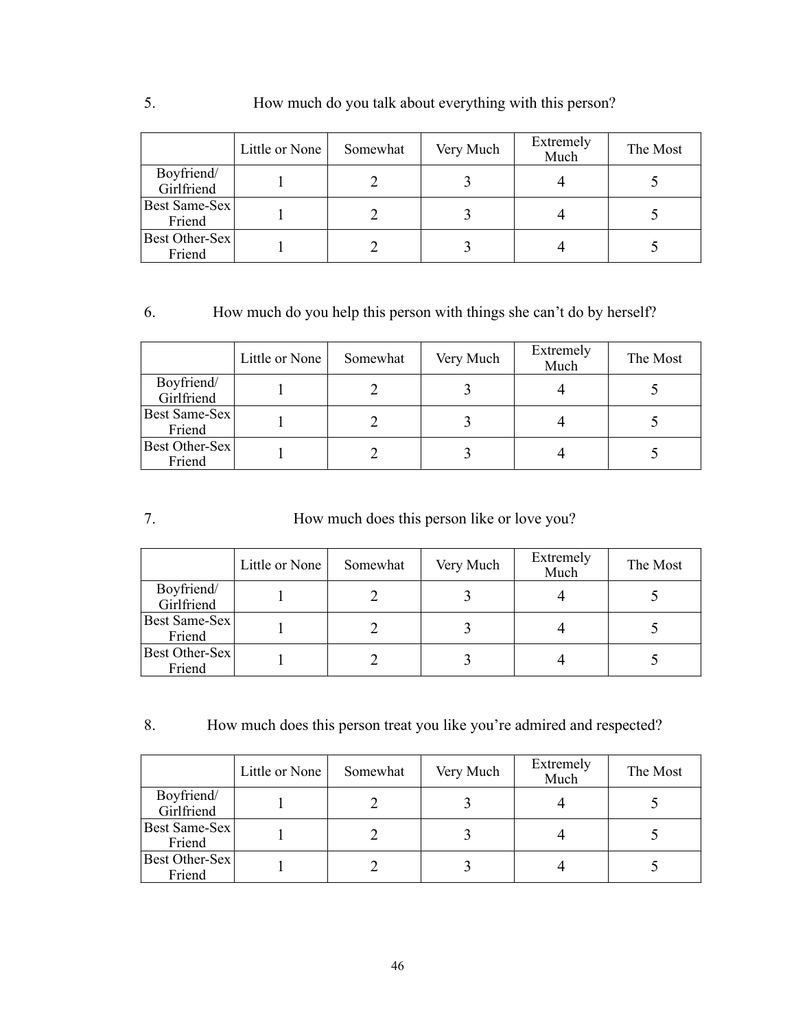5. How much do you talk about everything with this person?

| | Little or None | Somewhat | Very Much | Extremely Much | The Most |
|---|---|---|---|---|---|
| Boyfriend/ Girlfriend | 1 | 2 | 3 | 4 | 5 |
| Best Same-Sex Friend | 1 | 2 | 3 | 4 | 5 |
| Best Other-Sex Friend | 1 | 2 | 3 | 4 | 5 |

6. How much do you help this person with things she can't do by herself?

| | Little or None | Somewhat | Very Much | Extremely Much | The Most |
|---|---|---|---|---|---|
| Boyfriend/ Girlfriend | 1 | 2 | 3 | 4 | 5 |
| Best Same-Sex Friend | 1 | 2 | 3 | 4 | 5 |
| Best Other-Sex Friend | 1 | 2 | 3 | 4 | 5 |

7. How much does this person like or love you?

| | Little or None | Somewhat | Very Much | Extremely Much | The Most |
|---|---|---|---|---|---|
| Boyfriend/ Girlfriend | 1 | 2 | 3 | 4 | 5 |
| Best Same-Sex Friend | 1 | 2 | 3 | 4 | 5 |
| Best Other-Sex Friend | 1 | 2 | 3 | 4 | 5 |

8. How much does this person treat you like you're admired and respected?

| | Little or None | Somewhat | Very Much | Extremely Much | The Most |
|---|---|---|---|---|---|
| Boyfriend/ Girlfriend | 1 | 2 | 3 | 4 | 5 |
| Best Same-Sex Friend | 1 | 2 | 3 | 4 | 5 |
| Best Other-Sex Friend | 1 | 2 | 3 | 4 | 5 |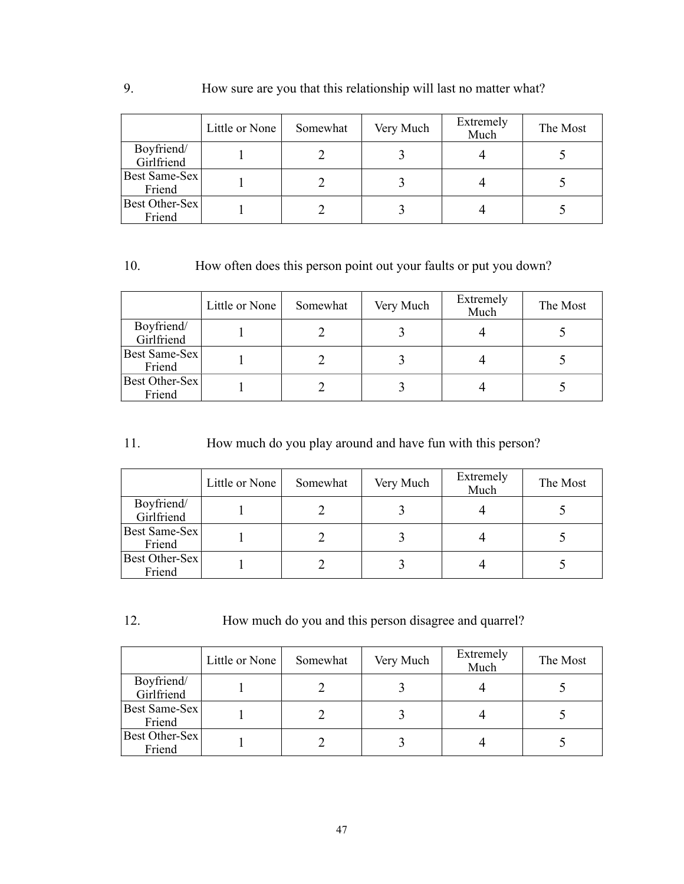9. How sure are you that this relationship will last no matter what?

| | Little or None | Somewhat | Very Much | Extremely Much | The Most |
|---|---|---|---|---|---|
| Boyfriend/ Girlfriend | 1 | 2 | 3 | 4 | 5 |
| Best Same-Sex Friend | 1 | 2 | 3 | 4 | 5 |
| Best Other-Sex Friend | 1 | 2 | 3 | 4 | 5 |

10. How often does this person point out your faults or put you down?

| | Little or None | Somewhat | Very Much | Extremely Much | The Most |
|---|---|---|---|---|---|
| Boyfriend/ Girlfriend | 1 | 2 | 3 | 4 | 5 |
| Best Same-Sex Friend | 1 | 2 | 3 | 4 | 5 |
| Best Other-Sex Friend | 1 | 2 | 3 | 4 | 5 |

11. How much do you play around and have fun with this person?

| | Little or None | Somewhat | Very Much | Extremely Much | The Most |
|---|---|---|---|---|---|
| Boyfriend/ Girlfriend | 1 | 2 | 3 | 4 | 5 |
| Best Same-Sex Friend | 1 | 2 | 3 | 4 | 5 |
| Best Other-Sex Friend | 1 | 2 | 3 | 4 | 5 |

12. How much do you and this person disagree and quarrel?

| | Little or None | Somewhat | Very Much | Extremely Much | The Most |
|---|---|---|---|---|---|
| Boyfriend/ Girlfriend | 1 | 2 | 3 | 4 | 5 |
| Best Same-Sex Friend | 1 | 2 | 3 | 4 | 5 |
| Best Other-Sex Friend | 1 | 2 | 3 | 4 | 5 |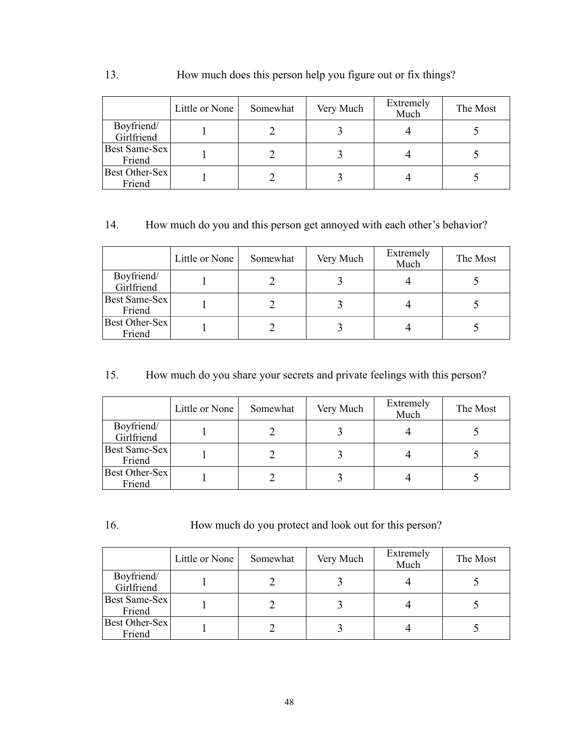13. How much does this person help you figure out or fix things?

| | Little or None | Somewhat | Very Much | Extremely Much | The Most |
|---|---|---|---|---|---|
| Boyfriend/ Girlfriend | 1 | 2 | 3 | 4 | 5 |
| Best Same-Sex Friend | 1 | 2 | 3 | 4 | 5 |
| Best Other-Sex Friend | 1 | 2 | 3 | 4 | 5 |

14. How much do you and this person get annoyed with each other's behavior?

| | Little or None | Somewhat | Very Much | Extremely Much | The Most |
|---|---|---|---|---|---|
| Boyfriend/ Girlfriend | 1 | 2 | 3 | 4 | 5 |
| Best Same-Sex Friend | 1 | 2 | 3 | 4 | 5 |
| Best Other-Sex Friend | 1 | 2 | 3 | 4 | 5 |

15. How much do you share your secrets and private feelings with this person?

| | Little or None | Somewhat | Very Much | Extremely Much | The Most |
|---|---|---|---|---|---|
| Boyfriend/ Girlfriend | 1 | 2 | 3 | 4 | 5 |
| Best Same-Sex Friend | 1 | 2 | 3 | 4 | 5 |
| Best Other-Sex Friend | 1 | 2 | 3 | 4 | 5 |

16. How much do you protect and look out for this person?

| | Little or None | Somewhat | Very Much | Extremely Much | The Most |
|---|---|---|---|---|---|
| Boyfriend/ Girlfriend | 1 | 2 | 3 | 4 | 5 |
| Best Same-Sex Friend | 1 | 2 | 3 | 4 | 5 |
| Best Other-Sex Friend | 1 | 2 | 3 | 4 | 5 |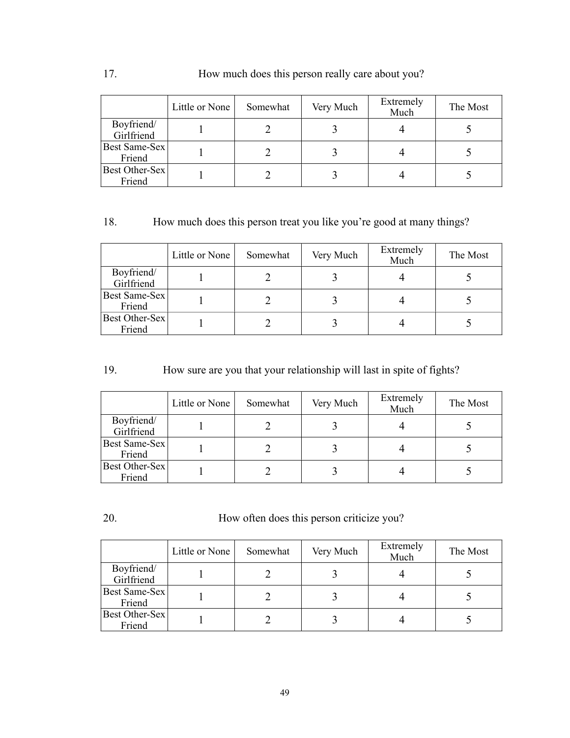17. How much does this person really care about you?

| | Little or None | Somewhat | Very Much | Extremely Much | The Most |
|---|---|---|---|---|---|
| Boyfriend/ Girlfriend | 1 | 2 | 3 | 4 | 5 |
| Best Same-Sex Friend | 1 | 2 | 3 | 4 | 5 |
| Best Other-Sex Friend | 1 | 2 | 3 | 4 | 5 |

18. How much does this person treat you like you're good at many things?

| | Little or None | Somewhat | Very Much | Extremely Much | The Most |
|---|---|---|---|---|---|
| Boyfriend/ Girlfriend | 1 | 2 | 3 | 4 | 5 |
| Best Same-Sex Friend | 1 | 2 | 3 | 4 | 5 |
| Best Other-Sex Friend | 1 | 2 | 3 | 4 | 5 |

19. How sure are you that your relationship will last in spite of fights?

| | Little or None | Somewhat | Very Much | Extremely Much | The Most |
|---|---|---|---|---|---|
| Boyfriend/ Girlfriend | 1 | 2 | 3 | 4 | 5 |
| Best Same-Sex Friend | 1 | 2 | 3 | 4 | 5 |
| Best Other-Sex Friend | 1 | 2 | 3 | 4 | 5 |

20. How often does this person criticize you?

| | Little or None | Somewhat | Very Much | Extremely Much | The Most |
|---|---|---|---|---|---|
| Boyfriend/ Girlfriend | 1 | 2 | 3 | 4 | 5 |
| Best Same-Sex Friend | 1 | 2 | 3 | 4 | 5 |
| Best Other-Sex Friend | 1 | 2 | 3 | 4 | 5 |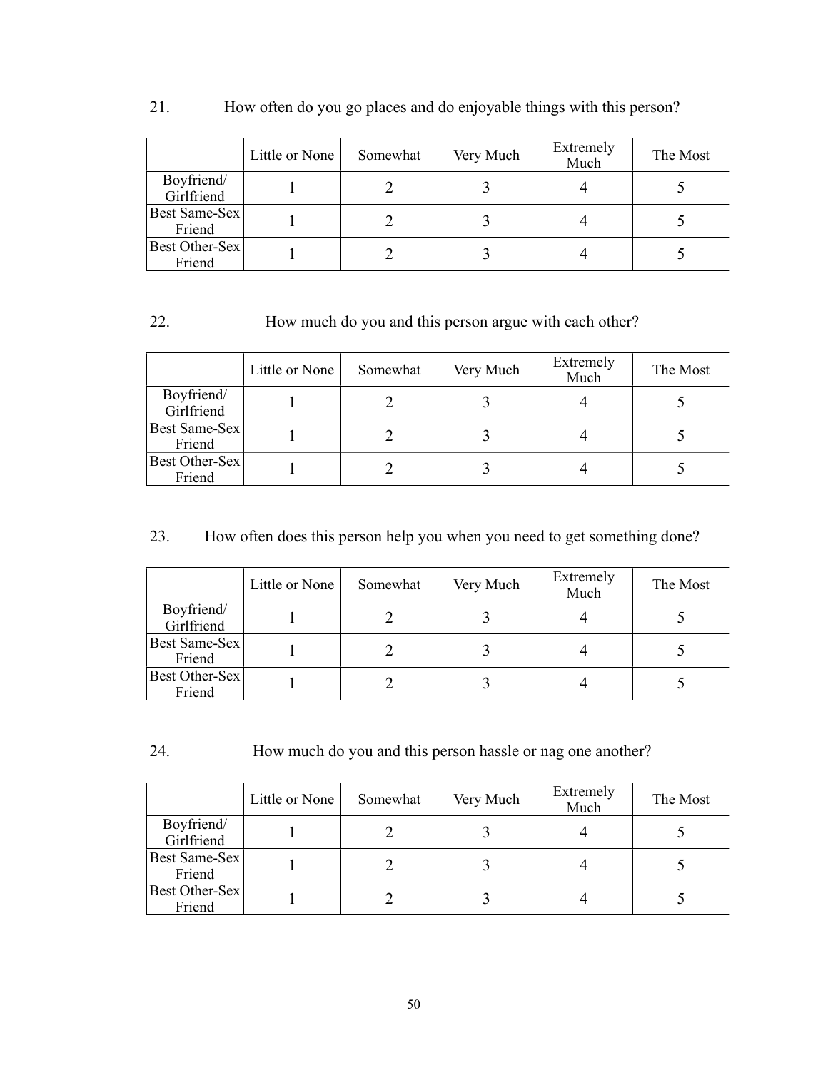21. How often do you go places and do enjoyable things with this person?

| | Little or None | Somewhat | Very Much | Extremely Much | The Most |
|---|---|---|---|---|---|
| Boyfriend/ Girlfriend | 1 | 2 | 3 | 4 | 5 |
| Best Same-Sex Friend | 1 | 2 | 3 | 4 | 5 |
| Best Other-Sex Friend | 1 | 2 | 3 | 4 | 5 |

22. How much do you and this person argue with each other?

| | Little or None | Somewhat | Very Much | Extremely Much | The Most |
|---|---|---|---|---|---|
| Boyfriend/ Girlfriend | 1 | 2 | 3 | 4 | 5 |
| Best Same-Sex Friend | 1 | 2 | 3 | 4 | 5 |
| Best Other-Sex Friend | 1 | 2 | 3 | 4 | 5 |

23. How often does this person help you when you need to get something done?

| | Little or None | Somewhat | Very Much | Extremely Much | The Most |
|---|---|---|---|---|---|
| Boyfriend/ Girlfriend | 1 | 2 | 3 | 4 | 5 |
| Best Same-Sex Friend | 1 | 2 | 3 | 4 | 5 |
| Best Other-Sex Friend | 1 | 2 | 3 | 4 | 5 |

24. How much do you and this person hassle or nag one another?

| | Little or None | Somewhat | Very Much | Extremely Much | The Most |
|---|---|---|---|---|---|
| Boyfriend/ Girlfriend | 1 | 2 | 3 | 4 | 5 |
| Best Same-Sex Friend | 1 | 2 | 3 | 4 | 5 |
| Best Other-Sex Friend | 1 | 2 | 3 | 4 | 5 |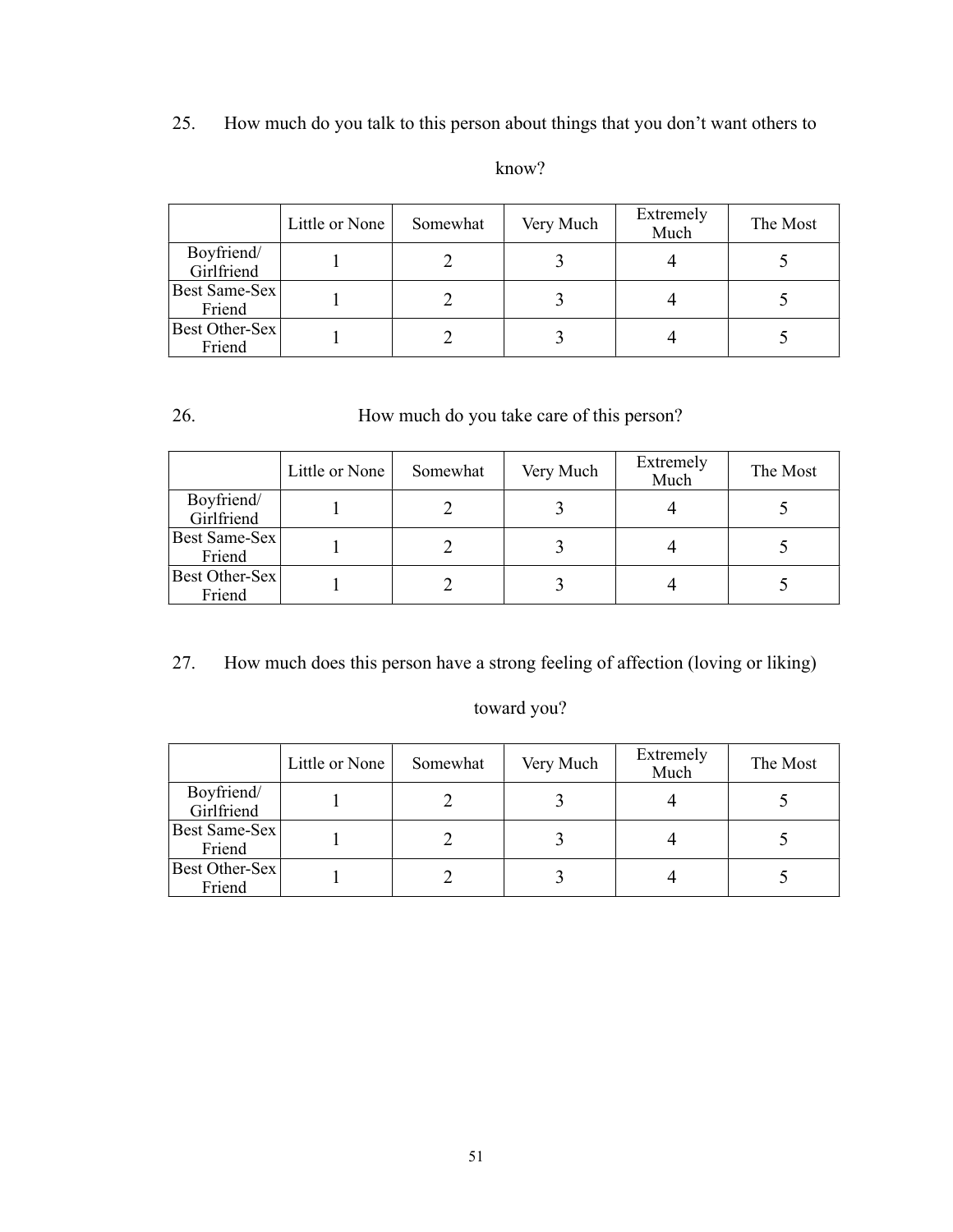25. How much do you talk to this person about things that you don't want others to know?

| | Little or None | Somewhat | Very Much | Extremely Much | The Most |
|---|---|---|---|---|---|
| Boyfriend/ Girlfriend | 1 | 2 | 3 | 4 | 5 |
| Best Same-Sex Friend | 1 | 2 | 3 | 4 | 5 |
| Best Other-Sex Friend | 1 | 2 | 3 | 4 | 5 |

26. How much do you take care of this person?

| | Little or None | Somewhat | Very Much | Extremely Much | The Most |
|---|---|---|---|---|---|
| Boyfriend/ Girlfriend | 1 | 2 | 3 | 4 | 5 |
| Best Same-Sex Friend | 1 | 2 | 3 | 4 | 5 |
| Best Other-Sex Friend | 1 | 2 | 3 | 4 | 5 |

27. How much does this person have a strong feeling of affection (loving or liking) toward you?

| | Little or None | Somewhat | Very Much | Extremely Much | The Most |
|---|---|---|---|---|---|
| Boyfriend/ Girlfriend | 1 | 2 | 3 | 4 | 5 |
| Best Same-Sex Friend | 1 | 2 | 3 | 4 | 5 |
| Best Other-Sex Friend | 1 | 2 | 3 | 4 | 5 |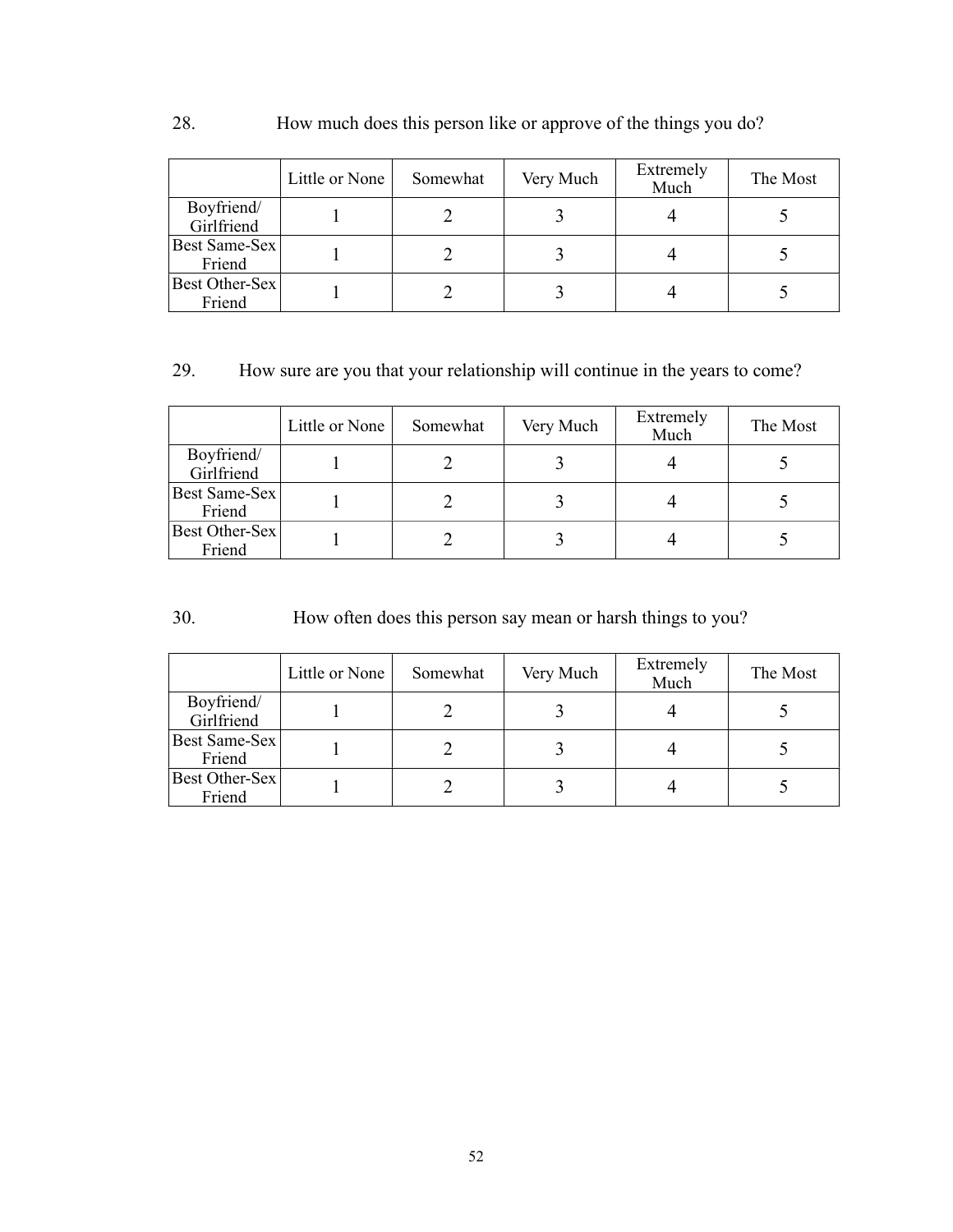28. How much does this person like or approve of the things you do?

| | Little or None | Somewhat | Very Much | Extremely Much | The Most |
|---|---|---|---|---|---|
| Boyfriend/ Girlfriend | 1 | 2 | 3 | 4 | 5 |
| Best Same-Sex Friend | 1 | 2 | 3 | 4 | 5 |
| Best Other-Sex Friend | 1 | 2 | 3 | 4 | 5 |

29. How sure are you that your relationship will continue in the years to come?

| | Little or None | Somewhat | Very Much | Extremely Much | The Most |
|---|---|---|---|---|---|
| Boyfriend/ Girlfriend | 1 | 2 | 3 | 4 | 5 |
| Best Same-Sex Friend | 1 | 2 | 3 | 4 | 5 |
| Best Other-Sex Friend | 1 | 2 | 3 | 4 | 5 |

30. How often does this person say mean or harsh things to you?

| | Little or None | Somewhat | Very Much | Extremely Much | The Most |
|---|---|---|---|---|---|
| Boyfriend/ Girlfriend | 1 | 2 | 3 | 4 | 5 |
| Best Same-Sex Friend | 1 | 2 | 3 | 4 | 5 |
| Best Other-Sex Friend | 1 | 2 | 3 | 4 | 5 |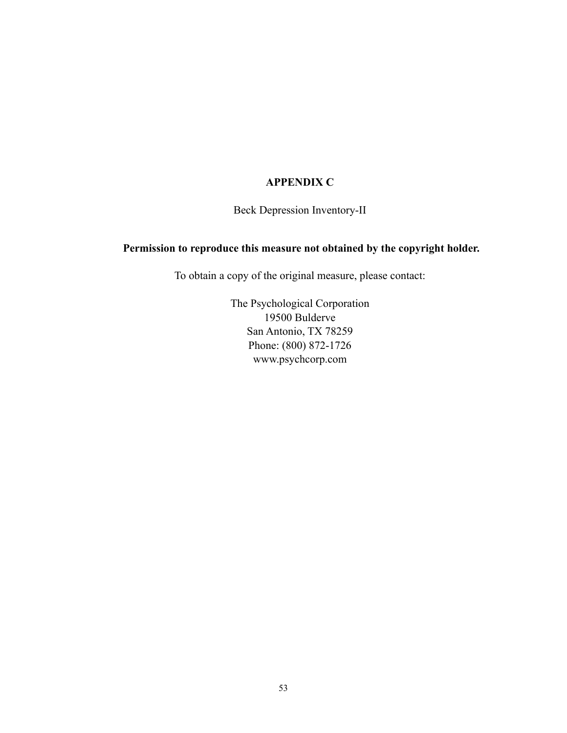# APPENDIX C

Beck Depression Inventory-II

**Permission to reproduce this measure not obtained by the copyright holder.**

To obtain a copy of the original measure, please contact:

The Psychological Corporation
19500 Bulderve
San Antonio, TX 78259
Phone: (800) 872-1726
www.psychcorp.com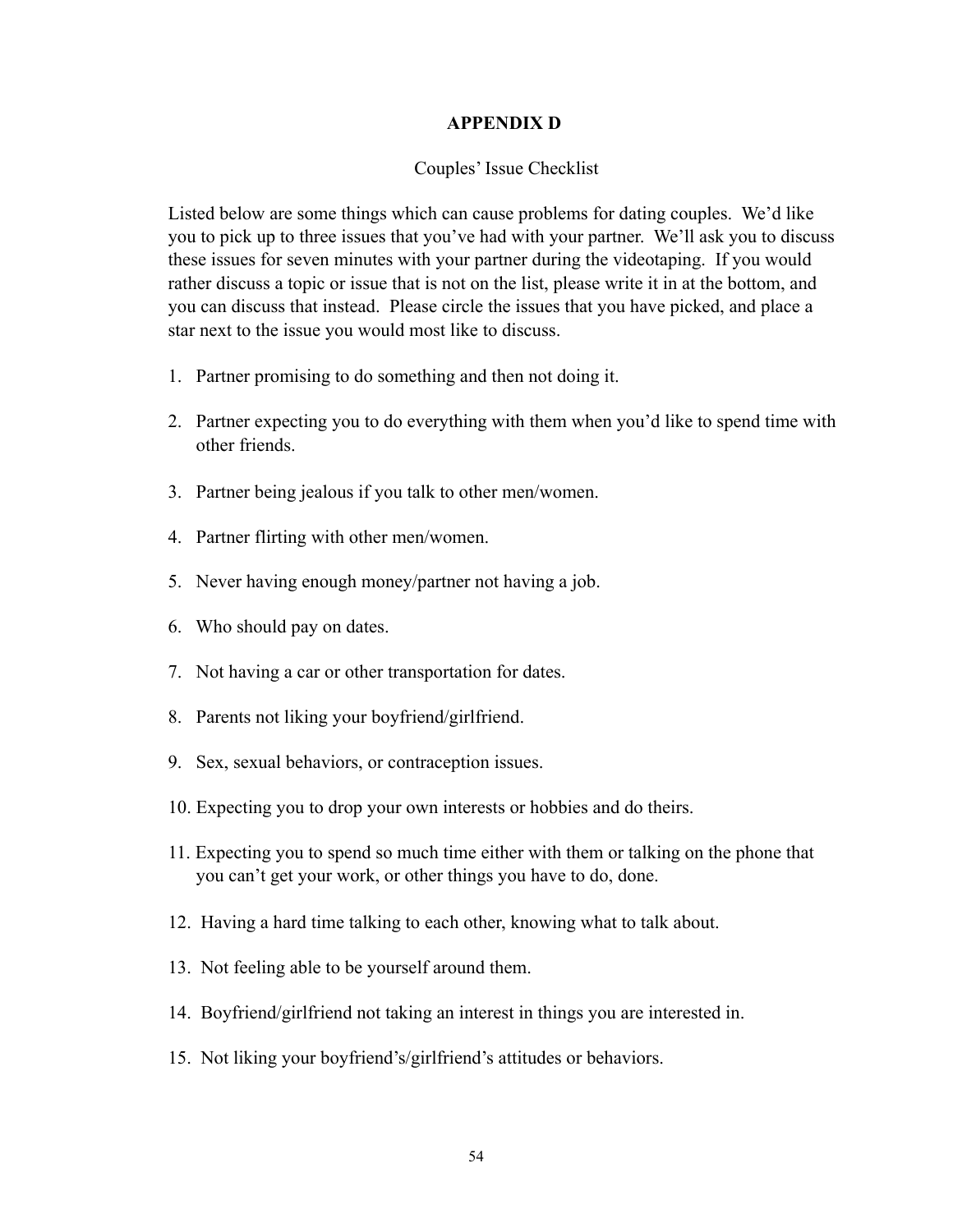# APPENDIX D

Couples' Issue Checklist

Listed below are some things which can cause problems for dating couples. We'd like you to pick up to three issues that you've had with your partner. We'll ask you to discuss these issues for seven minutes with your partner during the videotaping. If you would rather discuss a topic or issue that is not on the list, please write it in at the bottom, and you can discuss that instead. Please circle the issues that you have picked, and place a star next to the issue you would most like to discuss.

1. Partner promising to do something and then not doing it.
2. Partner expecting you to do everything with them when you'd like to spend time with other friends.
3. Partner being jealous if you talk to other men/women.
4. Partner flirting with other men/women.
5. Never having enough money/partner not having a job.
6. Who should pay on dates.
7. Not having a car or other transportation for dates.
8. Parents not liking your boyfriend/girlfriend.
9. Sex, sexual behaviors, or contraception issues.
10. Expecting you to drop your own interests or hobbies and do theirs.
11. Expecting you to spend so much time either with them or talking on the phone that you can't get your work, or other things you have to do, done.
12. Having a hard time talking to each other, knowing what to talk about.
13. Not feeling able to be yourself around them.
14. Boyfriend/girlfriend not taking an interest in things you are interested in.
15. Not liking your boyfriend's/girlfriend's attitudes or behaviors.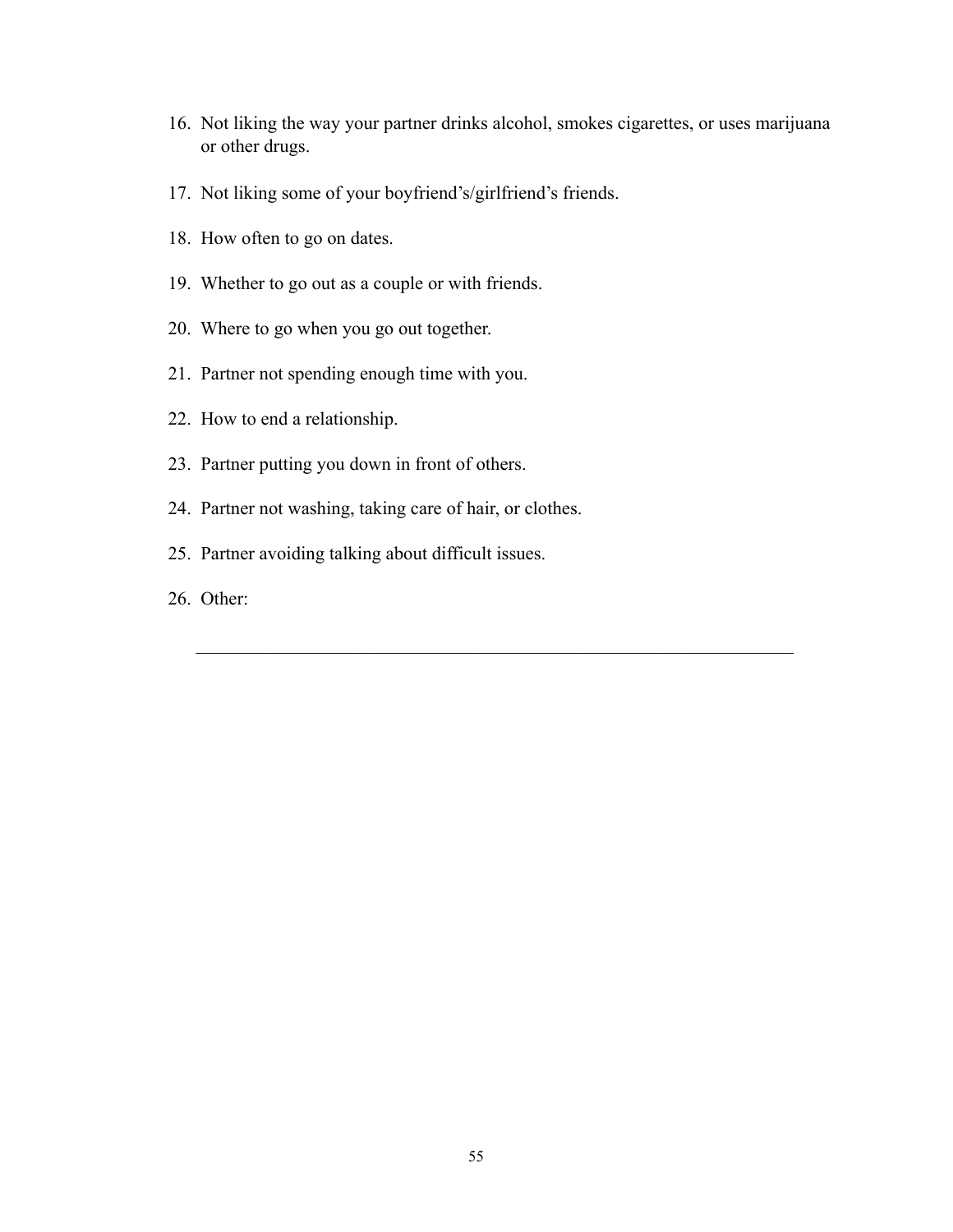16. Not liking the way your partner drinks alcohol, smokes cigarettes, or uses marijuana or other drugs.
17. Not liking some of your boyfriend's/girlfriend's friends.
18. How often to go on dates.
19. Whether to go out as a couple or with friends.
20. Where to go when you go out together.
21. Partner not spending enough time with you.
22. How to end a relationship.
23. Partner putting you down in front of others.
24. Partner not washing, taking care of hair, or clothes.
25. Partner avoiding talking about difficult issues.
26. Other:

___________________________________________________________________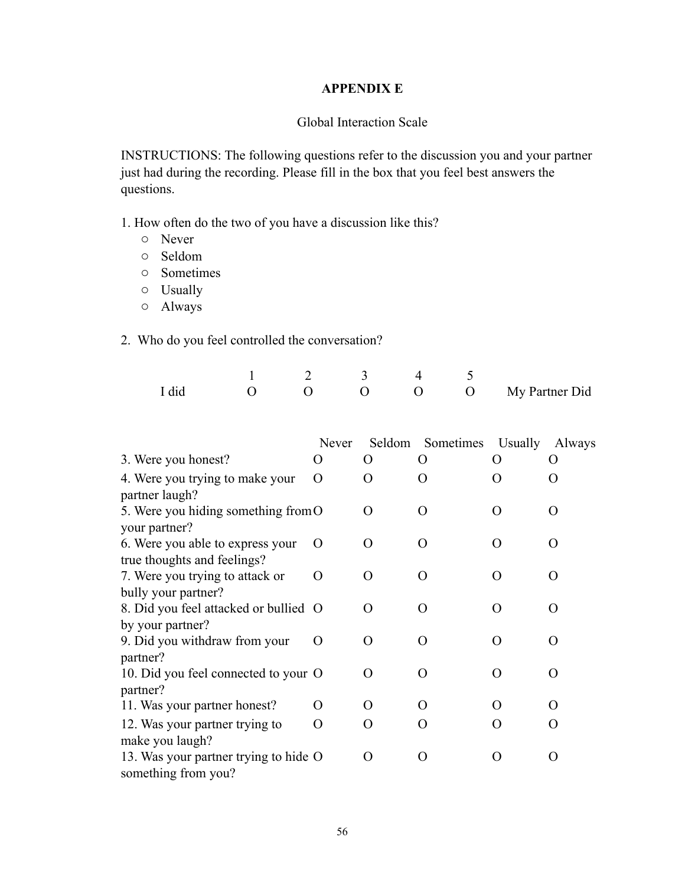**APPENDIX E**

Global Interaction Scale

INSTRUCTIONS: The following questions refer to the discussion you and your partner just had during the recording. Please fill in the box that you feel best answers the questions.

1. How often do the two of you have a discussion like this?
   - ○ Never
   - ○ Seldom
   - ○ Sometimes
   - ○ Usually
   - ○ Always

2. Who do you feel controlled the conversation?

| | 1 | 2 | 3 | 4 | 5 | |
|---|---|---|---|---|---|---|
| I did | O | O | O | O | O | My Partner Did |

| | Never | Seldom | Sometimes | Usually | Always |
|---|---|---|---|---|---|
| 3. Were you honest? | O | O | O | O | O |
| 4. Were you trying to make your partner laugh? | O | O | O | O | O |
| 5. Were you hiding something from your partner? | O | O | O | O | O |
| 6. Were you able to express your true thoughts and feelings? | O | O | O | O | O |
| 7. Were you trying to attack or bully your partner? | O | O | O | O | O |
| 8. Did you feel attacked or bullied by your partner? | O | O | O | O | O |
| 9. Did you withdraw from your partner? | O | O | O | O | O |
| 10. Did you feel connected to your partner? | O | O | O | O | O |
| 11. Was your partner honest? | O | O | O | O | O |
| 12. Was your partner trying to make you laugh? | O | O | O | O | O |
| 13. Was your partner trying to hide something from you? | O | O | O | O | O |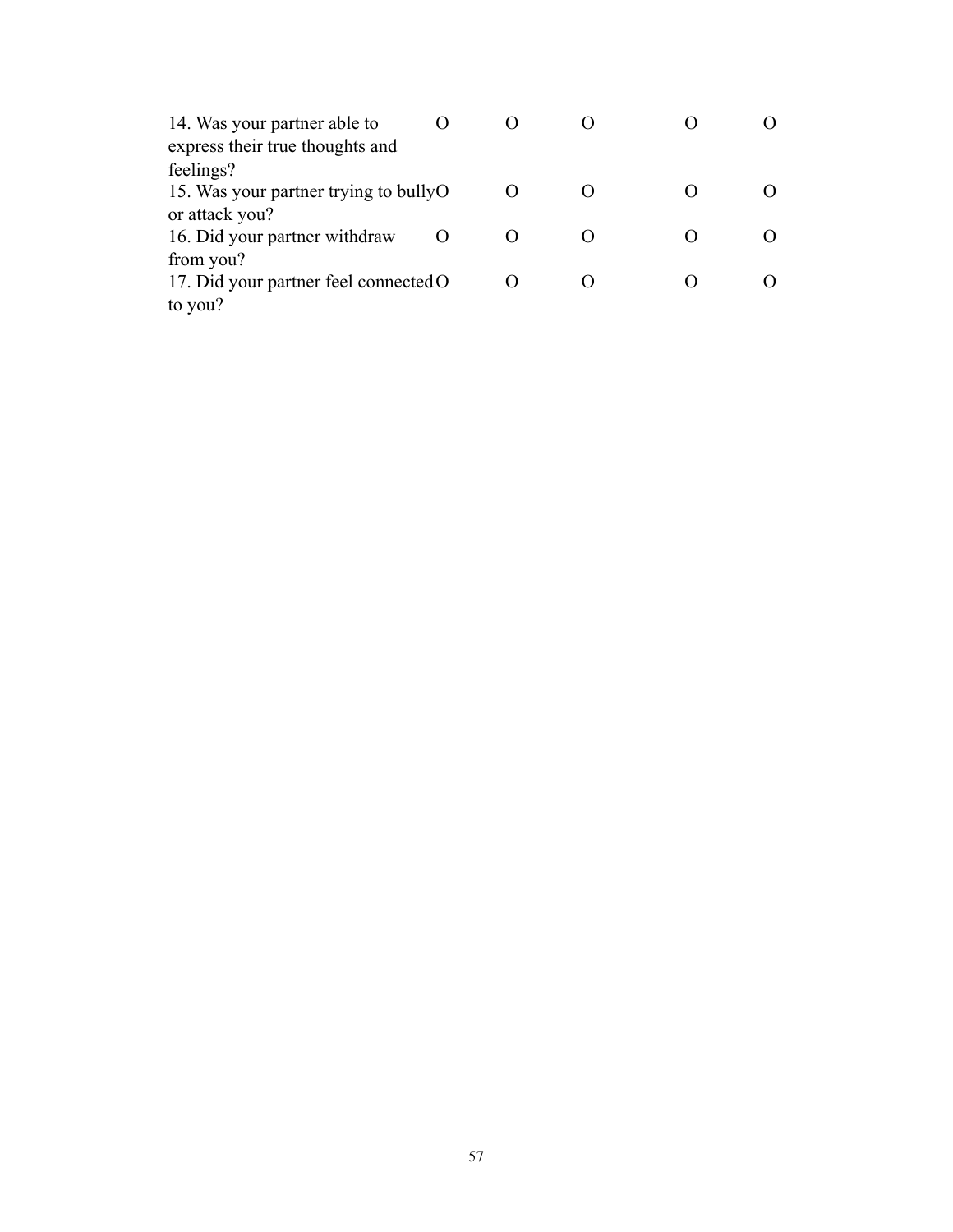| | | | | | |
|---|---|---|---|---|---|
| 14. Was your partner able to express their true thoughts and feelings? | O | O | O | O | O |
| 15. Was your partner trying to bully or attack you? | O | O | O | O | O |
| 16. Did your partner withdraw from you? | O | O | O | O | O |
| 17. Did your partner feel connected to you? | O | O | O | O | O |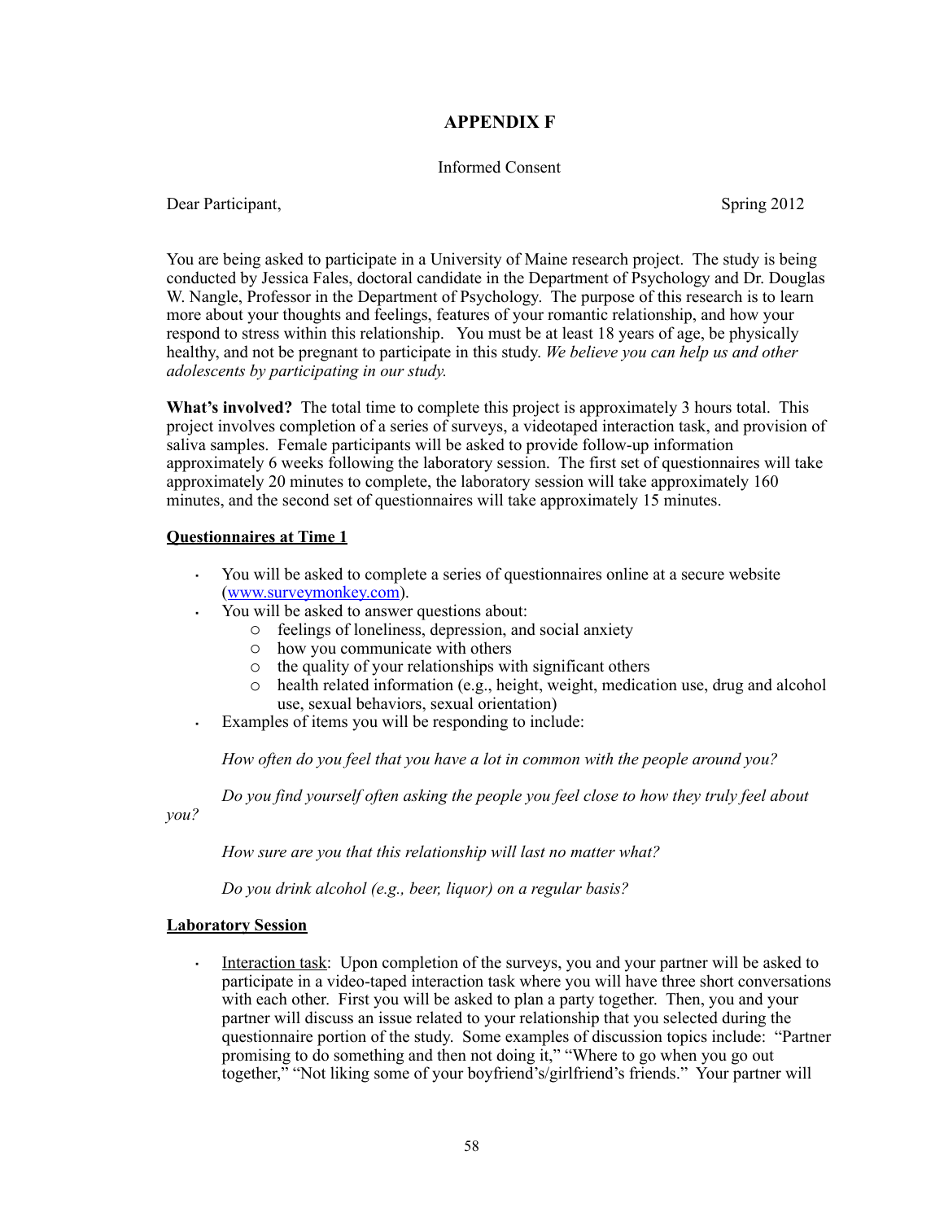# APPENDIX F

Informed Consent

Dear Participant, Spring 2012

You are being asked to participate in a University of Maine research project. The study is being conducted by Jessica Fales, doctoral candidate in the Department of Psychology and Dr. Douglas W. Nangle, Professor in the Department of Psychology. The purpose of this research is to learn more about your thoughts and feelings, features of your romantic relationship, and how your respond to stress within this relationship. You must be at least 18 years of age, be physically healthy, and not be pregnant to participate in this study. *We believe you can help us and other adolescents by participating in our study.*

**What's involved?** The total time to complete this project is approximately 3 hours total. This project involves completion of a series of surveys, a videotaped interaction task, and provision of saliva samples. Female participants will be asked to provide follow-up information approximately 6 weeks following the laboratory session. The first set of questionnaires will take approximately 20 minutes to complete, the laboratory session will take approximately 160 minutes, and the second set of questionnaires will take approximately 15 minutes.

**<u>Questionnaires at Time 1</u>**

- You will be asked to complete a series of questionnaires online at a secure website (www.surveymonkey.com).
- You will be asked to answer questions about:
    - feelings of loneliness, depression, and social anxiety
    - how you communicate with others
    - the quality of your relationships with significant others
    - health related information (e.g., height, weight, medication use, drug and alcohol use, sexual behaviors, sexual orientation)
- Examples of items you will be responding to include:

  *How often do you feel that you have a lot in common with the people around you?*

  *Do you find yourself often asking the people you feel close to how they truly feel about you?*

  *How sure are you that this relationship will last no matter what?*

  *Do you drink alcohol (e.g., beer, liquor) on a regular basis?*

**<u>Laboratory Session</u>**

- <u>Interaction task</u>: Upon completion of the surveys, you and your partner will be asked to participate in a video-taped interaction task where you will have three short conversations with each other. First you will be asked to plan a party together. Then, you and your partner will discuss an issue related to your relationship that you selected during the questionnaire portion of the study. Some examples of discussion topics include: "Partner promising to do something and then not doing it," "Where to go when you go out together," "Not liking some of your boyfriend's/girlfriend's friends." Your partner will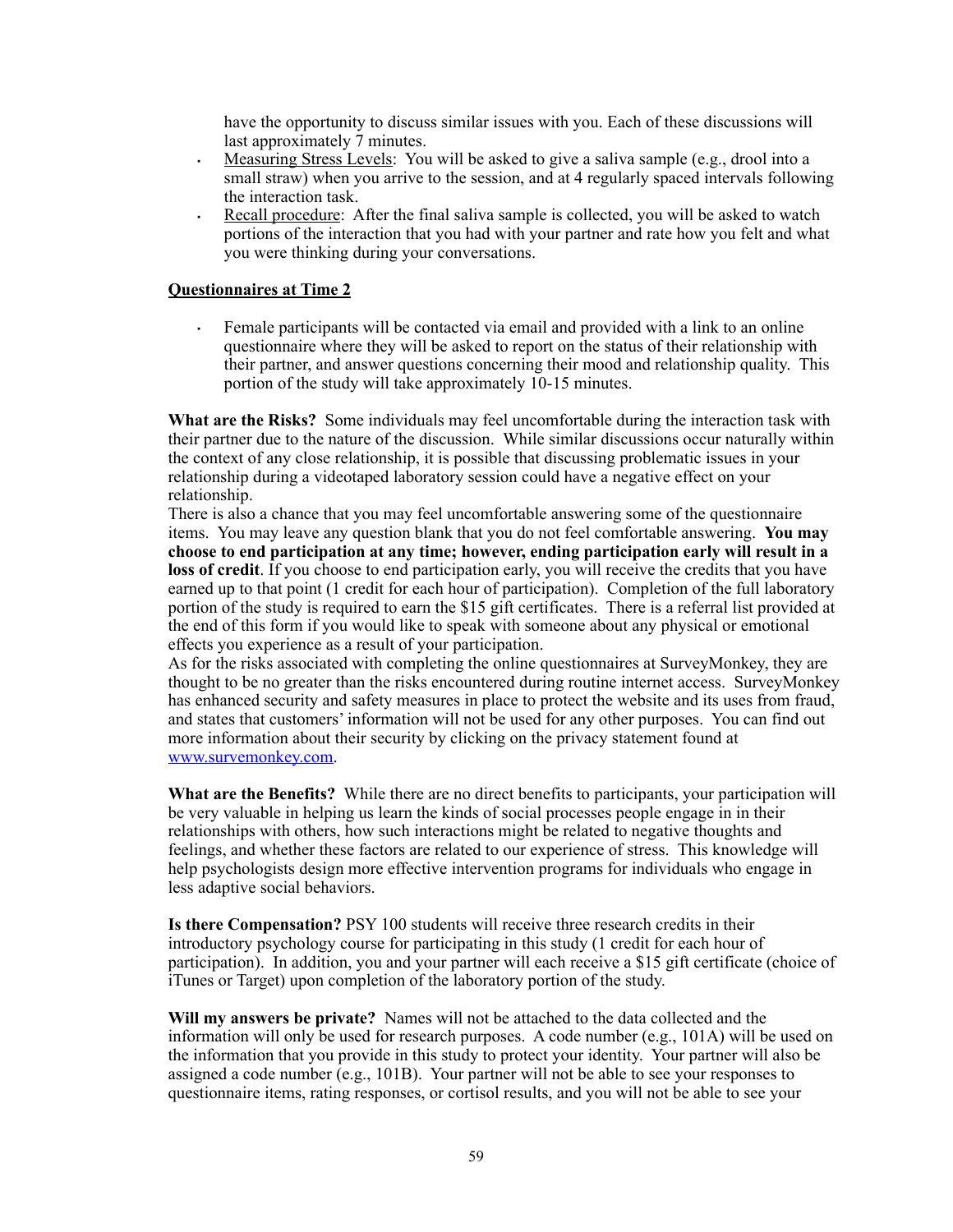have the opportunity to discuss similar issues with you. Each of these discussions will last approximately 7 minutes.

- Measuring Stress Levels: You will be asked to give a saliva sample (e.g., drool into a small straw) when you arrive to the session, and at 4 regularly spaced intervals following the interaction task.
- Recall procedure: After the final saliva sample is collected, you will be asked to watch portions of the interaction that you had with your partner and rate how you felt and what you were thinking during your conversations.

**Questionnaires at Time 2**

- Female participants will be contacted via email and provided with a link to an online questionnaire where they will be asked to report on the status of their relationship with their partner, and answer questions concerning their mood and relationship quality. This portion of the study will take approximately 10-15 minutes.

**What are the Risks?** Some individuals may feel uncomfortable during the interaction task with their partner due to the nature of the discussion. While similar discussions occur naturally within the context of any close relationship, it is possible that discussing problematic issues in your relationship during a videotaped laboratory session could have a negative effect on your relationship.

There is also a chance that you may feel uncomfortable answering some of the questionnaire items. You may leave any question blank that you do not feel comfortable answering. **You may choose to end participation at any time; however, ending participation early will result in a loss of credit**. If you choose to end participation early, you will receive the credits that you have earned up to that point (1 credit for each hour of participation). Completion of the full laboratory portion of the study is required to earn the $15 gift certificates. There is a referral list provided at the end of this form if you would like to speak with someone about any physical or emotional effects you experience as a result of your participation.

As for the risks associated with completing the online questionnaires at SurveyMonkey, they are thought to be no greater than the risks encountered during routine internet access. SurveyMonkey has enhanced security and safety measures in place to protect the website and its uses from fraud, and states that customers' information will not be used for any other purposes. You can find out more information about their security by clicking on the privacy statement found at www.survemonkey.com.

**What are the Benefits?** While there are no direct benefits to participants, your participation will be very valuable in helping us learn the kinds of social processes people engage in in their relationships with others, how such interactions might be related to negative thoughts and feelings, and whether these factors are related to our experience of stress. This knowledge will help psychologists design more effective intervention programs for individuals who engage in less adaptive social behaviors.

**Is there Compensation?** PSY 100 students will receive three research credits in their introductory psychology course for participating in this study (1 credit for each hour of participation). In addition, you and your partner will each receive a $15 gift certificate (choice of iTunes or Target) upon completion of the laboratory portion of the study.

**Will my answers be private?** Names will not be attached to the data collected and the information will only be used for research purposes. A code number (e.g., 101A) will be used on the information that you provide in this study to protect your identity. Your partner will also be assigned a code number (e.g., 101B). Your partner will not be able to see your responses to questionnaire items, rating responses, or cortisol results, and you will not be able to see your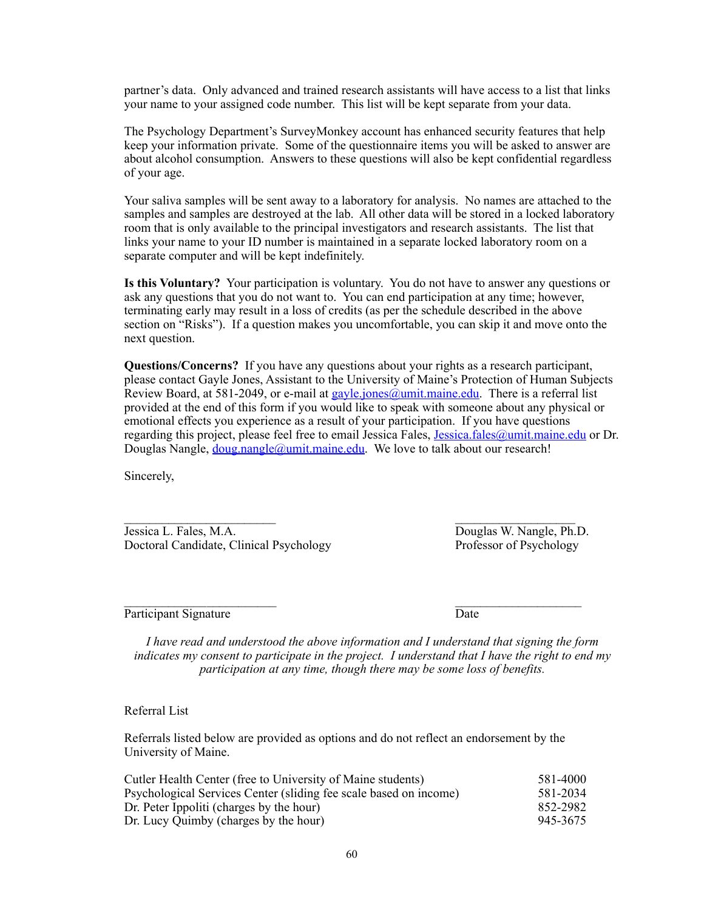partner's data. Only advanced and trained research assistants will have access to a list that links your name to your assigned code number. This list will be kept separate from your data.

The Psychology Department's SurveyMonkey account has enhanced security features that help keep your information private. Some of the questionnaire items you will be asked to answer are about alcohol consumption. Answers to these questions will also be kept confidential regardless of your age.

Your saliva samples will be sent away to a laboratory for analysis. No names are attached to the samples and samples are destroyed at the lab. All other data will be stored in a locked laboratory room that is only available to the principal investigators and research assistants. The list that links your name to your ID number is maintained in a separate locked laboratory room on a separate computer and will be kept indefinitely.

**Is this Voluntary?** Your participation is voluntary. You do not have to answer any questions or ask any questions that you do not want to. You can end participation at any time; however, terminating early may result in a loss of credits (as per the schedule described in the above section on "Risks"). If a question makes you uncomfortable, you can skip it and move onto the next question.

**Questions/Concerns?** If you have any questions about your rights as a research participant, please contact Gayle Jones, Assistant to the University of Maine's Protection of Human Subjects Review Board, at 581-2049, or e-mail at gayle.jones@umit.maine.edu. There is a referral list provided at the end of this form if you would like to speak with someone about any physical or emotional effects you experience as a result of your participation. If you have questions regarding this project, please feel free to email Jessica Fales, Jessica.fales@umit.maine.edu or Dr. Douglas Nangle, doug.nangle@umit.maine.edu. We love to talk about our research!

Sincerely,

\_\_\_\_\_\_\_\_\_\_\_\_\_\_\_\_\_\_\_\_\_\_\_\_
Jessica L. Fales, M.A.
Doctoral Candidate, Clinical Psychology

\_\_\_\_\_\_\_\_\_\_\_\_\_\_\_\_\_\_\_\_\_\_\_\_
Douglas W. Nangle, Ph.D.
Professor of Psychology

\_\_\_\_\_\_\_\_\_\_\_\_\_\_\_\_\_\_\_\_\_\_\_\_
Participant Signature

\_\_\_\_\_\_\_\_\_\_\_\_\_\_\_\_\_\_\_\_\_\_\_\_
Date

*I have read and understood the above information and I understand that signing the form indicates my consent to participate in the project. I understand that I have the right to end my participation at any time, though there may be some loss of benefits.*

Referral List

Referrals listed below are provided as options and do not reflect an endorsement by the University of Maine.

| | |
|---|---|
| Cutler Health Center (free to University of Maine students) | 581-4000 |
| Psychological Services Center (sliding fee scale based on income) | 581-2034 |
| Dr. Peter Ippoliti (charges by the hour) | 852-2982 |
| Dr. Lucy Quimby (charges by the hour) | 945-3675 |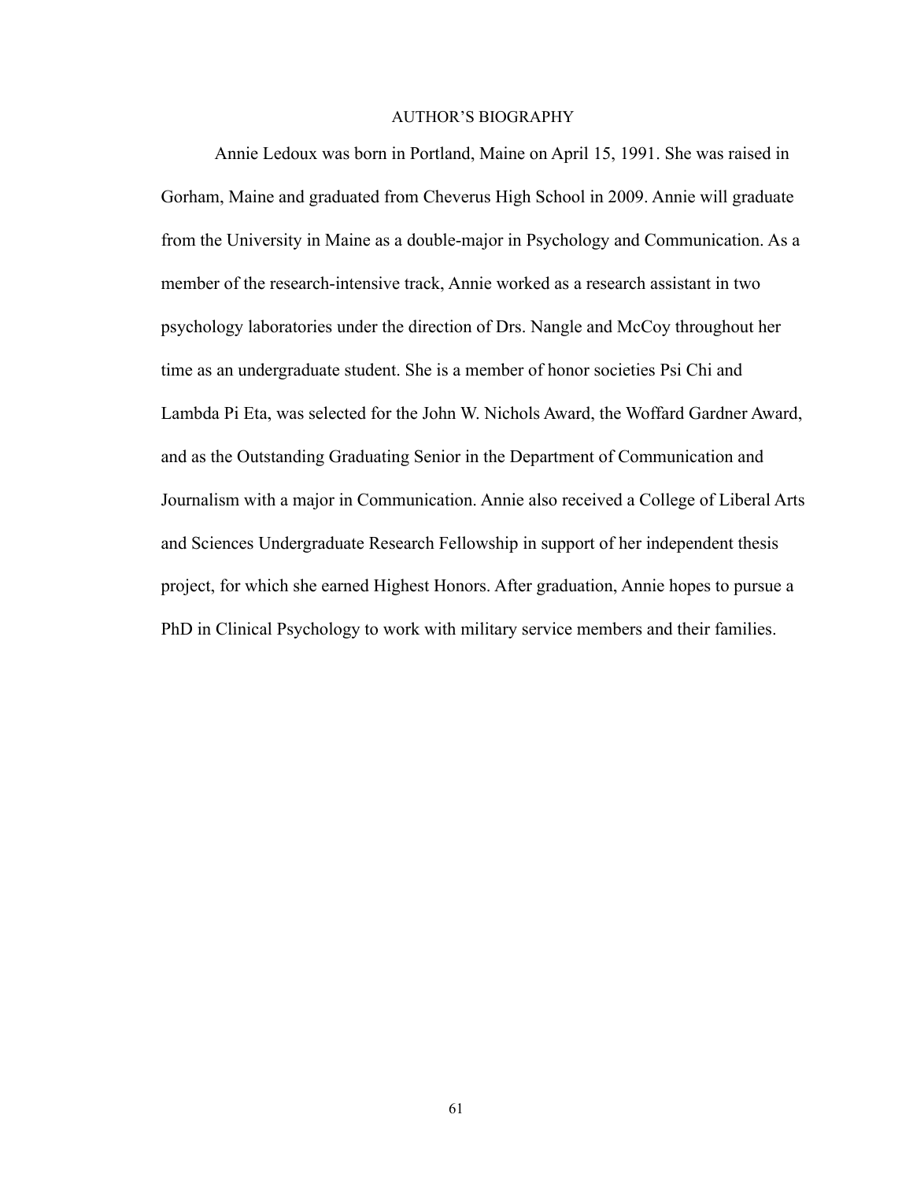# AUTHOR'S BIOGRAPHY

Annie Ledoux was born in Portland, Maine on April 15, 1991. She was raised in Gorham, Maine and graduated from Cheverus High School in 2009. Annie will graduate from the University in Maine as a double-major in Psychology and Communication. As a member of the research-intensive track, Annie worked as a research assistant in two psychology laboratories under the direction of Drs. Nangle and McCoy throughout her time as an undergraduate student. She is a member of honor societies Psi Chi and Lambda Pi Eta, was selected for the John W. Nichols Award, the Woffard Gardner Award, and as the Outstanding Graduating Senior in the Department of Communication and Journalism with a major in Communication. Annie also received a College of Liberal Arts and Sciences Undergraduate Research Fellowship in support of her independent thesis project, for which she earned Highest Honors. After graduation, Annie hopes to pursue a PhD in Clinical Psychology to work with military service members and their families.